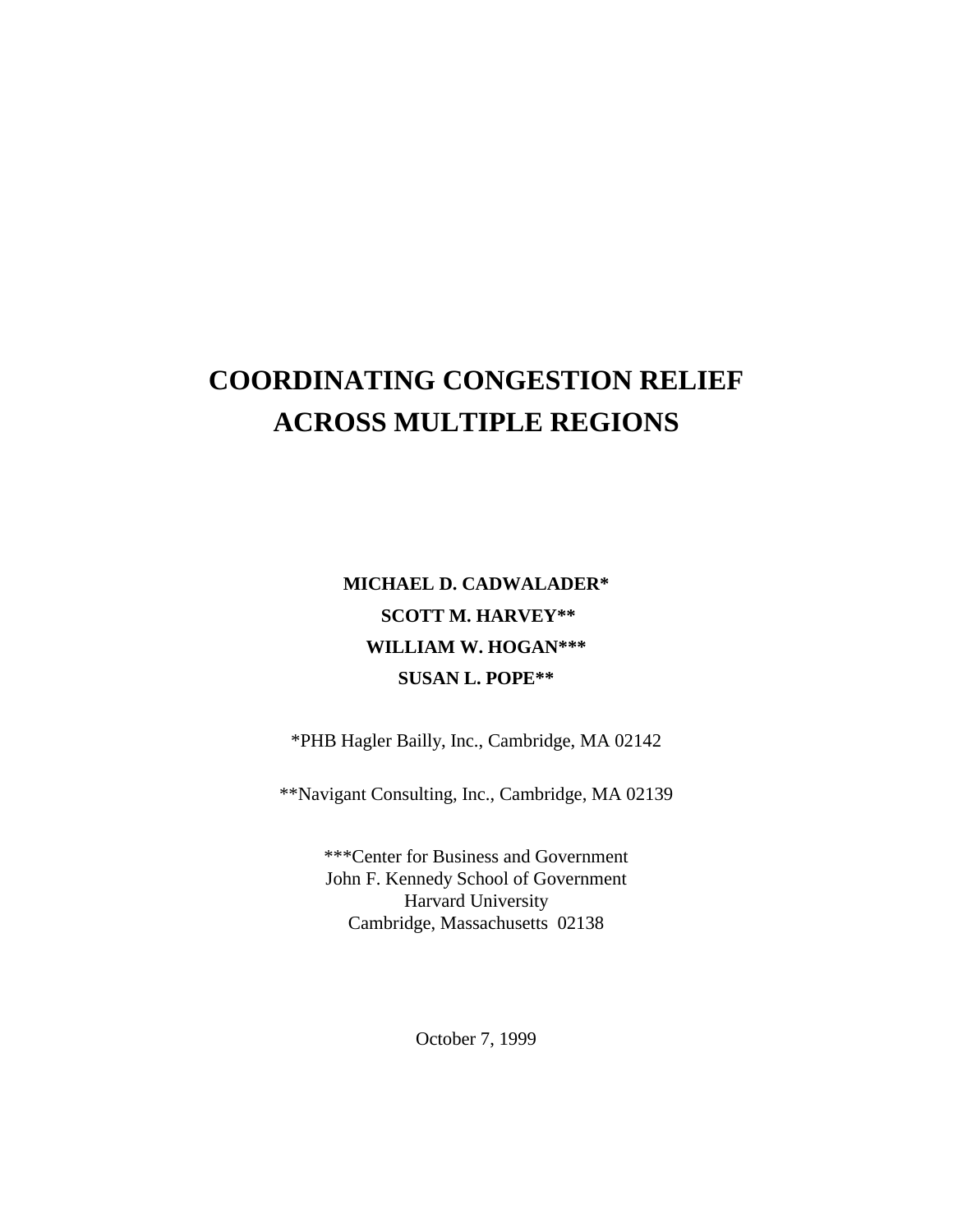# COORDINATING CONGESTION RELIEF ACROSS MULTIPLE REGIONS

**MICHAEL D. CADWALADER***

**SCOTT M. HARVEY****

**WILLIAM W. HOGAN*****

**SUSAN L. POPE****

*PHB Hagler Bailly, Inc., Cambridge, MA 02142

**Navigant Consulting, Inc., Cambridge, MA 02139

***Center for Business and Government
John F. Kennedy School of Government
Harvard University
Cambridge, Massachusetts 02138

October 7, 1999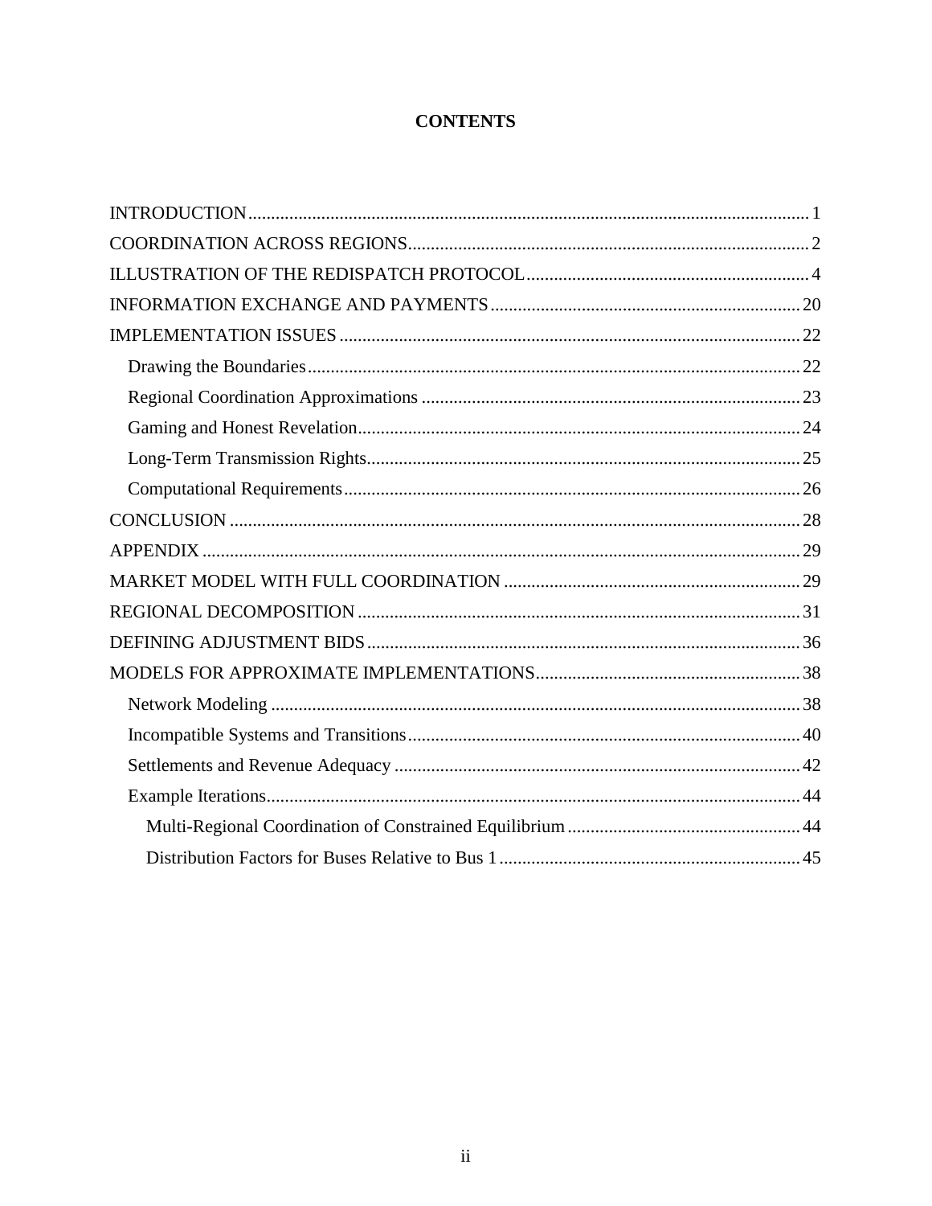# CONTENTS

INTRODUCTION .......... 1

COORDINATION ACROSS REGIONS .......... 2

ILLUSTRATION OF THE REDISPATCH PROTOCOL .......... 4

INFORMATION EXCHANGE AND PAYMENTS .......... 20

IMPLEMENTATION ISSUES .......... 22

- Drawing the Boundaries .......... 22
- Regional Coordination Approximations .......... 23
- Gaming and Honest Revelation .......... 24
- Long-Term Transmission Rights .......... 25
- Computational Requirements .......... 26

CONCLUSION .......... 28

APPENDIX .......... 29

MARKET MODEL WITH FULL COORDINATION .......... 29

REGIONAL DECOMPOSITION .......... 31

DEFINING ADJUSTMENT BIDS .......... 36

MODELS FOR APPROXIMATE IMPLEMENTATIONS .......... 38

- Network Modeling .......... 38
- Incompatible Systems and Transitions .......... 40
- Settlements and Revenue Adequacy .......... 42
- Example Iterations .......... 44
  - Multi-Regional Coordination of Constrained Equilibrium .......... 44
  - Distribution Factors for Buses Relative to Bus 1 .......... 45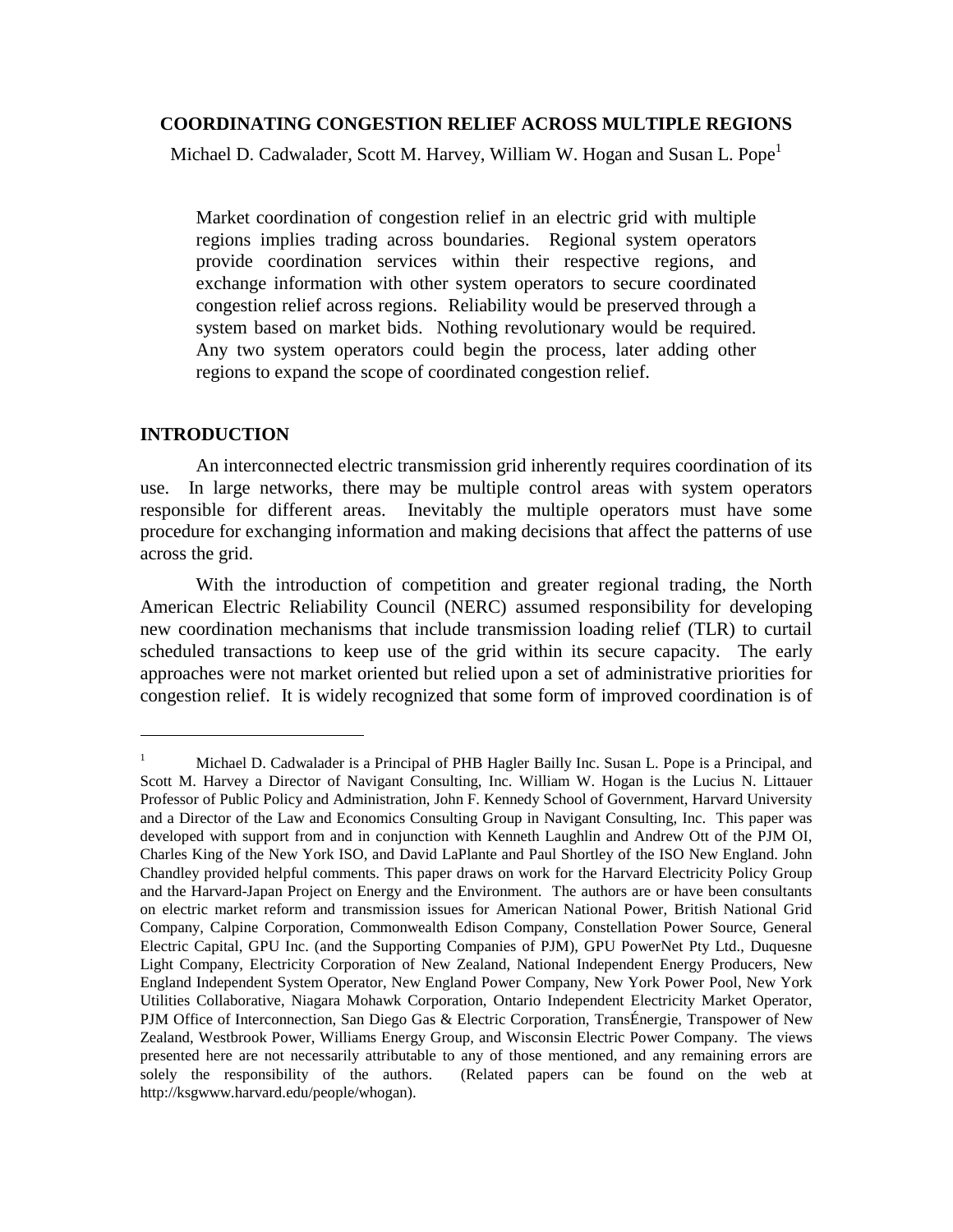# COORDINATING CONGESTION RELIEF ACROSS MULTIPLE REGIONS

Michael D. Cadwalader, Scott M. Harvey, William W. Hogan and Susan L. Pope[1]

> Market coordination of congestion relief in an electric grid with multiple regions implies trading across boundaries. Regional system operators provide coordination services within their respective regions, and exchange information with other system operators to secure coordinated congestion relief across regions. Reliability would be preserved through a system based on market bids. Nothing revolutionary would be required. Any two system operators could begin the process, later adding other regions to expand the scope of coordinated congestion relief.

## INTRODUCTION

An interconnected electric transmission grid inherently requires coordination of its use. In large networks, there may be multiple control areas with system operators responsible for different areas. Inevitably the multiple operators must have some procedure for exchanging information and making decisions that affect the patterns of use across the grid.

With the introduction of competition and greater regional trading, the North American Electric Reliability Council (NERC) assumed responsibility for developing new coordination mechanisms that include transmission loading relief (TLR) to curtail scheduled transactions to keep use of the grid within its secure capacity. The early approaches were not market oriented but relied upon a set of administrative priorities for congestion relief. It is widely recognized that some form of improved coordination is of

---

[1] Michael D. Cadwalader is a Principal of PHB Hagler Bailly Inc. Susan L. Pope is a Principal, and Scott M. Harvey a Director of Navigant Consulting, Inc. William W. Hogan is the Lucius N. Littauer Professor of Public Policy and Administration, John F. Kennedy School of Government, Harvard University and a Director of the Law and Economics Consulting Group in Navigant Consulting, Inc. This paper was developed with support from and in conjunction with Kenneth Laughlin and Andrew Ott of the PJM OI, Charles King of the New York ISO, and David LaPlante and Paul Shortley of the ISO New England. John Chandley provided helpful comments. This paper draws on work for the Harvard Electricity Policy Group and the Harvard-Japan Project on Energy and the Environment. The authors are or have been consultants on electric market reform and transmission issues for American National Power, British National Grid Company, Calpine Corporation, Commonwealth Edison Company, Constellation Power Source, General Electric Capital, GPU Inc. (and the Supporting Companies of PJM), GPU PowerNet Pty Ltd., Duquesne Light Company, Electricity Corporation of New Zealand, National Independent Energy Producers, New England Independent System Operator, New England Power Company, New York Power Pool, New York Utilities Collaborative, Niagara Mohawk Corporation, Ontario Independent Electricity Market Operator, PJM Office of Interconnection, San Diego Gas & Electric Corporation, TransÉnergie, Transpower of New Zealand, Westbrook Power, Williams Energy Group, and Wisconsin Electric Power Company. The views presented here are not necessarily attributable to any of those mentioned, and any remaining errors are solely the responsibility of the authors. (Related papers can be found on the web at http://ksgwww.harvard.edu/people/whogan).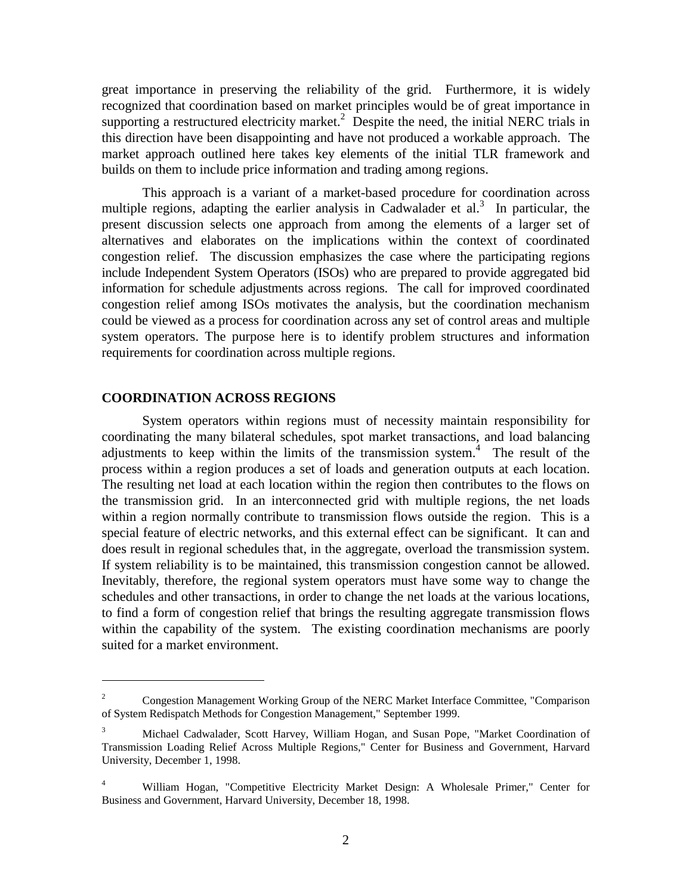great importance in preserving the reliability of the grid. Furthermore, it is widely recognized that coordination based on market principles would be of great importance in supporting a restructured electricity market.[2] Despite the need, the initial NERC trials in this direction have been disappointing and have not produced a workable approach. The market approach outlined here takes key elements of the initial TLR framework and builds on them to include price information and trading among regions.

This approach is a variant of a market-based procedure for coordination across multiple regions, adapting the earlier analysis in Cadwalader et al.[3] In particular, the present discussion selects one approach from among the elements of a larger set of alternatives and elaborates on the implications within the context of coordinated congestion relief. The discussion emphasizes the case where the participating regions include Independent System Operators (ISOs) who are prepared to provide aggregated bid information for schedule adjustments across regions. The call for improved coordinated congestion relief among ISOs motivates the analysis, but the coordination mechanism could be viewed as a process for coordination across any set of control areas and multiple system operators. The purpose here is to identify problem structures and information requirements for coordination across multiple regions.

## COORDINATION ACROSS REGIONS

System operators within regions must of necessity maintain responsibility for coordinating the many bilateral schedules, spot market transactions, and load balancing adjustments to keep within the limits of the transmission system.[4] The result of the process within a region produces a set of loads and generation outputs at each location. The resulting net load at each location within the region then contributes to the flows on the transmission grid. In an interconnected grid with multiple regions, the net loads within a region normally contribute to transmission flows outside the region. This is a special feature of electric networks, and this external effect can be significant. It can and does result in regional schedules that, in the aggregate, overload the transmission system. If system reliability is to be maintained, this transmission congestion cannot be allowed. Inevitably, therefore, the regional system operators must have some way to change the schedules and other transactions, in order to change the net loads at the various locations, to find a form of congestion relief that brings the resulting aggregate transmission flows within the capability of the system. The existing coordination mechanisms are poorly suited for a market environment.

---

[2] Congestion Management Working Group of the NERC Market Interface Committee, "Comparison of System Redispatch Methods for Congestion Management," September 1999.

[3] Michael Cadwalader, Scott Harvey, William Hogan, and Susan Pope, "Market Coordination of Transmission Loading Relief Across Multiple Regions," Center for Business and Government, Harvard University, December 1, 1998.

[4] William Hogan, "Competitive Electricity Market Design: A Wholesale Primer," Center for Business and Government, Harvard University, December 18, 1998.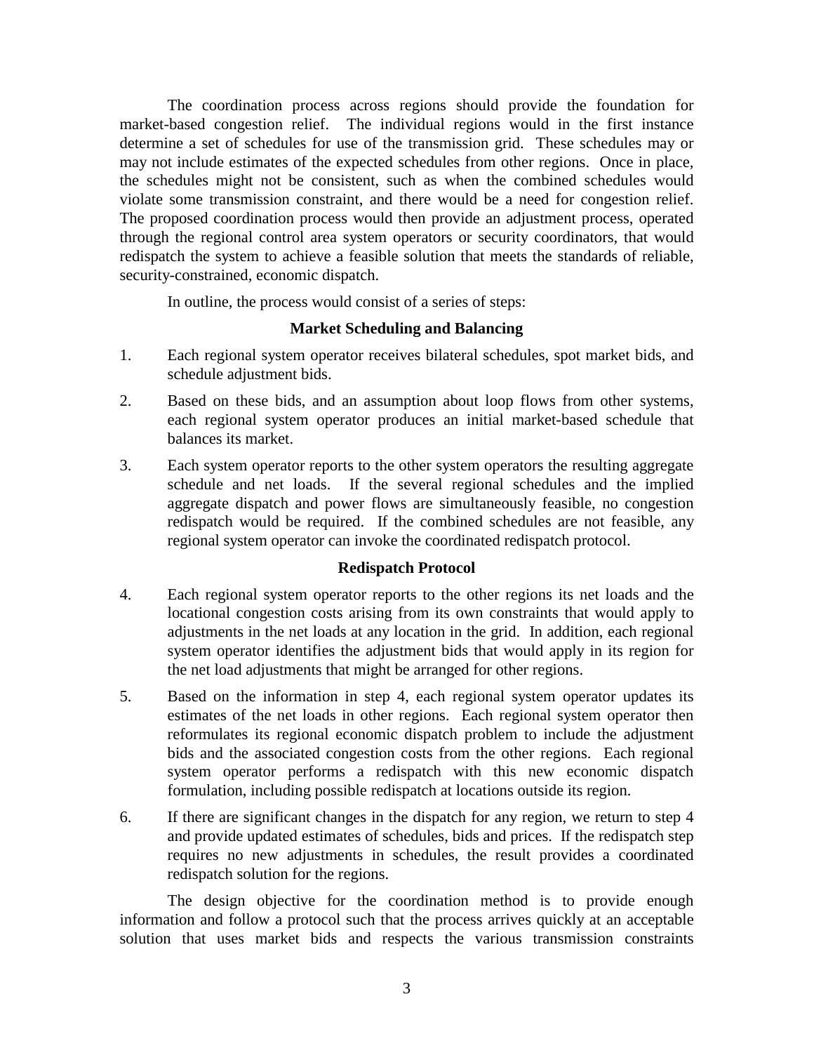The coordination process across regions should provide the foundation for market-based congestion relief. The individual regions would in the first instance determine a set of schedules for use of the transmission grid. These schedules may or may not include estimates of the expected schedules from other regions. Once in place, the schedules might not be consistent, such as when the combined schedules would violate some transmission constraint, and there would be a need for congestion relief. The proposed coordination process would then provide an adjustment process, operated through the regional control area system operators or security coordinators, that would redispatch the system to achieve a feasible solution that meets the standards of reliable, security-constrained, economic dispatch.

In outline, the process would consist of a series of steps:

**Market Scheduling and Balancing**

1. Each regional system operator receives bilateral schedules, spot market bids, and schedule adjustment bids.

2. Based on these bids, and an assumption about loop flows from other systems, each regional system operator produces an initial market-based schedule that balances its market.

3. Each system operator reports to the other system operators the resulting aggregate schedule and net loads. If the several regional schedules and the implied aggregate dispatch and power flows are simultaneously feasible, no congestion redispatch would be required. If the combined schedules are not feasible, any regional system operator can invoke the coordinated redispatch protocol.

**Redispatch Protocol**

4. Each regional system operator reports to the other regions its net loads and the locational congestion costs arising from its own constraints that would apply to adjustments in the net loads at any location in the grid. In addition, each regional system operator identifies the adjustment bids that would apply in its region for the net load adjustments that might be arranged for other regions.

5. Based on the information in step 4, each regional system operator updates its estimates of the net loads in other regions. Each regional system operator then reformulates its regional economic dispatch problem to include the adjustment bids and the associated congestion costs from the other regions. Each regional system operator performs a redispatch with this new economic dispatch formulation, including possible redispatch at locations outside its region.

6. If there are significant changes in the dispatch for any region, we return to step 4 and provide updated estimates of schedules, bids and prices. If the redispatch step requires no new adjustments in schedules, the result provides a coordinated redispatch solution for the regions.

The design objective for the coordination method is to provide enough information and follow a protocol such that the process arrives quickly at an acceptable solution that uses market bids and respects the various transmission constraints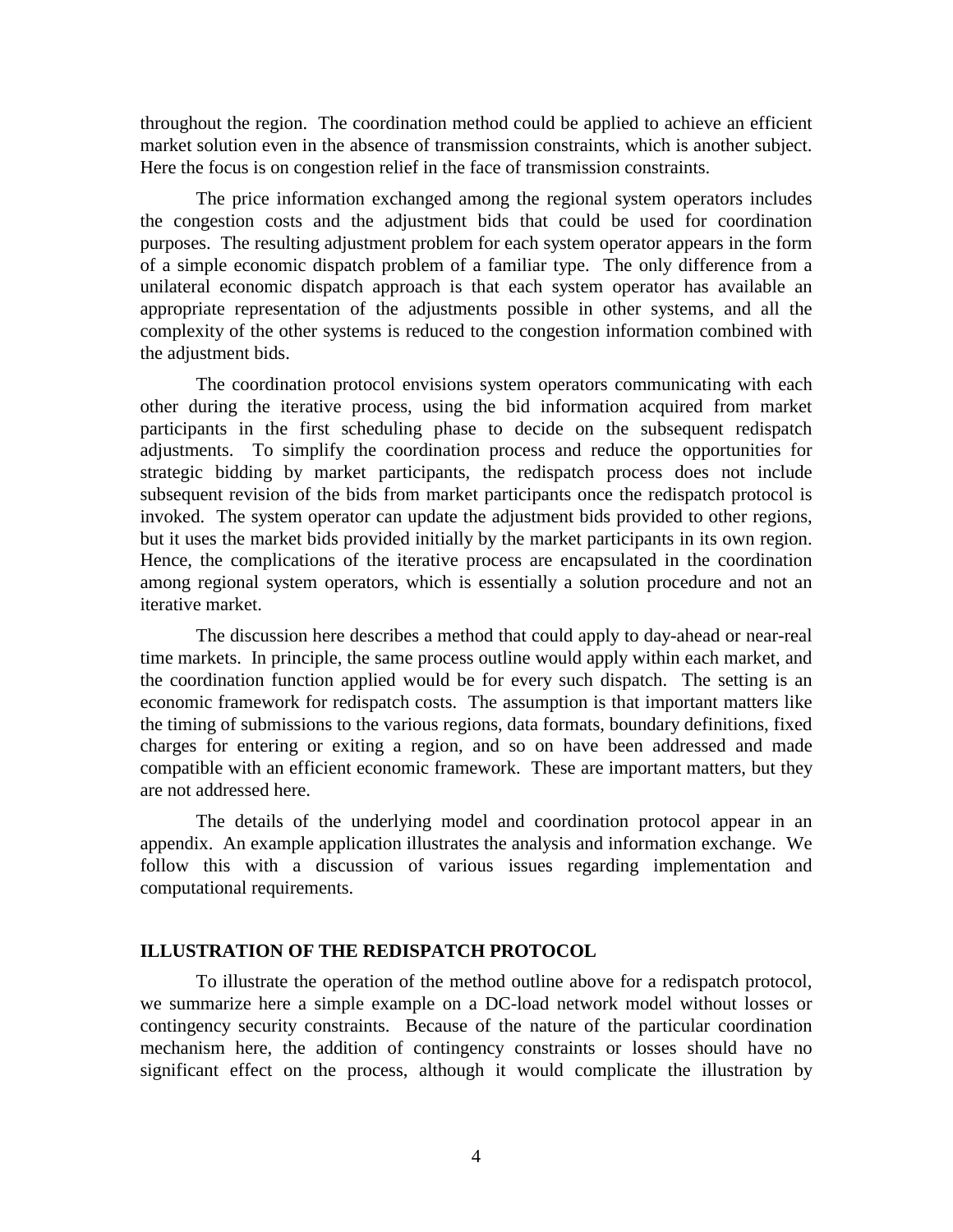throughout the region. The coordination method could be applied to achieve an efficient market solution even in the absence of transmission constraints, which is another subject. Here the focus is on congestion relief in the face of transmission constraints.

The price information exchanged among the regional system operators includes the congestion costs and the adjustment bids that could be used for coordination purposes. The resulting adjustment problem for each system operator appears in the form of a simple economic dispatch problem of a familiar type. The only difference from a unilateral economic dispatch approach is that each system operator has available an appropriate representation of the adjustments possible in other systems, and all the complexity of the other systems is reduced to the congestion information combined with the adjustment bids.

The coordination protocol envisions system operators communicating with each other during the iterative process, using the bid information acquired from market participants in the first scheduling phase to decide on the subsequent redispatch adjustments. To simplify the coordination process and reduce the opportunities for strategic bidding by market participants, the redispatch process does not include subsequent revision of the bids from market participants once the redispatch protocol is invoked. The system operator can update the adjustment bids provided to other regions, but it uses the market bids provided initially by the market participants in its own region. Hence, the complications of the iterative process are encapsulated in the coordination among regional system operators, which is essentially a solution procedure and not an iterative market.

The discussion here describes a method that could apply to day-ahead or near-real time markets. In principle, the same process outline would apply within each market, and the coordination function applied would be for every such dispatch. The setting is an economic framework for redispatch costs. The assumption is that important matters like the timing of submissions to the various regions, data formats, boundary definitions, fixed charges for entering or exiting a region, and so on have been addressed and made compatible with an efficient economic framework. These are important matters, but they are not addressed here.

The details of the underlying model and coordination protocol appear in an appendix. An example application illustrates the analysis and information exchange. We follow this with a discussion of various issues regarding implementation and computational requirements.

## ILLUSTRATION OF THE REDISPATCH PROTOCOL

To illustrate the operation of the method outline above for a redispatch protocol, we summarize here a simple example on a DC-load network model without losses or contingency security constraints. Because of the nature of the particular coordination mechanism here, the addition of contingency constraints or losses should have no significant effect on the process, although it would complicate the illustration by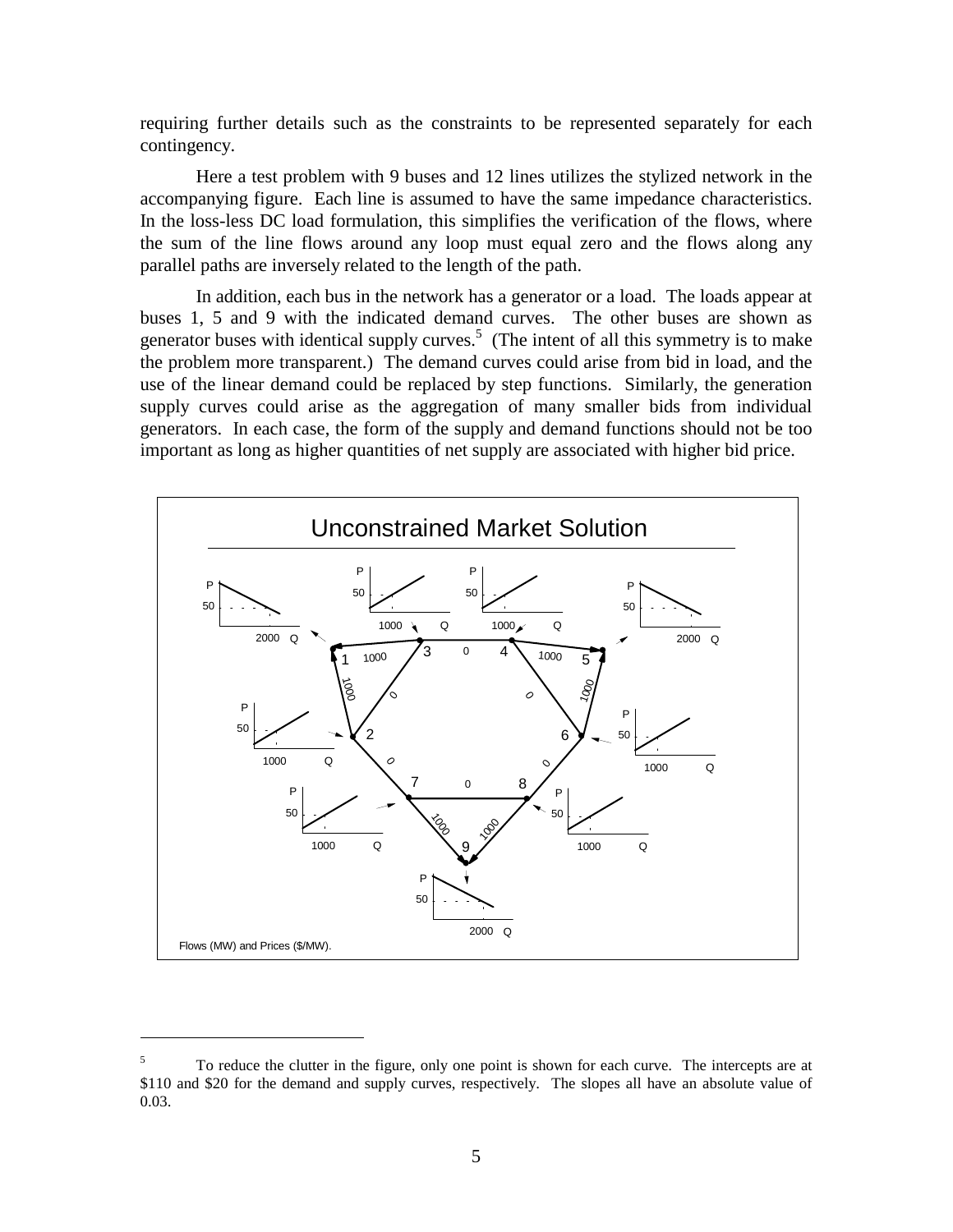requiring further details such as the constraints to be represented separately for each contingency.

Here a test problem with 9 buses and 12 lines utilizes the stylized network in the accompanying figure. Each line is assumed to have the same impedance characteristics. In the loss-less DC load formulation, this simplifies the verification of the flows, where the sum of the line flows around any loop must equal zero and the flows along any parallel paths are inversely related to the length of the path.

In addition, each bus in the network has a generator or a load. The loads appear at buses 1, 5 and 9 with the indicated demand curves. The other buses are shown as generator buses with identical supply curves.[5] (The intent of all this symmetry is to make the problem more transparent.) The demand curves could arise from bid in load, and the use of the linear demand could be replaced by step functions. Similarly, the generation supply curves could arise as the aggregation of many smaller bids from individual generators. In each case, the form of the supply and demand functions should not be too important as long as higher quantities of net supply are associated with higher bid price.

Unconstrained Market Solution

Flows (MW) and Prices ($/MW).

[5] To reduce the clutter in the figure, only one point is shown for each curve. The intercepts are at \$110 and \$20 for the demand and supply curves, respectively. The slopes all have an absolute value of 0.03.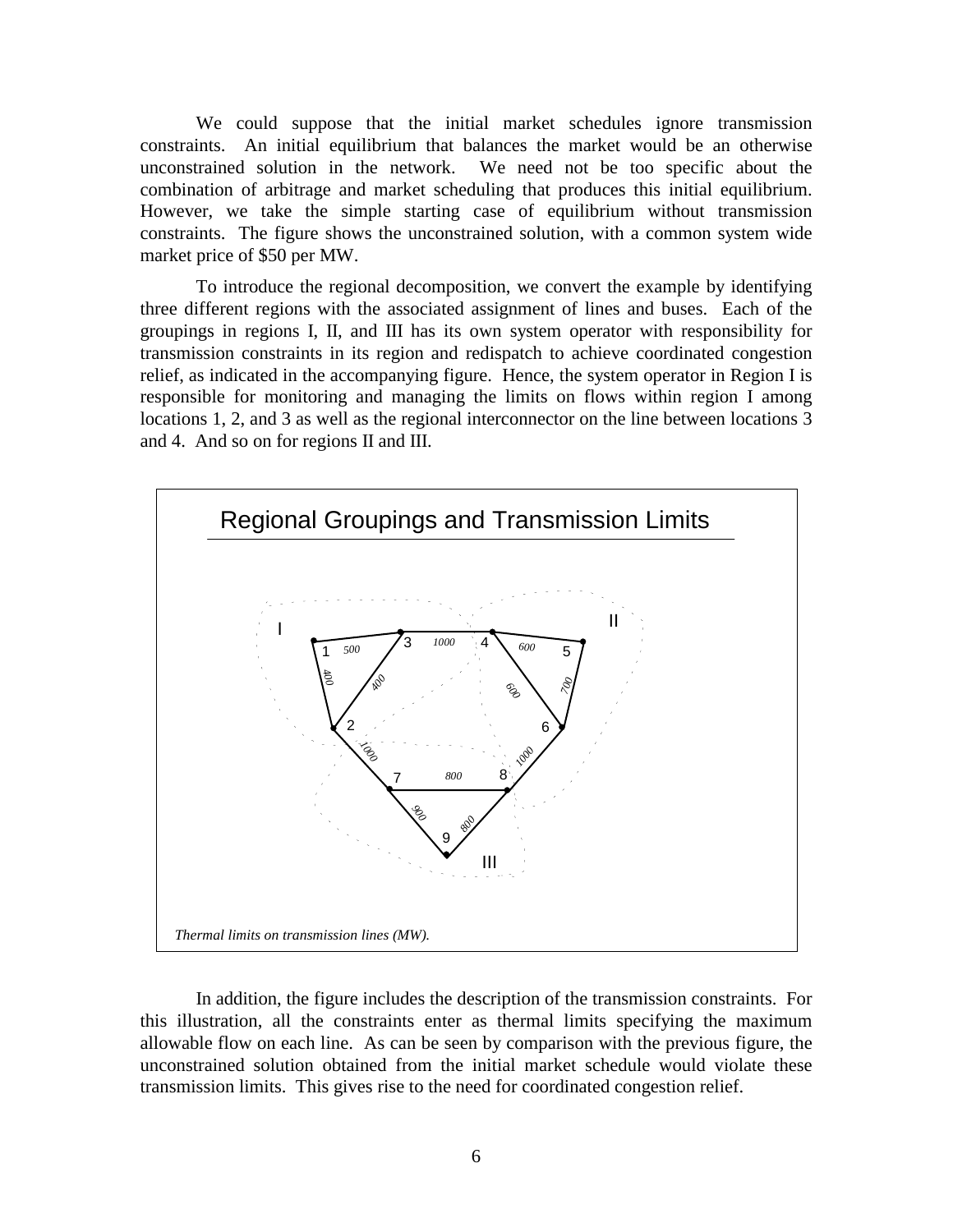We could suppose that the initial market schedules ignore transmission constraints. An initial equilibrium that balances the market would be an otherwise unconstrained solution in the network. We need not be too specific about the combination of arbitrage and market scheduling that produces this initial equilibrium. However, we take the simple starting case of equilibrium without transmission constraints. The figure shows the unconstrained solution, with a common system wide market price of $50 per MW.

To introduce the regional decomposition, we convert the example by identifying three different regions with the associated assignment of lines and buses. Each of the groupings in regions I, II, and III has its own system operator with responsibility for transmission constraints in its region and redispatch to achieve coordinated congestion relief, as indicated in the accompanying figure. Hence, the system operator in Region I is responsible for monitoring and managing the limits on flows within region I among locations 1, 2, and 3 as well as the regional interconnector on the line between locations 3 and 4. And so on for regions II and III.

**Regional Groupings and Transmission Limits**

*Thermal limits on transmission lines (MW).*

In addition, the figure includes the description of the transmission constraints. For this illustration, all the constraints enter as thermal limits specifying the maximum allowable flow on each line. As can be seen by comparison with the previous figure, the unconstrained solution obtained from the initial market schedule would violate these transmission limits. This gives rise to the need for coordinated congestion relief.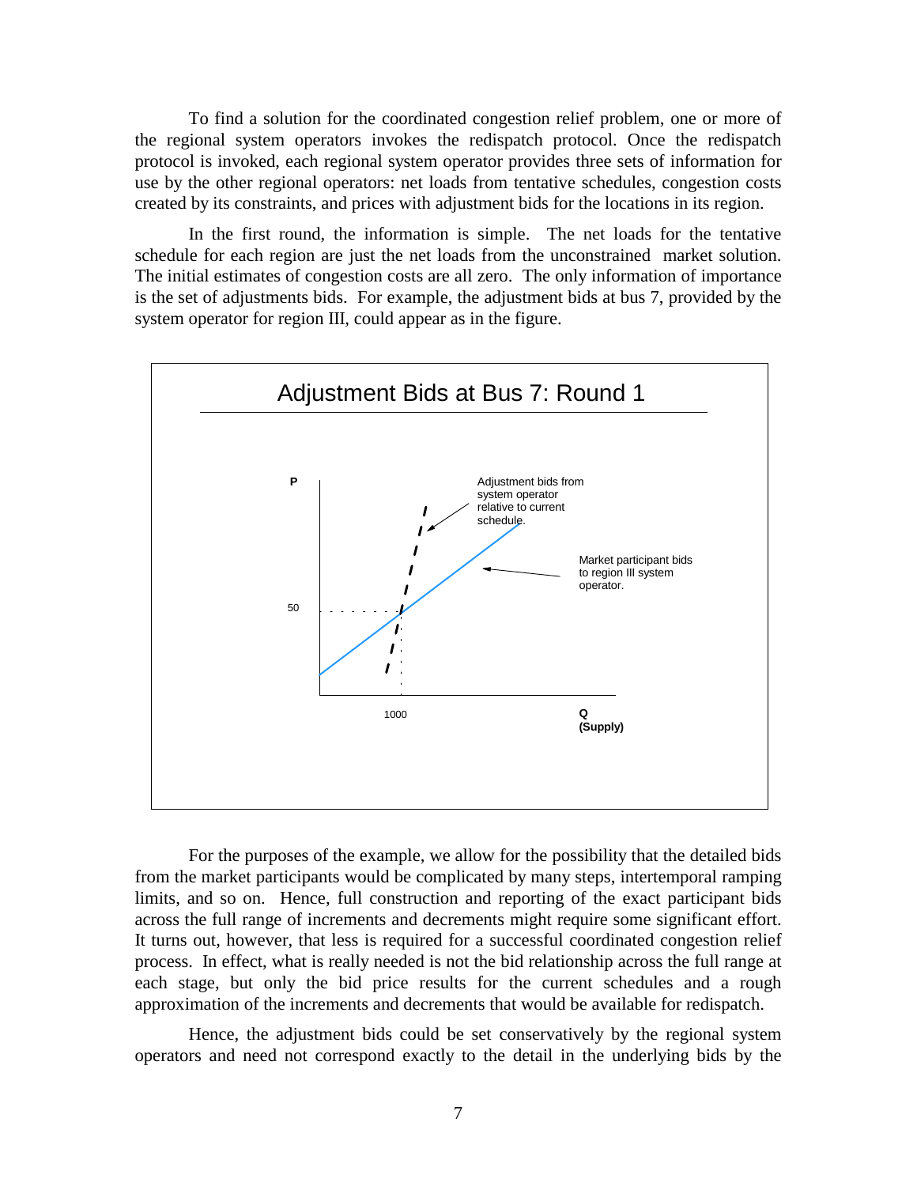To find a solution for the coordinated congestion relief problem, one or more of the regional system operators invokes the redispatch protocol. Once the redispatch protocol is invoked, each regional system operator provides three sets of information for use by the other regional operators: net loads from tentative schedules, congestion costs created by its constraints, and prices with adjustment bids for the locations in its region.

In the first round, the information is simple. The net loads for the tentative schedule for each region are just the net loads from the unconstrained market solution. The initial estimates of congestion costs are all zero. The only information of importance is the set of adjustments bids. For example, the adjustment bids at bus 7, provided by the system operator for region III, could appear as in the figure.

**Adjustment Bids at Bus 7: Round 1**

P

50

1000

Q (Supply)

Adjustment bids from system operator relative to current schedule.

Market participant bids to region III system operator.

For the purposes of the example, we allow for the possibility that the detailed bids from the market participants would be complicated by many steps, intertemporal ramping limits, and so on. Hence, full construction and reporting of the exact participant bids across the full range of increments and decrements might require some significant effort. It turns out, however, that less is required for a successful coordinated congestion relief process. In effect, what is really needed is not the bid relationship across the full range at each stage, but only the bid price results for the current schedules and a rough approximation of the increments and decrements that would be available for redispatch.

Hence, the adjustment bids could be set conservatively by the regional system operators and need not correspond exactly to the detail in the underlying bids by the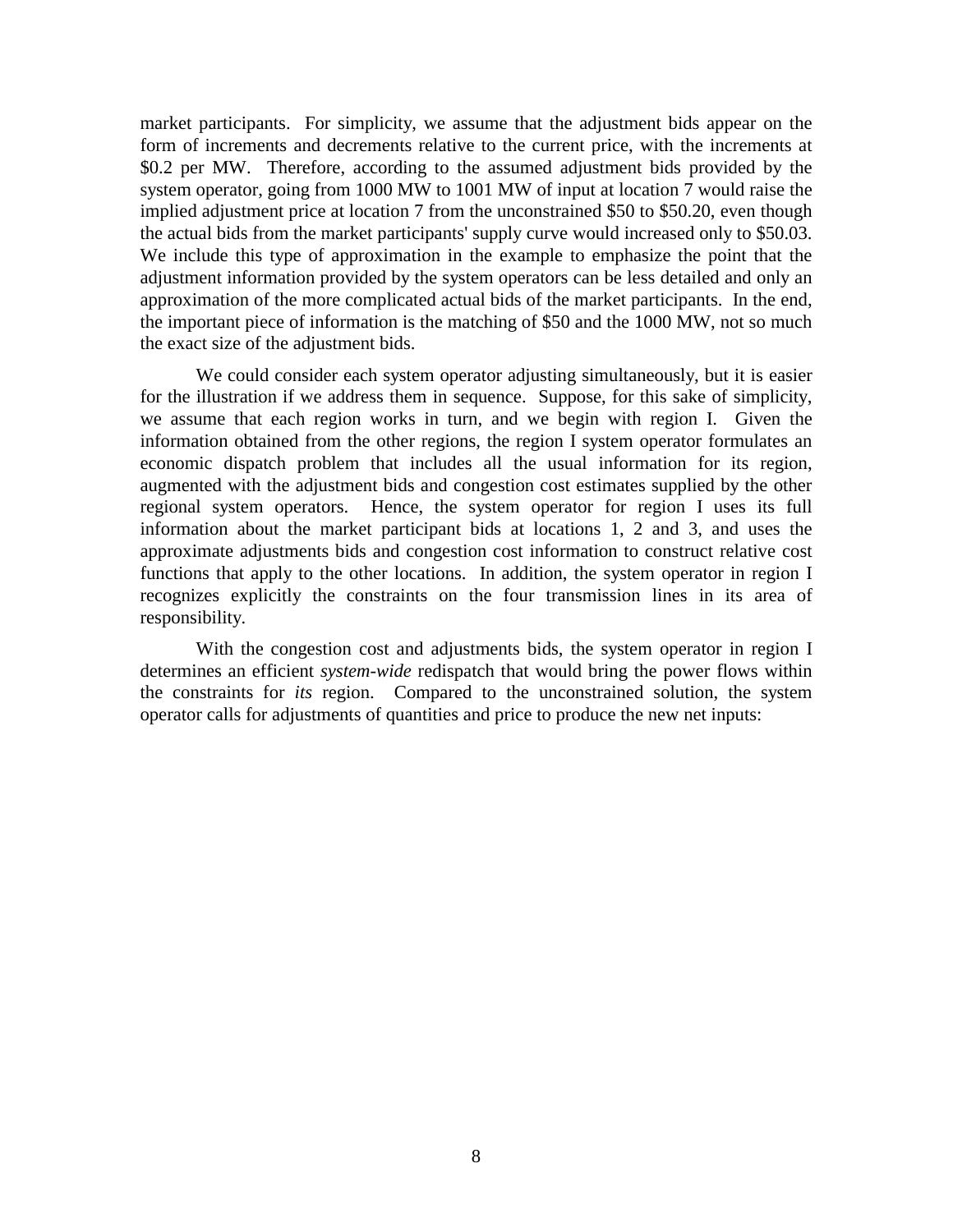market participants. For simplicity, we assume that the adjustment bids appear on the form of increments and decrements relative to the current price, with the increments at $0.2 per MW. Therefore, according to the assumed adjustment bids provided by the system operator, going from 1000 MW to 1001 MW of input at location 7 would raise the implied adjustment price at location 7 from the unconstrained $50 to $50.20, even though the actual bids from the market participants' supply curve would increased only to $50.03. We include this type of approximation in the example to emphasize the point that the adjustment information provided by the system operators can be less detailed and only an approximation of the more complicated actual bids of the market participants. In the end, the important piece of information is the matching of $50 and the 1000 MW, not so much the exact size of the adjustment bids.

We could consider each system operator adjusting simultaneously, but it is easier for the illustration if we address them in sequence. Suppose, for this sake of simplicity, we assume that each region works in turn, and we begin with region I. Given the information obtained from the other regions, the region I system operator formulates an economic dispatch problem that includes all the usual information for its region, augmented with the adjustment bids and congestion cost estimates supplied by the other regional system operators. Hence, the system operator for region I uses its full information about the market participant bids at locations 1, 2 and 3, and uses the approximate adjustments bids and congestion cost information to construct relative cost functions that apply to the other locations. In addition, the system operator in region I recognizes explicitly the constraints on the four transmission lines in its area of responsibility.

With the congestion cost and adjustments bids, the system operator in region I determines an efficient *system-wide* redispatch that would bring the power flows within the constraints for *its* region. Compared to the unconstrained solution, the system operator calls for adjustments of quantities and price to produce the new net inputs: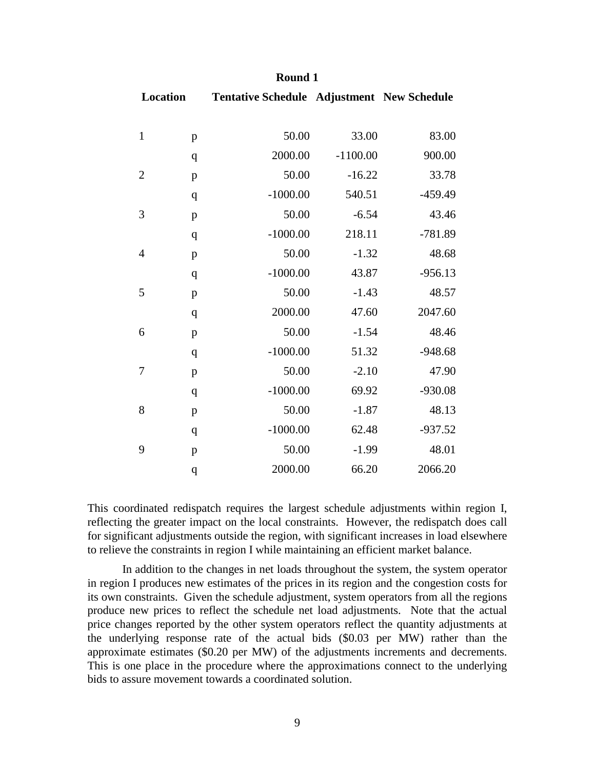**Round 1**

| Location | | Tentative Schedule | Adjustment | New Schedule |
|---|---|---|---|---|
| 1 | p | 50.00 | 33.00 | 83.00 |
| | q | 2000.00 | -1100.00 | 900.00 |
| 2 | p | 50.00 | -16.22 | 33.78 |
| | q | -1000.00 | 540.51 | -459.49 |
| 3 | p | 50.00 | -6.54 | 43.46 |
| | q | -1000.00 | 218.11 | -781.89 |
| 4 | p | 50.00 | -1.32 | 48.68 |
| | q | -1000.00 | 43.87 | -956.13 |
| 5 | p | 50.00 | -1.43 | 48.57 |
| | q | 2000.00 | 47.60 | 2047.60 |
| 6 | p | 50.00 | -1.54 | 48.46 |
| | q | -1000.00 | 51.32 | -948.68 |
| 7 | p | 50.00 | -2.10 | 47.90 |
| | q | -1000.00 | 69.92 | -930.08 |
| 8 | p | 50.00 | -1.87 | 48.13 |
| | q | -1000.00 | 62.48 | -937.52 |
| 9 | p | 50.00 | -1.99 | 48.01 |
| | q | 2000.00 | 66.20 | 2066.20 |

This coordinated redispatch requires the largest schedule adjustments within region I, reflecting the greater impact on the local constraints. However, the redispatch does call for significant adjustments outside the region, with significant increases in load elsewhere to relieve the constraints in region I while maintaining an efficient market balance.

In addition to the changes in net loads throughout the system, the system operator in region I produces new estimates of the prices in its region and the congestion costs for its own constraints. Given the schedule adjustment, system operators from all the regions produce new prices to reflect the schedule net load adjustments. Note that the actual price changes reported by the other system operators reflect the quantity adjustments at the underlying response rate of the actual bids ($0.03 per MW) rather than the approximate estimates ($0.20 per MW) of the adjustments increments and decrements. This is one place in the procedure where the approximations connect to the underlying bids to assure movement towards a coordinated solution.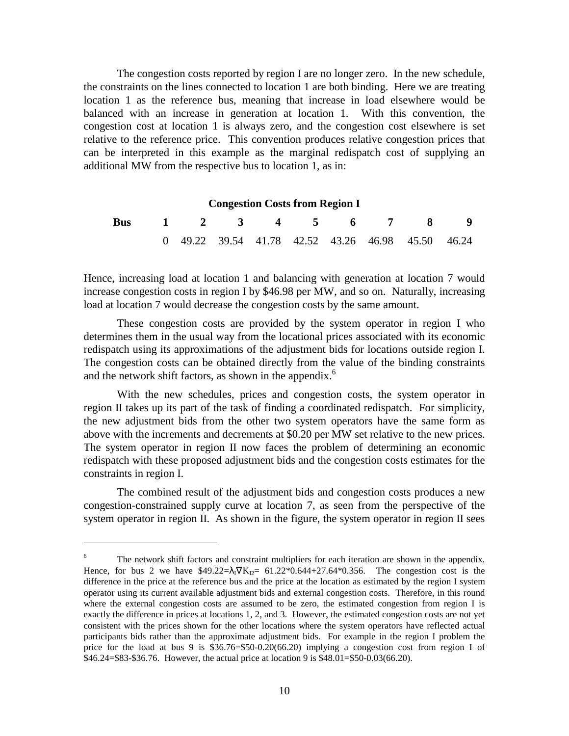The congestion costs reported by region I are no longer zero. In the new schedule, the constraints on the lines connected to location 1 are both binding. Here we are treating location 1 as the reference bus, meaning that increase in load elsewhere would be balanced with an increase in generation at location 1. With this convention, the congestion cost at location 1 is always zero, and the congestion cost elsewhere is set relative to the reference price. This convention produces relative congestion prices that can be interpreted in this example as the marginal redispatch cost of supplying an additional MW from the respective bus to location 1, as in:

**Congestion Costs from Region I**

| **Bus** | **1** | **2** | **3** | **4** | **5** | **6** | **7** | **8** | **9** |
|---|---|---|---|---|---|---|---|---|---|
| | 0 | 49.22 | 39.54 | 41.78 | 42.52 | 43.26 | 46.98 | 45.50 | 46.24 |

Hence, increasing load at location 1 and balancing with generation at location 7 would increase congestion costs in region I by \$46.98 per MW, and so on. Naturally, increasing load at location 7 would decrease the congestion costs by the same amount.

These congestion costs are provided by the system operator in region I who determines them in the usual way from the locational prices associated with its economic redispatch using its approximations of the adjustment bids for locations outside region I. The congestion costs can be obtained directly from the value of the binding constraints and the network shift factors, as shown in the appendix.[6]

With the new schedules, prices and congestion costs, the system operator in region II takes up its part of the task of finding a coordinated redispatch. For simplicity, the new adjustment bids from the other two system operators have the same form as above with the increments and decrements at \$0.20 per MW set relative to the new prices. The system operator in region II now faces the problem of determining an economic redispatch with these proposed adjustment bids and the congestion costs estimates for the constraints in region I.

The combined result of the adjustment bids and congestion costs produces a new congestion-constrained supply curve at location 7, as seen from the perspective of the system operator in region II. As shown in the figure, the system operator in region II sees

---

[6] The network shift factors and constraint multipliers for each iteration are shown in the appendix. Hence, for bus 2 we have $\$49.22 = \lambda_I \nabla K_{I2} = 61.22*0.644 + 27.64*0.356$. The congestion cost is the difference in the price at the reference bus and the price at the location as estimated by the region I system operator using its current available adjustment bids and external congestion costs. Therefore, in this round where the external congestion costs are assumed to be zero, the estimated congestion from region I is exactly the difference in prices at locations 1, 2, and 3. However, the estimated congestion costs are not yet consistent with the prices shown for the other locations where the system operators have reflected actual participants bids rather than the approximate adjustment bids. For example in the region I problem the price for the load at bus 9 is \$36.76=\$50-0.20(66.20) implying a congestion cost from region I of \$46.24=\$83-\$36.76. However, the actual price at location 9 is \$48.01=\$50-0.03(66.20).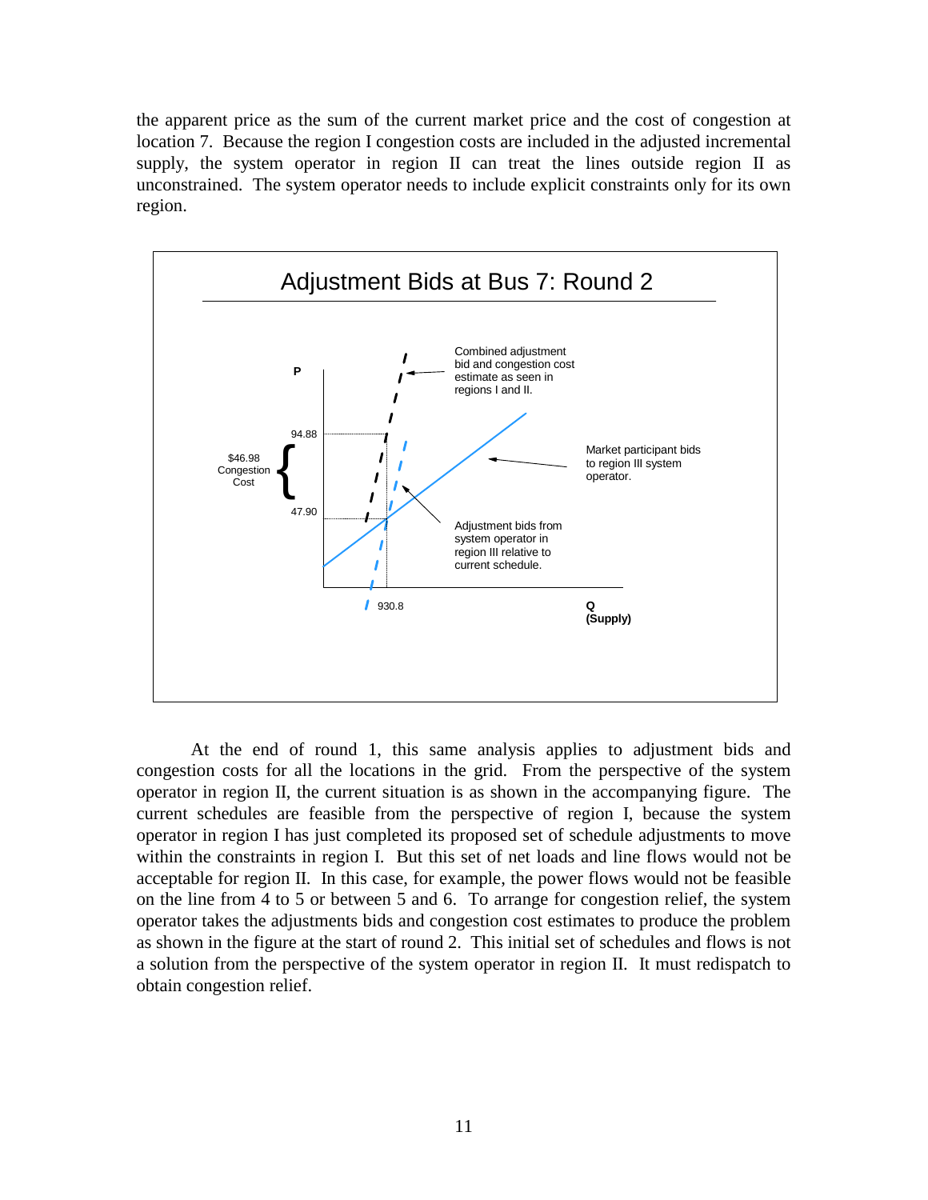the apparent price as the sum of the current market price and the cost of congestion at location 7. Because the region I congestion costs are included in the adjusted incremental supply, the system operator in region II can treat the lines outside region II as unconstrained. The system operator needs to include explicit constraints only for its own region.

Adjustment Bids at Bus 7: Round 2

P

94.88

$46.98 Congestion Cost

47.90

930.8

Q (Supply)

Combined adjustment bid and congestion cost estimate as seen in regions I and II.

Market participant bids to region III system operator.

Adjustment bids from system operator in region III relative to current schedule.

At the end of round 1, this same analysis applies to adjustment bids and congestion costs for all the locations in the grid. From the perspective of the system operator in region II, the current situation is as shown in the accompanying figure. The current schedules are feasible from the perspective of region I, because the system operator in region I has just completed its proposed set of schedule adjustments to move within the constraints in region I. But this set of net loads and line flows would not be acceptable for region II. In this case, for example, the power flows would not be feasible on the line from 4 to 5 or between 5 and 6. To arrange for congestion relief, the system operator takes the adjustments bids and congestion cost estimates to produce the problem as shown in the figure at the start of round 2. This initial set of schedules and flows is not a solution from the perspective of the system operator in region II. It must redispatch to obtain congestion relief.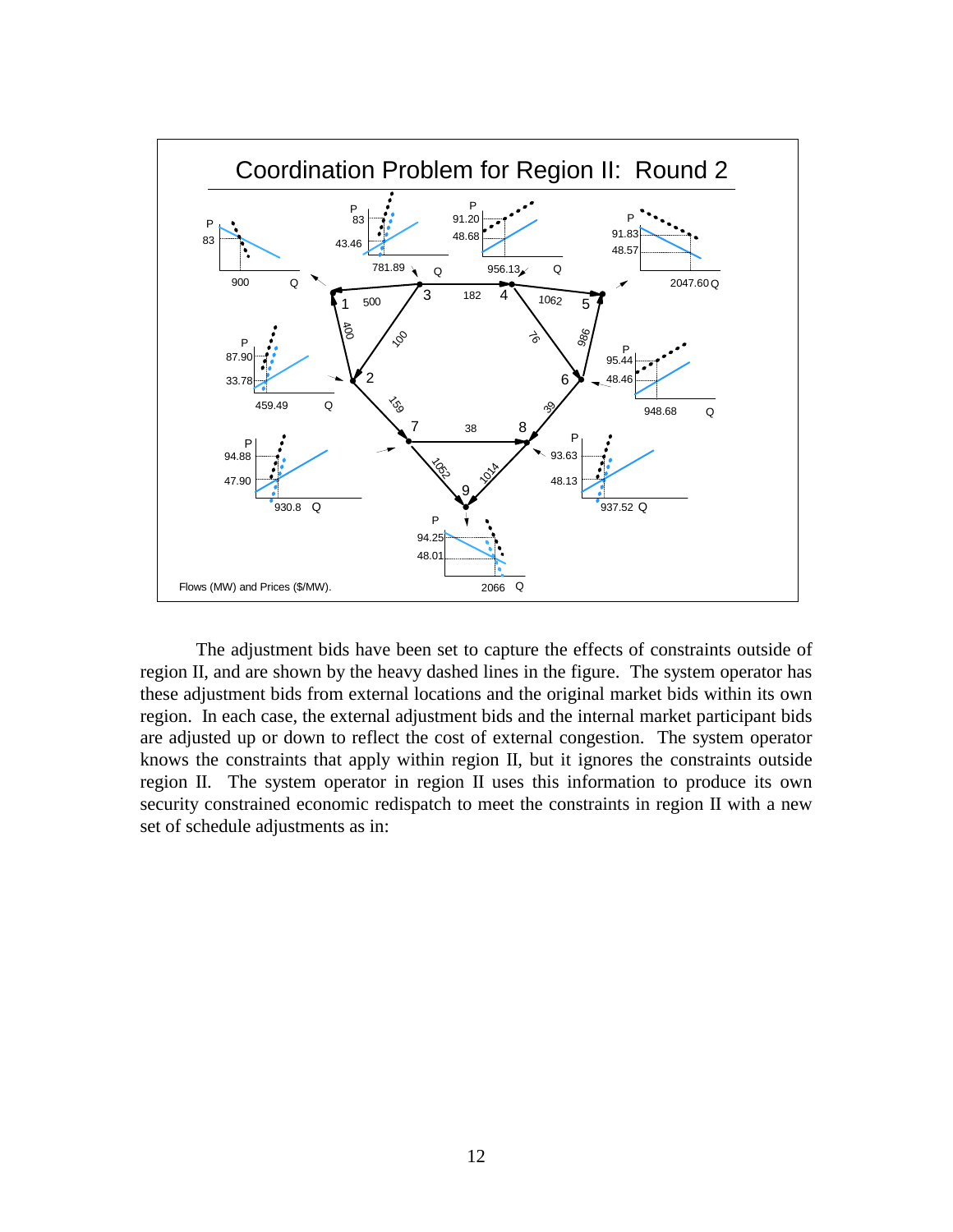**Coordination Problem for Region II: Round 2**

Flows (MW) and Prices ($/MW).

The adjustment bids have been set to capture the effects of constraints outside of region II, and are shown by the heavy dashed lines in the figure. The system operator has these adjustment bids from external locations and the original market bids within its own region. In each case, the external adjustment bids and the internal market participant bids are adjusted up or down to reflect the cost of external congestion. The system operator knows the constraints that apply within region II, but it ignores the constraints outside region II. The system operator in region II uses this information to produce its own security constrained economic redispatch to meet the constraints in region II with a new set of schedule adjustments as in: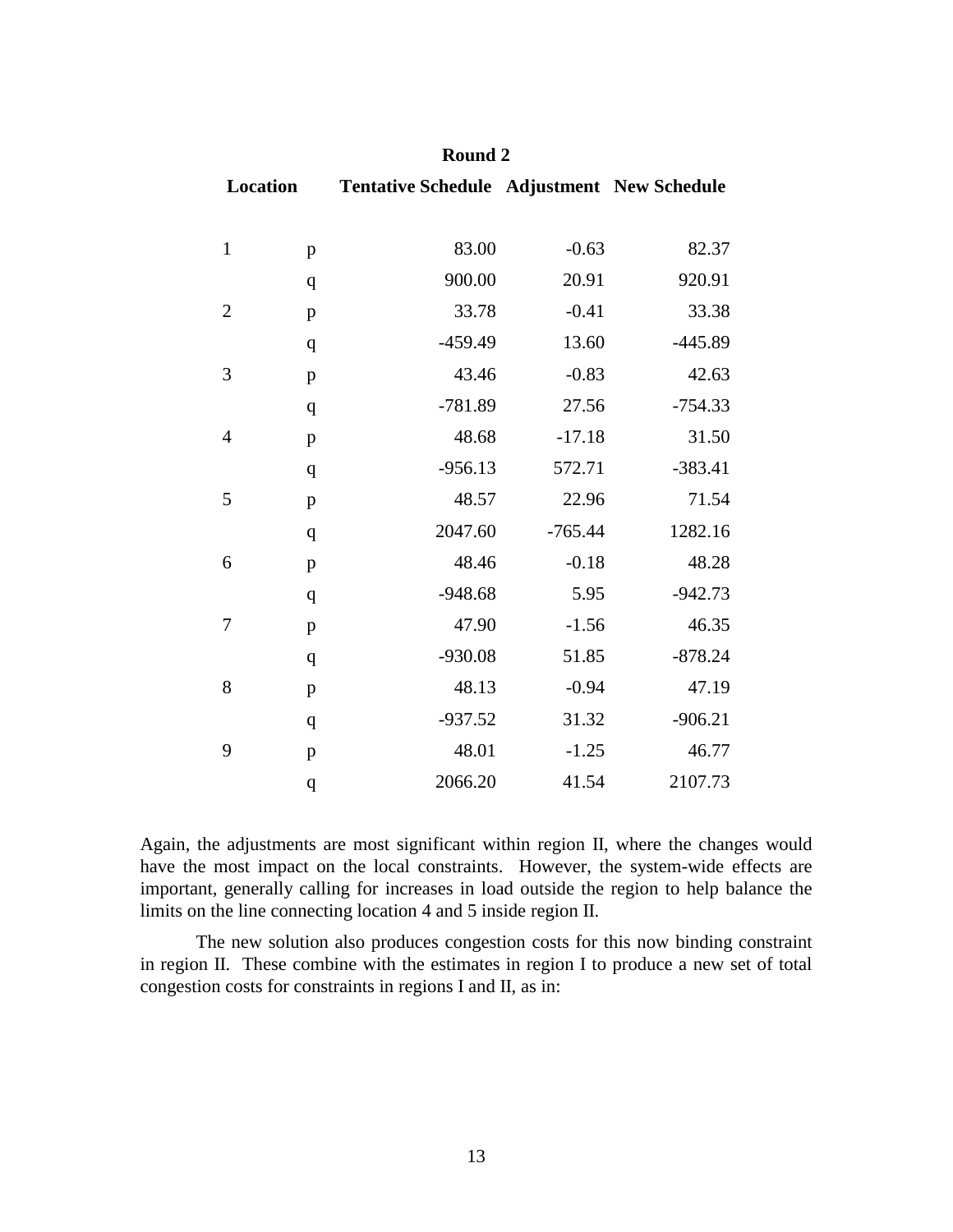**Round 2**

| Location | | Tentative Schedule | Adjustment | New Schedule |
|---|---|---|---|---|
| 1 | p | 83.00 | -0.63 | 82.37 |
| | q | 900.00 | 20.91 | 920.91 |
| 2 | p | 33.78 | -0.41 | 33.38 |
| | q | -459.49 | 13.60 | -445.89 |
| 3 | p | 43.46 | -0.83 | 42.63 |
| | q | -781.89 | 27.56 | -754.33 |
| 4 | p | 48.68 | -17.18 | 31.50 |
| | q | -956.13 | 572.71 | -383.41 |
| 5 | p | 48.57 | 22.96 | 71.54 |
| | q | 2047.60 | -765.44 | 1282.16 |
| 6 | p | 48.46 | -0.18 | 48.28 |
| | q | -948.68 | 5.95 | -942.73 |
| 7 | p | 47.90 | -1.56 | 46.35 |
| | q | -930.08 | 51.85 | -878.24 |
| 8 | p | 48.13 | -0.94 | 47.19 |
| | q | -937.52 | 31.32 | -906.21 |
| 9 | p | 48.01 | -1.25 | 46.77 |
| | q | 2066.20 | 41.54 | 2107.73 |

Again, the adjustments are most significant within region II, where the changes would have the most impact on the local constraints. However, the system-wide effects are important, generally calling for increases in load outside the region to help balance the limits on the line connecting location 4 and 5 inside region II.

The new solution also produces congestion costs for this now binding constraint in region II. These combine with the estimates in region I to produce a new set of total congestion costs for constraints in regions I and II, as in: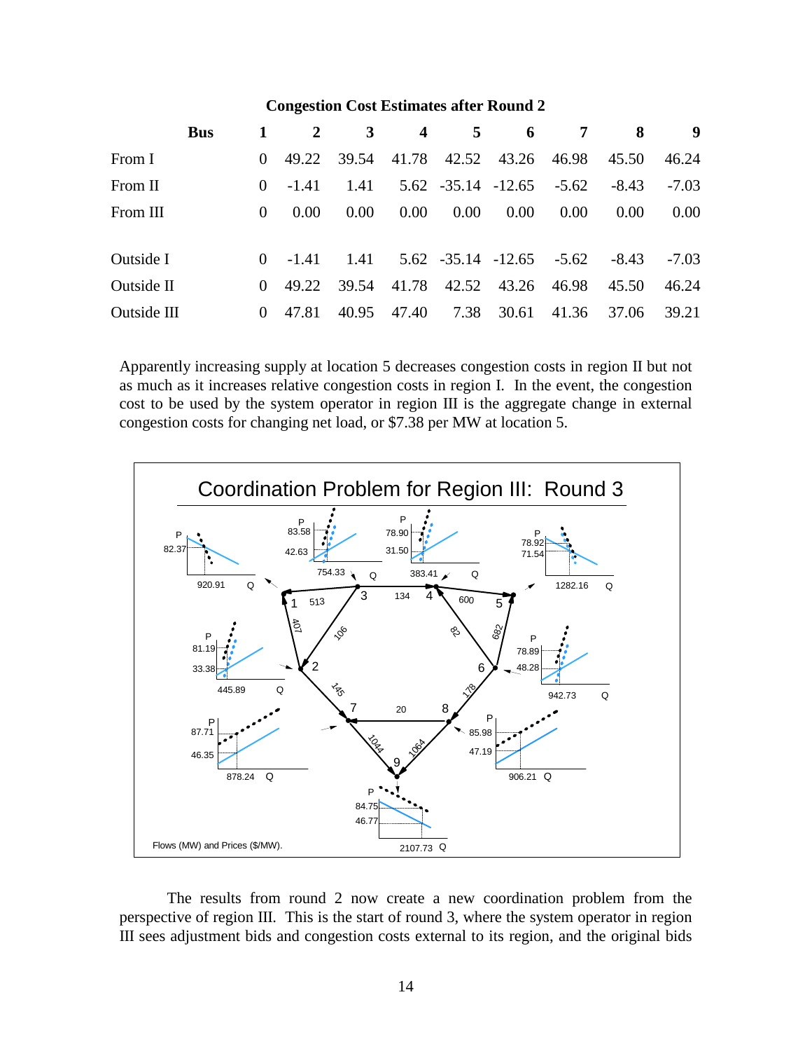**Congestion Cost Estimates after Round 2**

| Bus | 1 | 2 | 3 | 4 | 5 | 6 | 7 | 8 | 9 |
|---|---|---|---|---|---|---|---|---|---|
| From I | 0 | 49.22 | 39.54 | 41.78 | 42.52 | 43.26 | 46.98 | 45.50 | 46.24 |
| From II | 0 | -1.41 | 1.41 | 5.62 | -35.14 | -12.65 | -5.62 | -8.43 | -7.03 |
| From III | 0 | 0.00 | 0.00 | 0.00 | 0.00 | 0.00 | 0.00 | 0.00 | 0.00 |
| | | | | | | | | | |
| Outside I | 0 | -1.41 | 1.41 | 5.62 | -35.14 | -12.65 | -5.62 | -8.43 | -7.03 |
| Outside II | 0 | 49.22 | 39.54 | 41.78 | 42.52 | 43.26 | 46.98 | 45.50 | 46.24 |
| Outside III | 0 | 47.81 | 40.95 | 47.40 | 7.38 | 30.61 | 41.36 | 37.06 | 39.21 |

Apparently increasing supply at location 5 decreases congestion costs in region II but not as much as it increases relative congestion costs in region I. In the event, the congestion cost to be used by the system operator in region III is the aggregate change in external congestion costs for changing net load, or \$7.38 per MW at location 5.

**Coordination Problem for Region III: Round 3**

Flows (MW) and Prices (\$/MW).

The results from round 2 now create a new coordination problem from the perspective of region III. This is the start of round 3, where the system operator in region III sees adjustment bids and congestion costs external to its region, and the original bids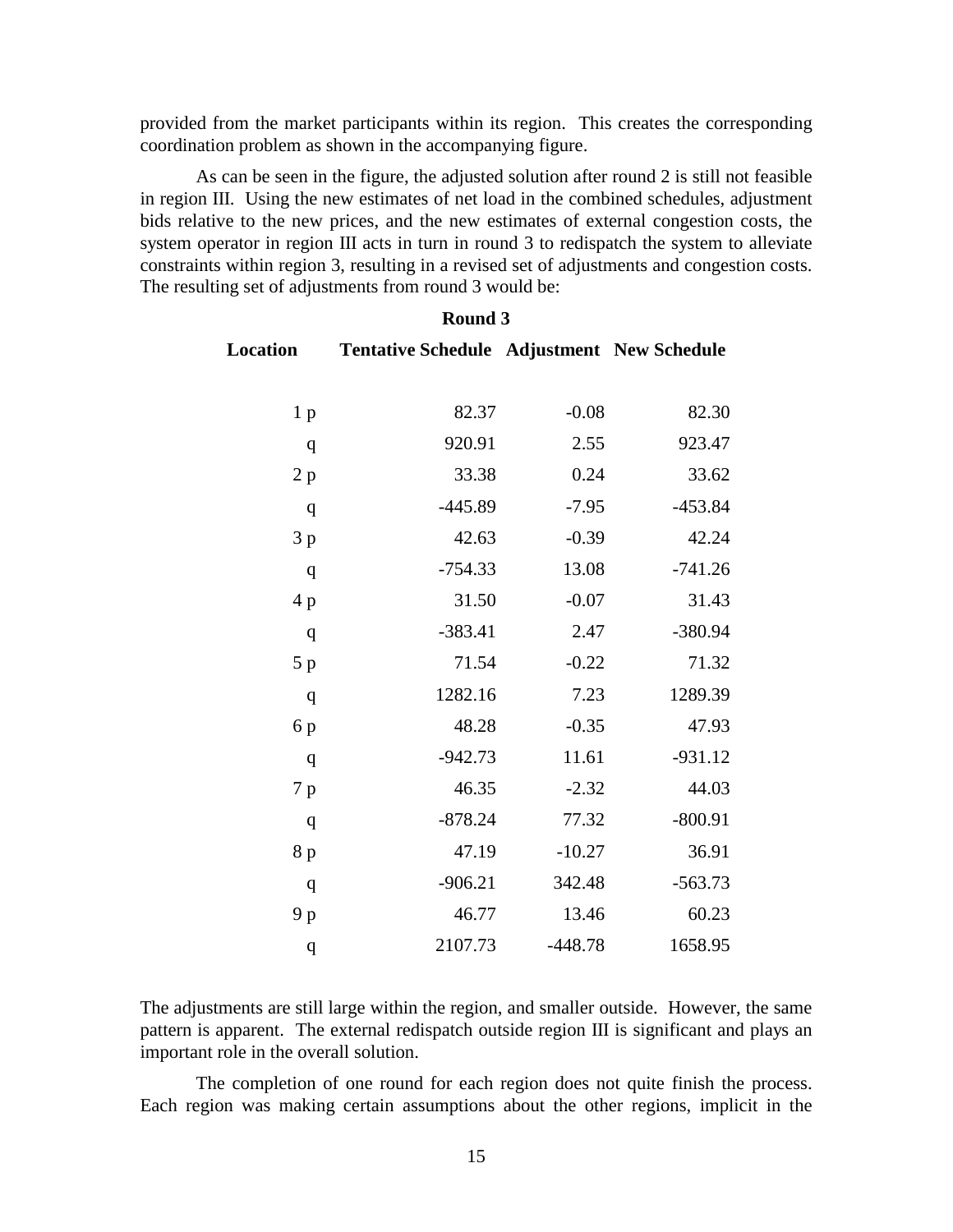provided from the market participants within its region. This creates the corresponding coordination problem as shown in the accompanying figure.

As can be seen in the figure, the adjusted solution after round 2 is still not feasible in region III. Using the new estimates of net load in the combined schedules, adjustment bids relative to the new prices, and the new estimates of external congestion costs, the system operator in region III acts in turn in round 3 to redispatch the system to alleviate constraints within region 3, resulting in a revised set of adjustments and congestion costs. The resulting set of adjustments from round 3 would be:

**Round 3**

| Location | Tentative Schedule | Adjustment | New Schedule |
|---|---|---|---|
| 1 p | 82.37 | -0.08 | 82.30 |
| q | 920.91 | 2.55 | 923.47 |
| 2 p | 33.38 | 0.24 | 33.62 |
| q | -445.89 | -7.95 | -453.84 |
| 3 p | 42.63 | -0.39 | 42.24 |
| q | -754.33 | 13.08 | -741.26 |
| 4 p | 31.50 | -0.07 | 31.43 |
| q | -383.41 | 2.47 | -380.94 |
| 5 p | 71.54 | -0.22 | 71.32 |
| q | 1282.16 | 7.23 | 1289.39 |
| 6 p | 48.28 | -0.35 | 47.93 |
| q | -942.73 | 11.61 | -931.12 |
| 7 p | 46.35 | -2.32 | 44.03 |
| q | -878.24 | 77.32 | -800.91 |
| 8 p | 47.19 | -10.27 | 36.91 |
| q | -906.21 | 342.48 | -563.73 |
| 9 p | 46.77 | 13.46 | 60.23 |
| q | 2107.73 | -448.78 | 1658.95 |

The adjustments are still large within the region, and smaller outside. However, the same pattern is apparent. The external redispatch outside region III is significant and plays an important role in the overall solution.

The completion of one round for each region does not quite finish the process. Each region was making certain assumptions about the other regions, implicit in the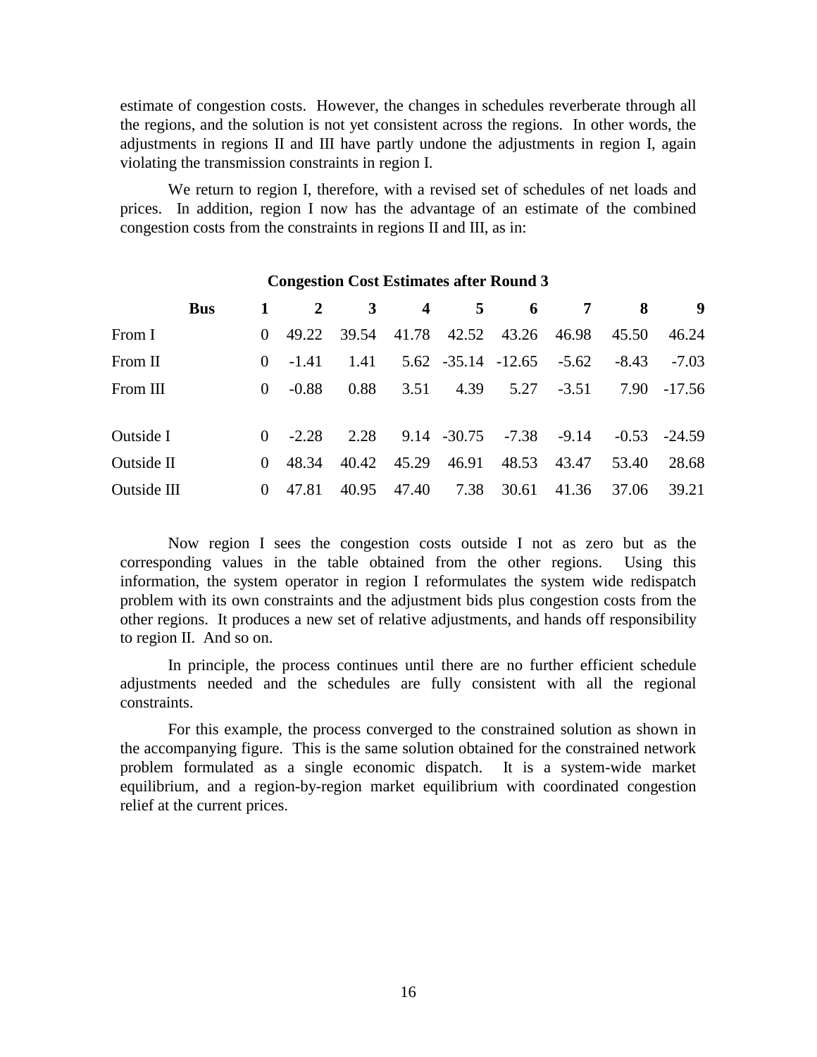estimate of congestion costs. However, the changes in schedules reverberate through all the regions, and the solution is not yet consistent across the regions. In other words, the adjustments in regions II and III have partly undone the adjustments in region I, again violating the transmission constraints in region I.

We return to region I, therefore, with a revised set of schedules of net loads and prices. In addition, region I now has the advantage of an estimate of the combined congestion costs from the constraints in regions II and III, as in:

**Congestion Cost Estimates after Round 3**

| Bus | 1 | 2 | 3 | 4 | 5 | 6 | 7 | 8 | 9 |
|---|---|---|---|---|---|---|---|---|---|
| From I | 0 | 49.22 | 39.54 | 41.78 | 42.52 | 43.26 | 46.98 | 45.50 | 46.24 |
| From II | 0 | -1.41 | 1.41 | 5.62 | -35.14 | -12.65 | -5.62 | -8.43 | -7.03 |
| From III | 0 | -0.88 | 0.88 | 3.51 | 4.39 | 5.27 | -3.51 | 7.90 | -17.56 |
| | | | | | | | | | |
| Outside I | 0 | -2.28 | 2.28 | 9.14 | -30.75 | -7.38 | -9.14 | -0.53 | -24.59 |
| Outside II | 0 | 48.34 | 40.42 | 45.29 | 46.91 | 48.53 | 43.47 | 53.40 | 28.68 |
| Outside III | 0 | 47.81 | 40.95 | 47.40 | 7.38 | 30.61 | 41.36 | 37.06 | 39.21 |

Now region I sees the congestion costs outside I not as zero but as the corresponding values in the table obtained from the other regions. Using this information, the system operator in region I reformulates the system wide redispatch problem with its own constraints and the adjustment bids plus congestion costs from the other regions. It produces a new set of relative adjustments, and hands off responsibility to region II. And so on.

In principle, the process continues until there are no further efficient schedule adjustments needed and the schedules are fully consistent with all the regional constraints.

For this example, the process converged to the constrained solution as shown in the accompanying figure. This is the same solution obtained for the constrained network problem formulated as a single economic dispatch. It is a system-wide market equilibrium, and a region-by-region market equilibrium with coordinated congestion relief at the current prices.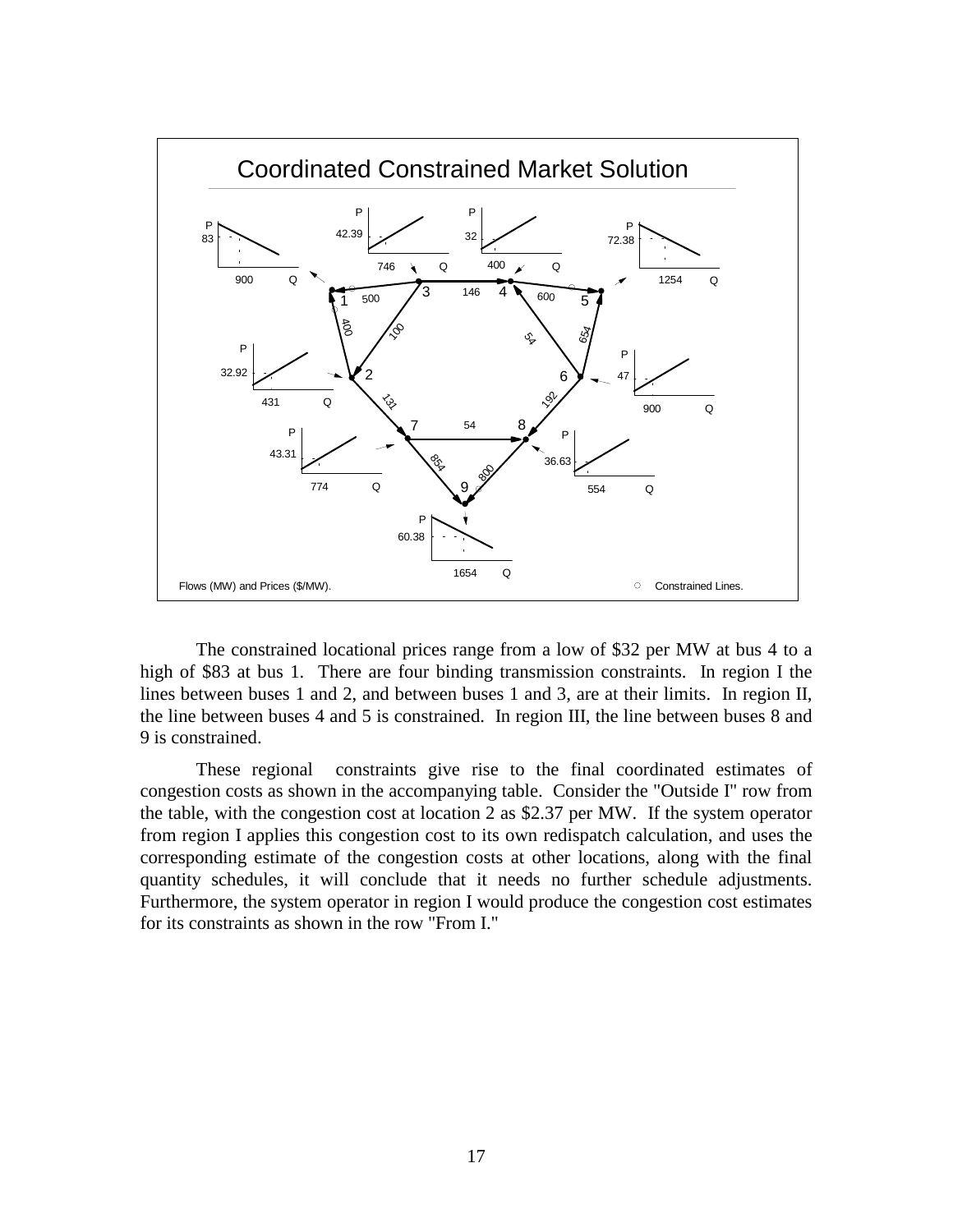**Coordinated Constrained Market Solution**

Flows (MW) and Prices ($/MW). ○ Constrained Lines.

The constrained locational prices range from a low of $32 per MW at bus 4 to a high of $83 at bus 1. There are four binding transmission constraints. In region I the lines between buses 1 and 2, and between buses 1 and 3, are at their limits. In region II, the line between buses 4 and 5 is constrained. In region III, the line between buses 8 and 9 is constrained.

These regional constraints give rise to the final coordinated estimates of congestion costs as shown in the accompanying table. Consider the "Outside I" row from the table, with the congestion cost at location 2 as $2.37 per MW. If the system operator from region I applies this congestion cost to its own redispatch calculation, and uses the corresponding estimate of the congestion costs at other locations, along with the final quantity schedules, it will conclude that it needs no further schedule adjustments. Furthermore, the system operator in region I would produce the congestion cost estimates for its constraints as shown in the row "From I."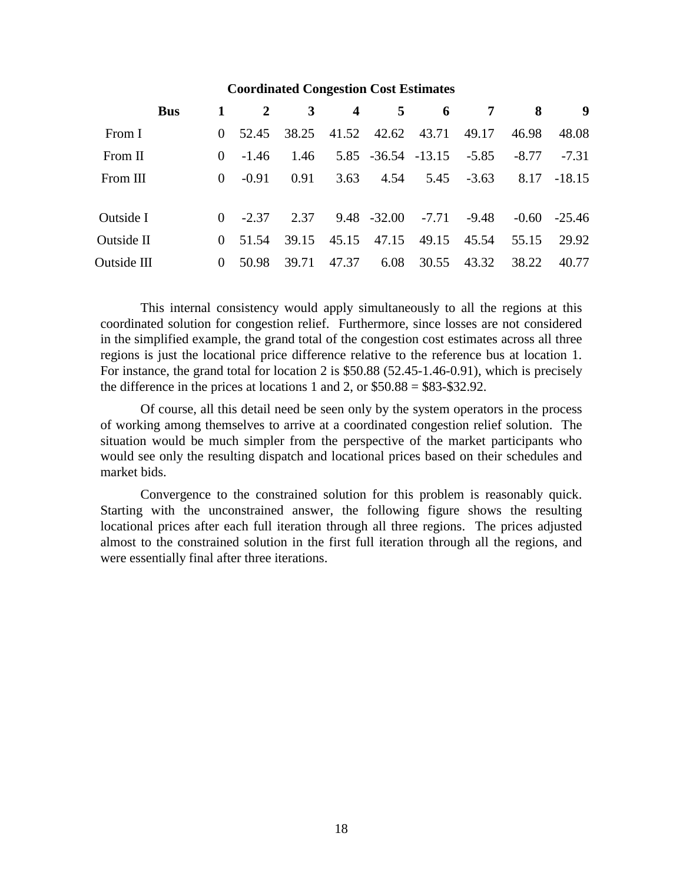**Coordinated Congestion Cost Estimates**

| Bus | 1 | 2 | 3 | 4 | 5 | 6 | 7 | 8 | 9 |
|---|---|---|---|---|---|---|---|---|---|
| From I | 0 | 52.45 | 38.25 | 41.52 | 42.62 | 43.71 | 49.17 | 46.98 | 48.08 |
| From II | 0 | -1.46 | 1.46 | 5.85 | -36.54 | -13.15 | -5.85 | -8.77 | -7.31 |
| From III | 0 | -0.91 | 0.91 | 3.63 | 4.54 | 5.45 | -3.63 | 8.17 | -18.15 |
| | | | | | | | | | |
| Outside I | 0 | -2.37 | 2.37 | 9.48 | -32.00 | -7.71 | -9.48 | -0.60 | -25.46 |
| Outside II | 0 | 51.54 | 39.15 | 45.15 | 47.15 | 49.15 | 45.54 | 55.15 | 29.92 |
| Outside III | 0 | 50.98 | 39.71 | 47.37 | 6.08 | 30.55 | 43.32 | 38.22 | 40.77 |

This internal consistency would apply simultaneously to all the regions at this coordinated solution for congestion relief. Furthermore, since losses are not considered in the simplified example, the grand total of the congestion cost estimates across all three regions is just the locational price difference relative to the reference bus at location 1. For instance, the grand total for location 2 is $50.88 (52.45-1.46-0.91), which is precisely the difference in the prices at locations 1 and 2, or $50.88 = $83-$32.92.

Of course, all this detail need be seen only by the system operators in the process of working among themselves to arrive at a coordinated congestion relief solution. The situation would be much simpler from the perspective of the market participants who would see only the resulting dispatch and locational prices based on their schedules and market bids.

Convergence to the constrained solution for this problem is reasonably quick. Starting with the unconstrained answer, the following figure shows the resulting locational prices after each full iteration through all three regions. The prices adjusted almost to the constrained solution in the first full iteration through all the regions, and were essentially final after three iterations.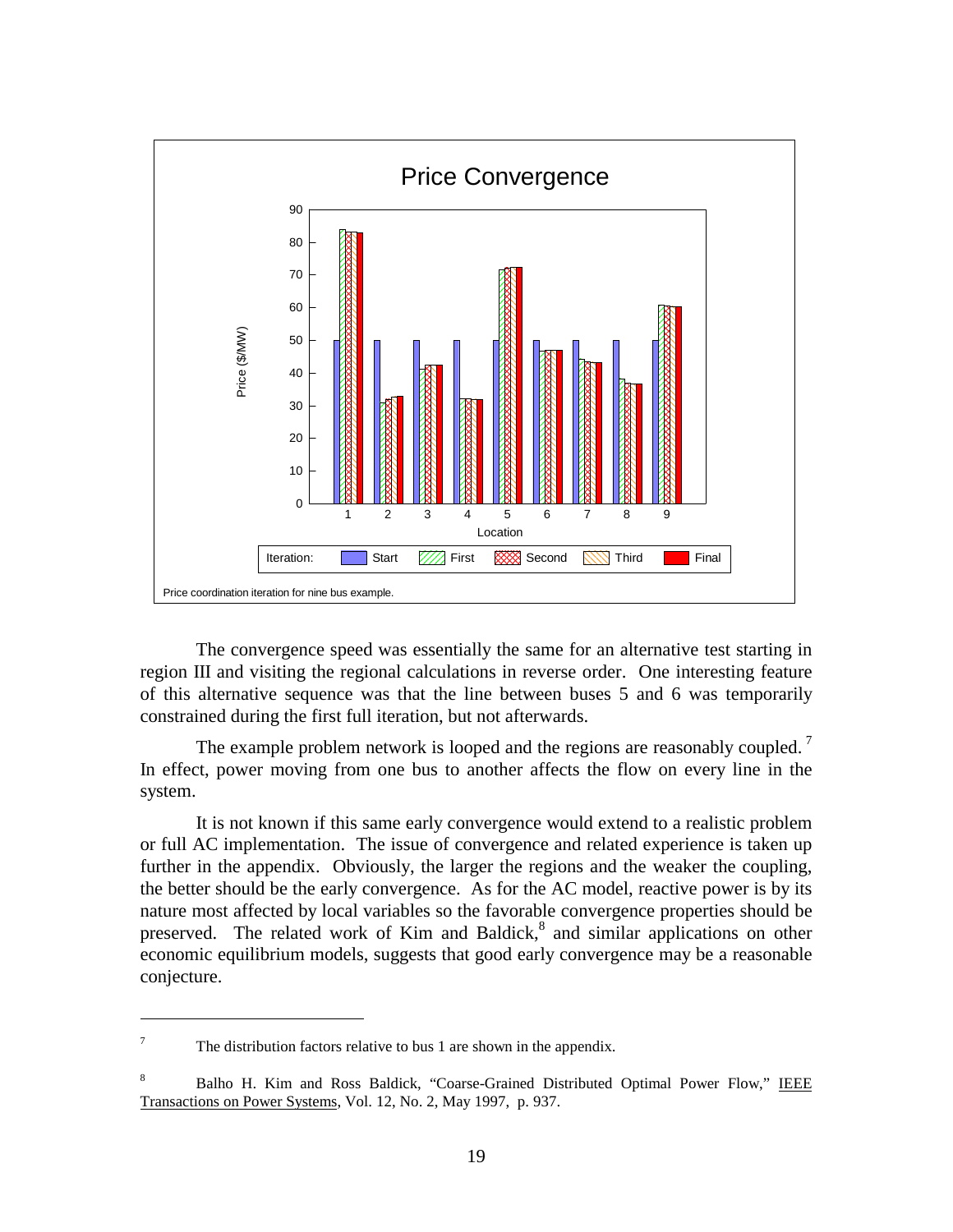**Price Convergence**

Price coordination iteration for nine bus example.

The convergence speed was essentially the same for an alternative test starting in region III and visiting the regional calculations in reverse order. One interesting feature of this alternative sequence was that the line between buses 5 and 6 was temporarily constrained during the first full iteration, but not afterwards.

The example problem network is looped and the regions are reasonably coupled.[7] In effect, power moving from one bus to another affects the flow on every line in the system.

It is not known if this same early convergence would extend to a realistic problem or full AC implementation. The issue of convergence and related experience is taken up further in the appendix. Obviously, the larger the regions and the weaker the coupling, the better should be the early convergence. As for the AC model, reactive power is by its nature most affected by local variables so the favorable convergence properties should be preserved. The related work of Kim and Baldick,[8] and similar applications on other economic equilibrium models, suggests that good early convergence may be a reasonable conjecture.

---

[7] The distribution factors relative to bus 1 are shown in the appendix.

[8] Balho H. Kim and Ross Baldick, "Coarse-Grained Distributed Optimal Power Flow," IEEE Transactions on Power Systems, Vol. 12, No. 2, May 1997, p. 937.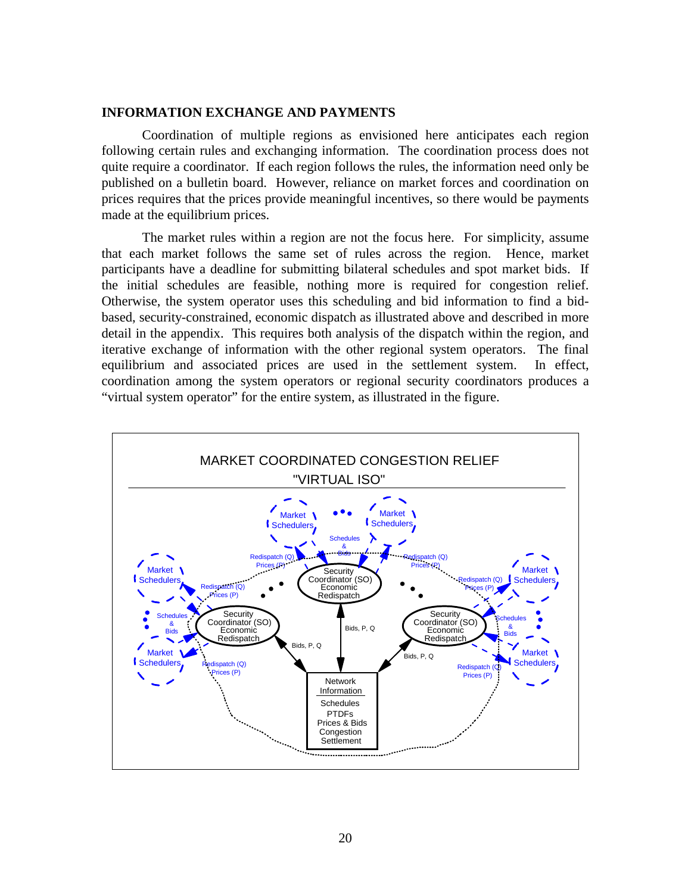## INFORMATION EXCHANGE AND PAYMENTS

Coordination of multiple regions as envisioned here anticipates each region following certain rules and exchanging information. The coordination process does not quite require a coordinator. If each region follows the rules, the information need only be published on a bulletin board. However, reliance on market forces and coordination on prices requires that the prices provide meaningful incentives, so there would be payments made at the equilibrium prices.

The market rules within a region are not the focus here. For simplicity, assume that each market follows the same set of rules across the region. Hence, market participants have a deadline for submitting bilateral schedules and spot market bids. If the initial schedules are feasible, nothing more is required for congestion relief. Otherwise, the system operator uses this scheduling and bid information to find a bid-based, security-constrained, economic dispatch as illustrated above and described in more detail in the appendix. This requires both analysis of the dispatch within the region, and iterative exchange of information with the other regional system operators. The final equilibrium and associated prices are used in the settlement system. In effect, coordination among the system operators or regional security coordinators produces a "virtual system operator" for the entire system, as illustrated in the figure.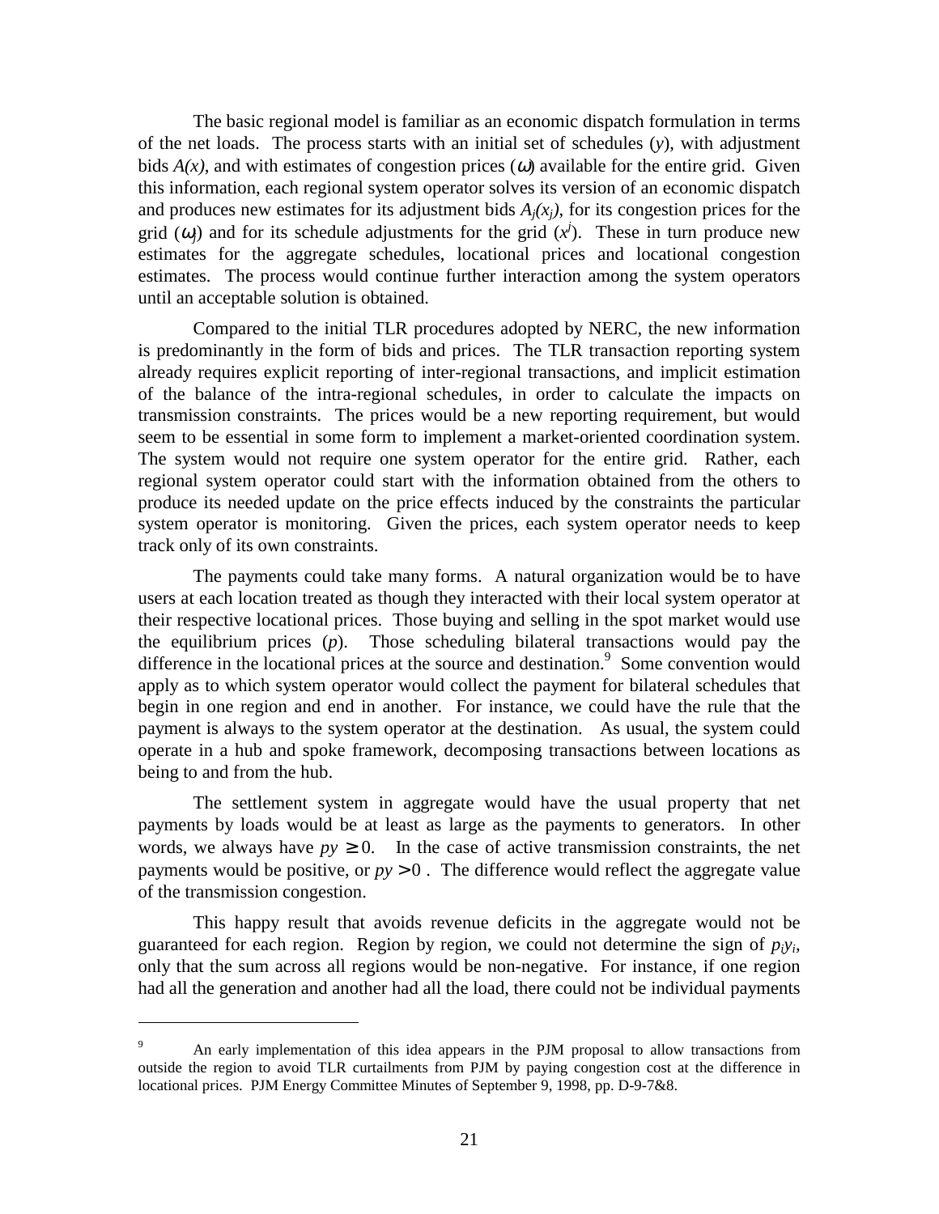The basic regional model is familiar as an economic dispatch formulation in terms of the net loads. The process starts with an initial set of schedules ($y$), with adjustment bids $A(x)$, and with estimates of congestion prices ($\omega$) available for the entire grid. Given this information, each regional system operator solves its version of an economic dispatch and produces new estimates for its adjustment bids $A_j(x_j)$, for its congestion prices for the grid ($\omega_j$) and for its schedule adjustments for the grid ($x^j$). These in turn produce new estimates for the aggregate schedules, locational prices and locational congestion estimates. The process would continue further interaction among the system operators until an acceptable solution is obtained.

Compared to the initial TLR procedures adopted by NERC, the new information is predominantly in the form of bids and prices. The TLR transaction reporting system already requires explicit reporting of inter-regional transactions, and implicit estimation of the balance of the intra-regional schedules, in order to calculate the impacts on transmission constraints. The prices would be a new reporting requirement, but would seem to be essential in some form to implement a market-oriented coordination system. The system would not require one system operator for the entire grid. Rather, each regional system operator could start with the information obtained from the others to produce its needed update on the price effects induced by the constraints the particular system operator is monitoring. Given the prices, each system operator needs to keep track only of its own constraints.

The payments could take many forms. A natural organization would be to have users at each location treated as though they interacted with their local system operator at their respective locational prices. Those buying and selling in the spot market would use the equilibrium prices ($p$). Those scheduling bilateral transactions would pay the difference in the locational prices at the source and destination.[9] Some convention would apply as to which system operator would collect the payment for bilateral schedules that begin in one region and end in another. For instance, we could have the rule that the payment is always to the system operator at the destination. As usual, the system could operate in a hub and spoke framework, decomposing transactions between locations as being to and from the hub.

The settlement system in aggregate would have the usual property that net payments by loads would be at least as large as the payments to generators. In other words, we always have $py \geq 0$. In the case of active transmission constraints, the net payments would be positive, or $py > 0$. The difference would reflect the aggregate value of the transmission congestion.

This happy result that avoids revenue deficits in the aggregate would not be guaranteed for each region. Region by region, we could not determine the sign of $p_i y_i$, only that the sum across all regions would be non-negative. For instance, if one region had all the generation and another had all the load, there could not be individual payments

---

[9] An early implementation of this idea appears in the PJM proposal to allow transactions from outside the region to avoid TLR curtailments from PJM by paying congestion cost at the difference in locational prices. PJM Energy Committee Minutes of September 9, 1998, pp. D-9-7&8.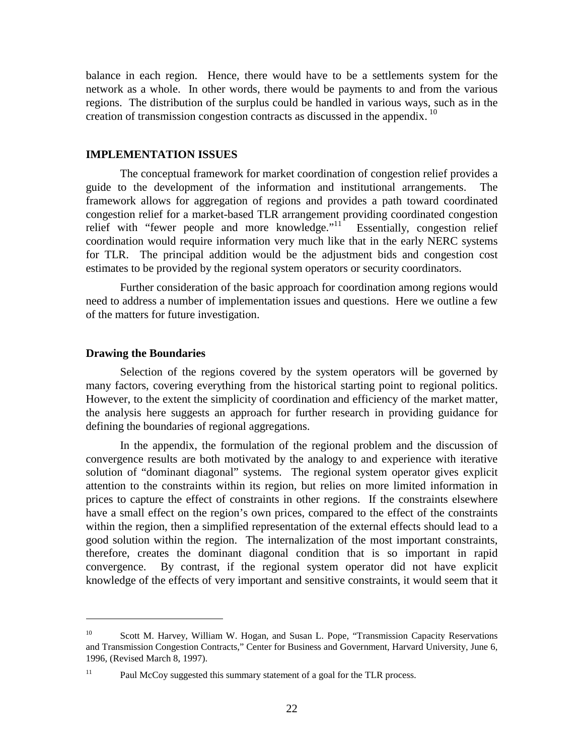balance in each region. Hence, there would have to be a settlements system for the network as a whole. In other words, there would be payments to and from the various regions. The distribution of the surplus could be handled in various ways, such as in the creation of transmission congestion contracts as discussed in the appendix. [10]

## IMPLEMENTATION ISSUES

The conceptual framework for market coordination of congestion relief provides a guide to the development of the information and institutional arrangements. The framework allows for aggregation of regions and provides a path toward coordinated congestion relief for a market-based TLR arrangement providing coordinated congestion relief with "fewer people and more knowledge."[11] Essentially, congestion relief coordination would require information very much like that in the early NERC systems for TLR. The principal addition would be the adjustment bids and congestion cost estimates to be provided by the regional system operators or security coordinators.

Further consideration of the basic approach for coordination among regions would need to address a number of implementation issues and questions. Here we outline a few of the matters for future investigation.

### Drawing the Boundaries

Selection of the regions covered by the system operators will be governed by many factors, covering everything from the historical starting point to regional politics. However, to the extent the simplicity of coordination and efficiency of the market matter, the analysis here suggests an approach for further research in providing guidance for defining the boundaries of regional aggregations.

In the appendix, the formulation of the regional problem and the discussion of convergence results are both motivated by the analogy to and experience with iterative solution of "dominant diagonal" systems. The regional system operator gives explicit attention to the constraints within its region, but relies on more limited information in prices to capture the effect of constraints in other regions. If the constraints elsewhere have a small effect on the region's own prices, compared to the effect of the constraints within the region, then a simplified representation of the external effects should lead to a good solution within the region. The internalization of the most important constraints, therefore, creates the dominant diagonal condition that is so important in rapid convergence. By contrast, if the regional system operator did not have explicit knowledge of the effects of very important and sensitive constraints, it would seem that it

---

[10] Scott M. Harvey, William W. Hogan, and Susan L. Pope, "Transmission Capacity Reservations and Transmission Congestion Contracts," Center for Business and Government, Harvard University, June 6, 1996, (Revised March 8, 1997).

[11] Paul McCoy suggested this summary statement of a goal for the TLR process.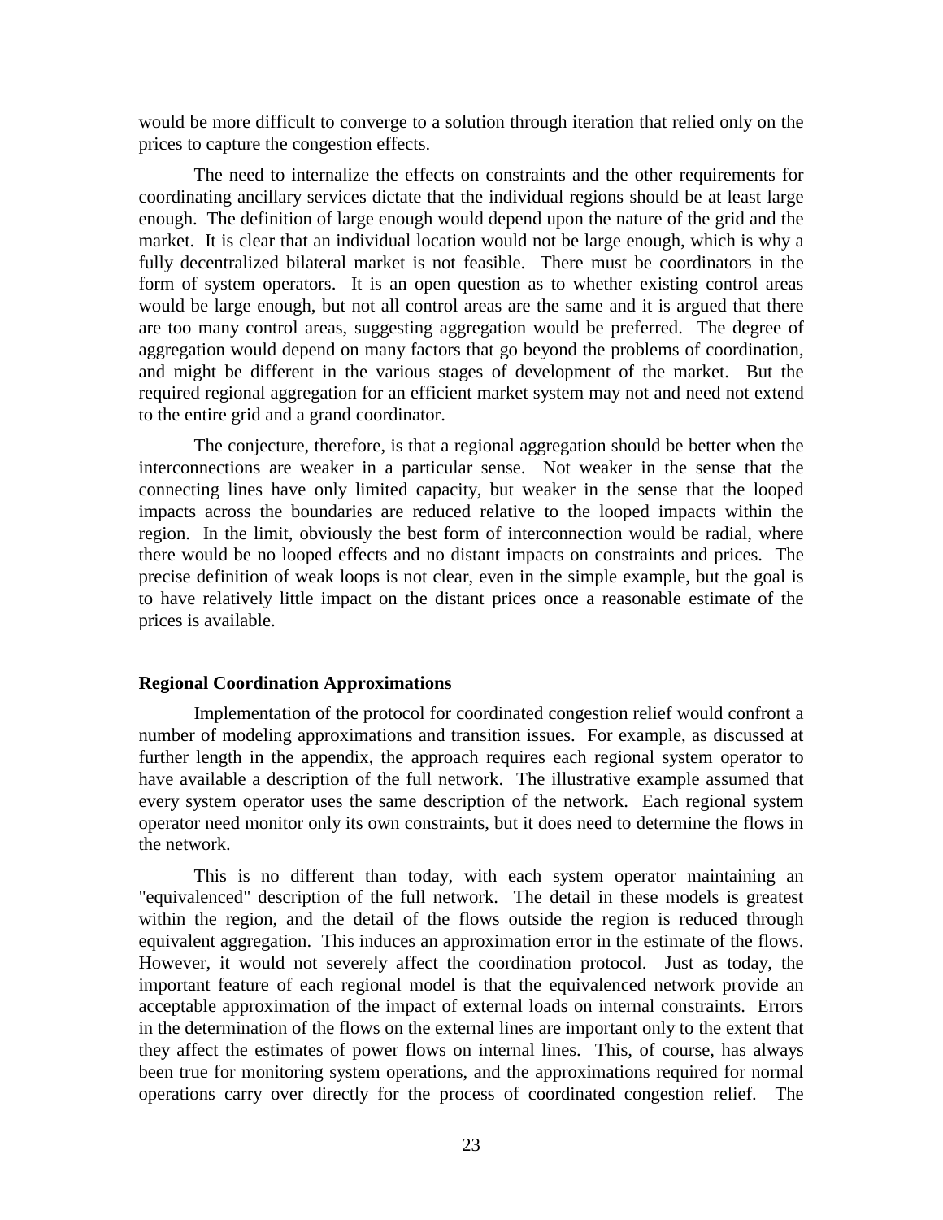would be more difficult to converge to a solution through iteration that relied only on the prices to capture the congestion effects.

The need to internalize the effects on constraints and the other requirements for coordinating ancillary services dictate that the individual regions should be at least large enough. The definition of large enough would depend upon the nature of the grid and the market. It is clear that an individual location would not be large enough, which is why a fully decentralized bilateral market is not feasible. There must be coordinators in the form of system operators. It is an open question as to whether existing control areas would be large enough, but not all control areas are the same and it is argued that there are too many control areas, suggesting aggregation would be preferred. The degree of aggregation would depend on many factors that go beyond the problems of coordination, and might be different in the various stages of development of the market. But the required regional aggregation for an efficient market system may not and need not extend to the entire grid and a grand coordinator.

The conjecture, therefore, is that a regional aggregation should be better when the interconnections are weaker in a particular sense. Not weaker in the sense that the connecting lines have only limited capacity, but weaker in the sense that the looped impacts across the boundaries are reduced relative to the looped impacts within the region. In the limit, obviously the best form of interconnection would be radial, where there would be no looped effects and no distant impacts on constraints and prices. The precise definition of weak loops is not clear, even in the simple example, but the goal is to have relatively little impact on the distant prices once a reasonable estimate of the prices is available.

**Regional Coordination Approximations**

Implementation of the protocol for coordinated congestion relief would confront a number of modeling approximations and transition issues. For example, as discussed at further length in the appendix, the approach requires each regional system operator to have available a description of the full network. The illustrative example assumed that every system operator uses the same description of the network. Each regional system operator need monitor only its own constraints, but it does need to determine the flows in the network.

This is no different than today, with each system operator maintaining an "equivalenced" description of the full network. The detail in these models is greatest within the region, and the detail of the flows outside the region is reduced through equivalent aggregation. This induces an approximation error in the estimate of the flows. However, it would not severely affect the coordination protocol. Just as today, the important feature of each regional model is that the equivalenced network provide an acceptable approximation of the impact of external loads on internal constraints. Errors in the determination of the flows on the external lines are important only to the extent that they affect the estimates of power flows on internal lines. This, of course, has always been true for monitoring system operations, and the approximations required for normal operations carry over directly for the process of coordinated congestion relief. The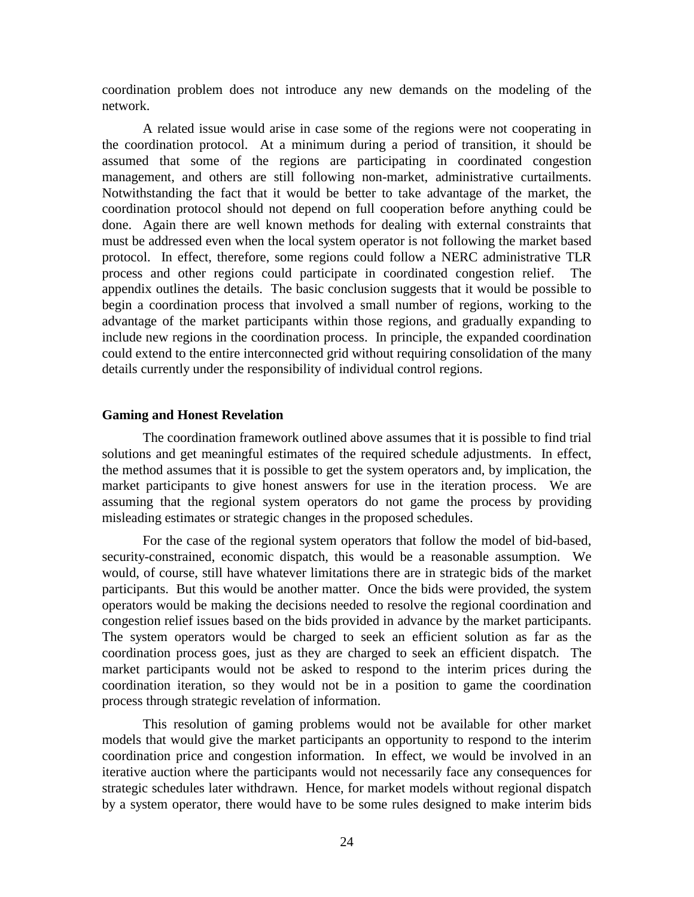coordination problem does not introduce any new demands on the modeling of the network.

A related issue would arise in case some of the regions were not cooperating in the coordination protocol. At a minimum during a period of transition, it should be assumed that some of the regions are participating in coordinated congestion management, and others are still following non-market, administrative curtailments. Notwithstanding the fact that it would be better to take advantage of the market, the coordination protocol should not depend on full cooperation before anything could be done. Again there are well known methods for dealing with external constraints that must be addressed even when the local system operator is not following the market based protocol. In effect, therefore, some regions could follow a NERC administrative TLR process and other regions could participate in coordinated congestion relief. The appendix outlines the details. The basic conclusion suggests that it would be possible to begin a coordination process that involved a small number of regions, working to the advantage of the market participants within those regions, and gradually expanding to include new regions in the coordination process. In principle, the expanded coordination could extend to the entire interconnected grid without requiring consolidation of the many details currently under the responsibility of individual control regions.

### Gaming and Honest Revelation

The coordination framework outlined above assumes that it is possible to find trial solutions and get meaningful estimates of the required schedule adjustments. In effect, the method assumes that it is possible to get the system operators and, by implication, the market participants to give honest answers for use in the iteration process. We are assuming that the regional system operators do not game the process by providing misleading estimates or strategic changes in the proposed schedules.

For the case of the regional system operators that follow the model of bid-based, security-constrained, economic dispatch, this would be a reasonable assumption. We would, of course, still have whatever limitations there are in strategic bids of the market participants. But this would be another matter. Once the bids were provided, the system operators would be making the decisions needed to resolve the regional coordination and congestion relief issues based on the bids provided in advance by the market participants. The system operators would be charged to seek an efficient solution as far as the coordination process goes, just as they are charged to seek an efficient dispatch. The market participants would not be asked to respond to the interim prices during the coordination iteration, so they would not be in a position to game the coordination process through strategic revelation of information.

This resolution of gaming problems would not be available for other market models that would give the market participants an opportunity to respond to the interim coordination price and congestion information. In effect, we would be involved in an iterative auction where the participants would not necessarily face any consequences for strategic schedules later withdrawn. Hence, for market models without regional dispatch by a system operator, there would have to be some rules designed to make interim bids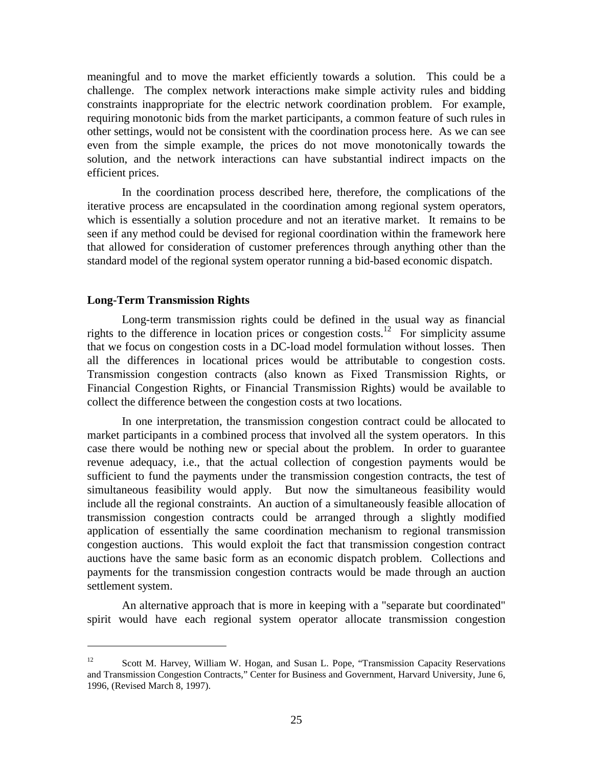meaningful and to move the market efficiently towards a solution. This could be a challenge. The complex network interactions make simple activity rules and bidding constraints inappropriate for the electric network coordination problem. For example, requiring monotonic bids from the market participants, a common feature of such rules in other settings, would not be consistent with the coordination process here. As we can see even from the simple example, the prices do not move monotonically towards the solution, and the network interactions can have substantial indirect impacts on the efficient prices.

In the coordination process described here, therefore, the complications of the iterative process are encapsulated in the coordination among regional system operators, which is essentially a solution procedure and not an iterative market. It remains to be seen if any method could be devised for regional coordination within the framework here that allowed for consideration of customer preferences through anything other than the standard model of the regional system operator running a bid-based economic dispatch.

**Long-Term Transmission Rights**

Long-term transmission rights could be defined in the usual way as financial rights to the difference in location prices or congestion costs.[12] For simplicity assume that we focus on congestion costs in a DC-load model formulation without losses. Then all the differences in locational prices would be attributable to congestion costs. Transmission congestion contracts (also known as Fixed Transmission Rights, or Financial Congestion Rights, or Financial Transmission Rights) would be available to collect the difference between the congestion costs at two locations.

In one interpretation, the transmission congestion contract could be allocated to market participants in a combined process that involved all the system operators. In this case there would be nothing new or special about the problem. In order to guarantee revenue adequacy, i.e., that the actual collection of congestion payments would be sufficient to fund the payments under the transmission congestion contracts, the test of simultaneous feasibility would apply. But now the simultaneous feasibility would include all the regional constraints. An auction of a simultaneously feasible allocation of transmission congestion contracts could be arranged through a slightly modified application of essentially the same coordination mechanism to regional transmission congestion auctions. This would exploit the fact that transmission congestion contract auctions have the same basic form as an economic dispatch problem. Collections and payments for the transmission congestion contracts would be made through an auction settlement system.

An alternative approach that is more in keeping with a "separate but coordinated" spirit would have each regional system operator allocate transmission congestion

---

[12] Scott M. Harvey, William W. Hogan, and Susan L. Pope, "Transmission Capacity Reservations and Transmission Congestion Contracts," Center for Business and Government, Harvard University, June 6, 1996, (Revised March 8, 1997).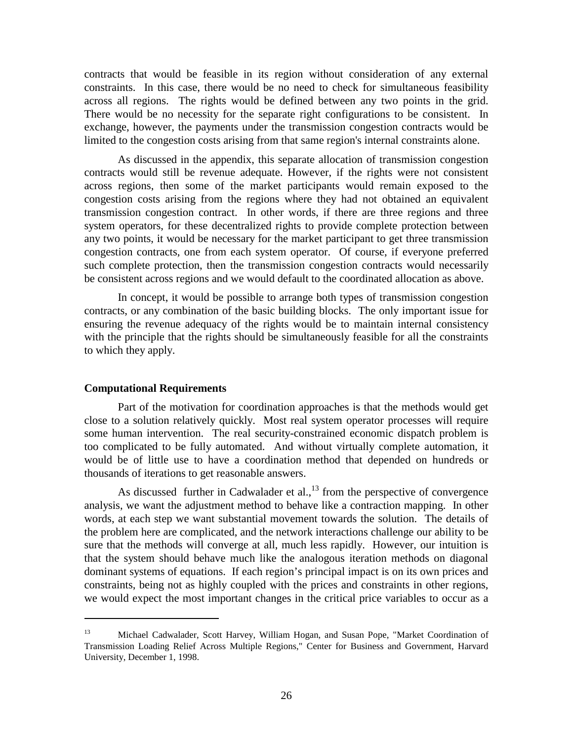contracts that would be feasible in its region without consideration of any external constraints. In this case, there would be no need to check for simultaneous feasibility across all regions. The rights would be defined between any two points in the grid. There would be no necessity for the separate right configurations to be consistent. In exchange, however, the payments under the transmission congestion contracts would be limited to the congestion costs arising from that same region's internal constraints alone.

As discussed in the appendix, this separate allocation of transmission congestion contracts would still be revenue adequate. However, if the rights were not consistent across regions, then some of the market participants would remain exposed to the congestion costs arising from the regions where they had not obtained an equivalent transmission congestion contract. In other words, if there are three regions and three system operators, for these decentralized rights to provide complete protection between any two points, it would be necessary for the market participant to get three transmission congestion contracts, one from each system operator. Of course, if everyone preferred such complete protection, then the transmission congestion contracts would necessarily be consistent across regions and we would default to the coordinated allocation as above.

In concept, it would be possible to arrange both types of transmission congestion contracts, or any combination of the basic building blocks. The only important issue for ensuring the revenue adequacy of the rights would be to maintain internal consistency with the principle that the rights should be simultaneously feasible for all the constraints to which they apply.

**Computational Requirements**

Part of the motivation for coordination approaches is that the methods would get close to a solution relatively quickly. Most real system operator processes will require some human intervention. The real security-constrained economic dispatch problem is too complicated to be fully automated. And without virtually complete automation, it would be of little use to have a coordination method that depended on hundreds or thousands of iterations to get reasonable answers.

As discussed further in Cadwalader et al.,[13] from the perspective of convergence analysis, we want the adjustment method to behave like a contraction mapping. In other words, at each step we want substantial movement towards the solution. The details of the problem here are complicated, and the network interactions challenge our ability to be sure that the methods will converge at all, much less rapidly. However, our intuition is that the system should behave much like the analogous iteration methods on diagonal dominant systems of equations. If each region's principal impact is on its own prices and constraints, being not as highly coupled with the prices and constraints in other regions, we would expect the most important changes in the critical price variables to occur as a

---

[13] Michael Cadwalader, Scott Harvey, William Hogan, and Susan Pope, "Market Coordination of Transmission Loading Relief Across Multiple Regions," Center for Business and Government, Harvard University, December 1, 1998.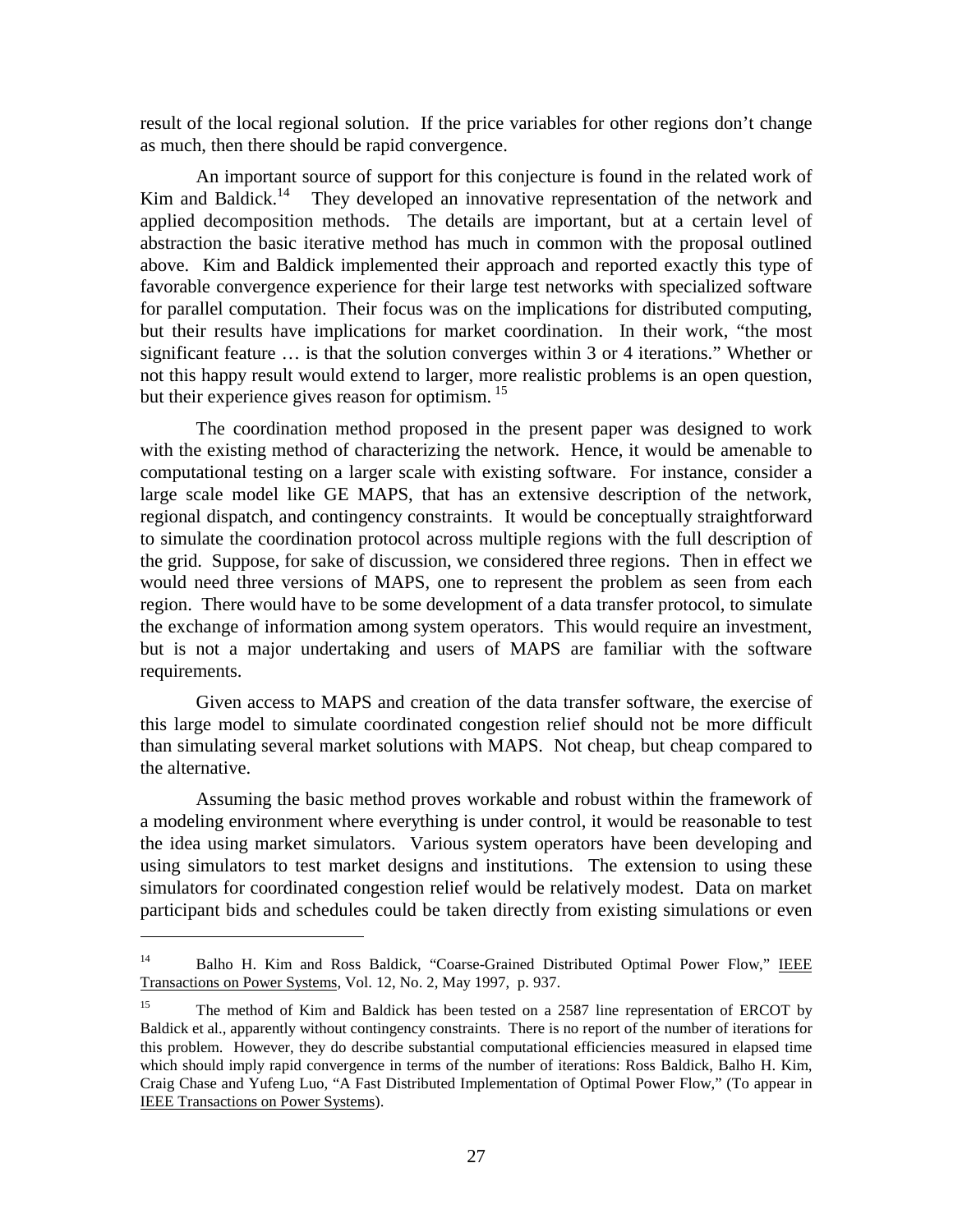result of the local regional solution. If the price variables for other regions don't change as much, then there should be rapid convergence.

An important source of support for this conjecture is found in the related work of Kim and Baldick.[14] They developed an innovative representation of the network and applied decomposition methods. The details are important, but at a certain level of abstraction the basic iterative method has much in common with the proposal outlined above. Kim and Baldick implemented their approach and reported exactly this type of favorable convergence experience for their large test networks with specialized software for parallel computation. Their focus was on the implications for distributed computing, but their results have implications for market coordination. In their work, "the most significant feature … is that the solution converges within 3 or 4 iterations." Whether or not this happy result would extend to larger, more realistic problems is an open question, but their experience gives reason for optimism.[15]

The coordination method proposed in the present paper was designed to work with the existing method of characterizing the network. Hence, it would be amenable to computational testing on a larger scale with existing software. For instance, consider a large scale model like GE MAPS, that has an extensive description of the network, regional dispatch, and contingency constraints. It would be conceptually straightforward to simulate the coordination protocol across multiple regions with the full description of the grid. Suppose, for sake of discussion, we considered three regions. Then in effect we would need three versions of MAPS, one to represent the problem as seen from each region. There would have to be some development of a data transfer protocol, to simulate the exchange of information among system operators. This would require an investment, but is not a major undertaking and users of MAPS are familiar with the software requirements.

Given access to MAPS and creation of the data transfer software, the exercise of this large model to simulate coordinated congestion relief should not be more difficult than simulating several market solutions with MAPS. Not cheap, but cheap compared to the alternative.

Assuming the basic method proves workable and robust within the framework of a modeling environment where everything is under control, it would be reasonable to test the idea using market simulators. Various system operators have been developing and using simulators to test market designs and institutions. The extension to using these simulators for coordinated congestion relief would be relatively modest. Data on market participant bids and schedules could be taken directly from existing simulations or even

---

[14] Balho H. Kim and Ross Baldick, "Coarse-Grained Distributed Optimal Power Flow," IEEE Transactions on Power Systems, Vol. 12, No. 2, May 1997, p. 937.

[15] The method of Kim and Baldick has been tested on a 2587 line representation of ERCOT by Baldick et al., apparently without contingency constraints. There is no report of the number of iterations for this problem. However, they do describe substantial computational efficiencies measured in elapsed time which should imply rapid convergence in terms of the number of iterations: Ross Baldick, Balho H. Kim, Craig Chase and Yufeng Luo, "A Fast Distributed Implementation of Optimal Power Flow," (To appear in IEEE Transactions on Power Systems).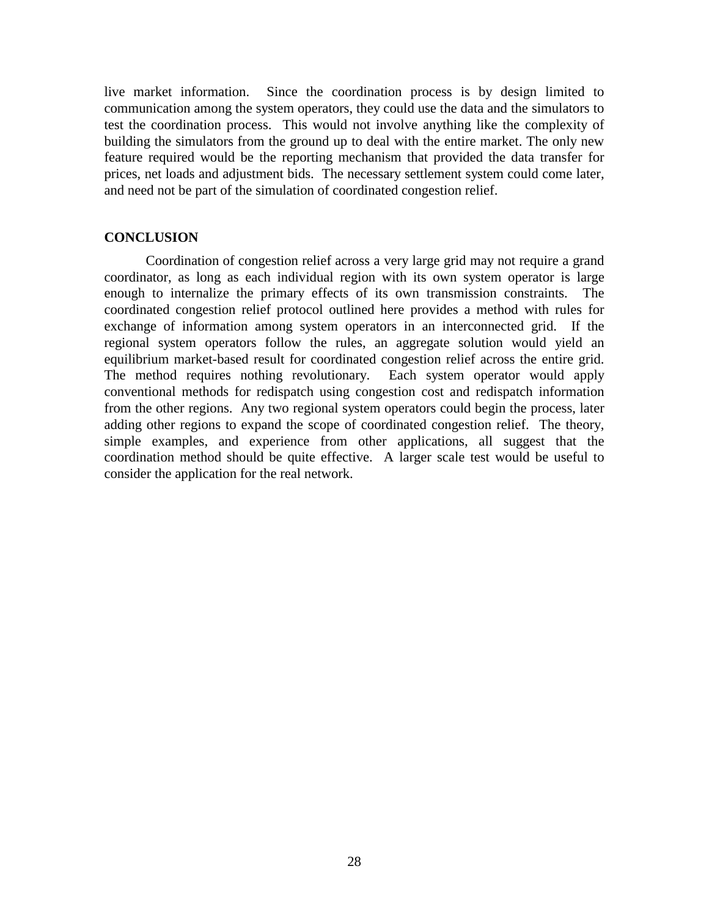live market information. Since the coordination process is by design limited to communication among the system operators, they could use the data and the simulators to test the coordination process. This would not involve anything like the complexity of building the simulators from the ground up to deal with the entire market. The only new feature required would be the reporting mechanism that provided the data transfer for prices, net loads and adjustment bids. The necessary settlement system could come later, and need not be part of the simulation of coordinated congestion relief.

## CONCLUSION

Coordination of congestion relief across a very large grid may not require a grand coordinator, as long as each individual region with its own system operator is large enough to internalize the primary effects of its own transmission constraints. The coordinated congestion relief protocol outlined here provides a method with rules for exchange of information among system operators in an interconnected grid. If the regional system operators follow the rules, an aggregate solution would yield an equilibrium market-based result for coordinated congestion relief across the entire grid. The method requires nothing revolutionary. Each system operator would apply conventional methods for redispatch using congestion cost and redispatch information from the other regions. Any two regional system operators could begin the process, later adding other regions to expand the scope of coordinated congestion relief. The theory, simple examples, and experience from other applications, all suggest that the coordination method should be quite effective. A larger scale test would be useful to consider the application for the real network.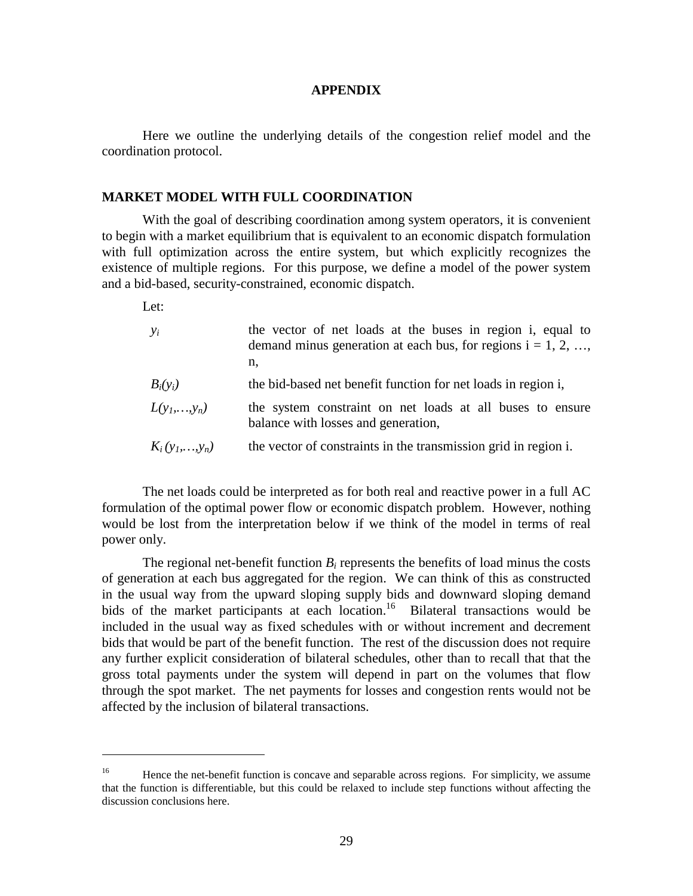## APPENDIX

Here we outline the underlying details of the congestion relief model and the coordination protocol.

### MARKET MODEL WITH FULL COORDINATION

With the goal of describing coordination among system operators, it is convenient to begin with a market equilibrium that is equivalent to an economic dispatch formulation with full optimization across the entire system, but which explicitly recognizes the existence of multiple regions. For this purpose, we define a model of the power system and a bid-based, security-constrained, economic dispatch.

Let:

| | |
|---|---|
| $y_i$ | the vector of net loads at the buses in region i, equal to demand minus generation at each bus, for regions i = 1, 2, …, n, |
| $B_i(y_i)$ | the bid-based net benefit function for net loads in region i, |
| $L(y_1,\ldots,y_n)$ | the system constraint on net loads at all buses to ensure balance with losses and generation, |
| $K_i(y_1,\ldots,y_n)$ | the vector of constraints in the transmission grid in region i. |

The net loads could be interpreted as for both real and reactive power in a full AC formulation of the optimal power flow or economic dispatch problem. However, nothing would be lost from the interpretation below if we think of the model in terms of real power only.

The regional net-benefit function $B_i$ represents the benefits of load minus the costs of generation at each bus aggregated for the region. We can think of this as constructed in the usual way from the upward sloping supply bids and downward sloping demand bids of the market participants at each location.[16] Bilateral transactions would be included in the usual way as fixed schedules with or without increment and decrement bids that would be part of the benefit function. The rest of the discussion does not require any further explicit consideration of bilateral schedules, other than to recall that that the gross total payments under the system will depend in part on the volumes that flow through the spot market. The net payments for losses and congestion rents would not be affected by the inclusion of bilateral transactions.

---

[16] Hence the net-benefit function is concave and separable across regions. For simplicity, we assume that the function is differentiable, but this could be relaxed to include step functions without affecting the discussion conclusions here.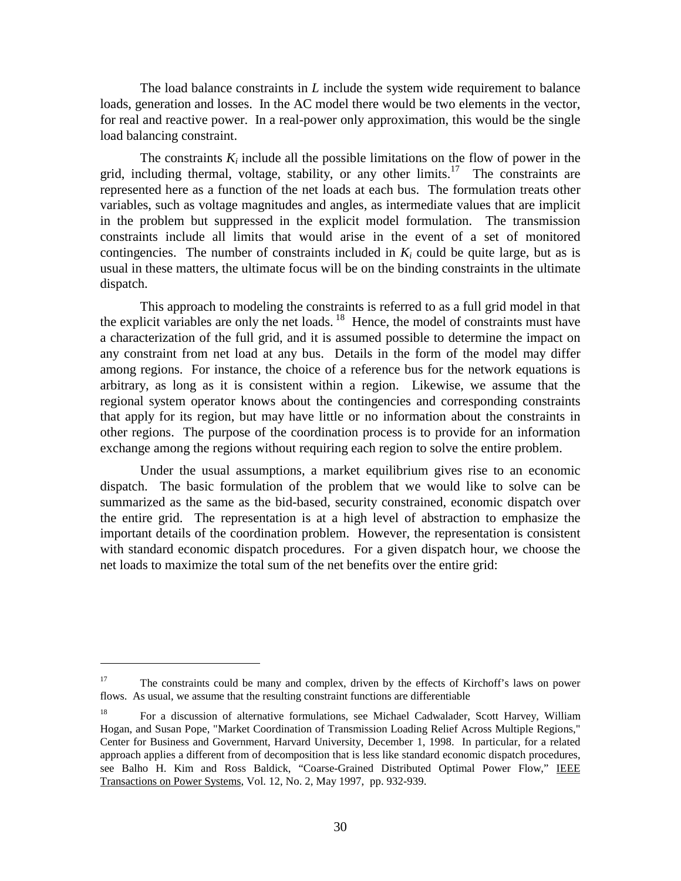The load balance constraints in $L$ include the system wide requirement to balance loads, generation and losses. In the AC model there would be two elements in the vector, for real and reactive power. In a real-power only approximation, this would be the single load balancing constraint.

The constraints $K_i$ include all the possible limitations on the flow of power in the grid, including thermal, voltage, stability, or any other limits.[17] The constraints are represented here as a function of the net loads at each bus. The formulation treats other variables, such as voltage magnitudes and angles, as intermediate values that are implicit in the problem but suppressed in the explicit model formulation. The transmission constraints include all limits that would arise in the event of a set of monitored contingencies. The number of constraints included in $K_i$ could be quite large, but as is usual in these matters, the ultimate focus will be on the binding constraints in the ultimate dispatch.

This approach to modeling the constraints is referred to as a full grid model in that the explicit variables are only the net loads.[18] Hence, the model of constraints must have a characterization of the full grid, and it is assumed possible to determine the impact on any constraint from net load at any bus. Details in the form of the model may differ among regions. For instance, the choice of a reference bus for the network equations is arbitrary, as long as it is consistent within a region. Likewise, we assume that the regional system operator knows about the contingencies and corresponding constraints that apply for its region, but may have little or no information about the constraints in other regions. The purpose of the coordination process is to provide for an information exchange among the regions without requiring each region to solve the entire problem.

Under the usual assumptions, a market equilibrium gives rise to an economic dispatch. The basic formulation of the problem that we would like to solve can be summarized as the same as the bid-based, security constrained, economic dispatch over the entire grid. The representation is at a high level of abstraction to emphasize the important details of the coordination problem. However, the representation is consistent with standard economic dispatch procedures. For a given dispatch hour, we choose the net loads to maximize the total sum of the net benefits over the entire grid:

---

[17] The constraints could be many and complex, driven by the effects of Kirchoff's laws on power flows. As usual, we assume that the resulting constraint functions are differentiable

[18] For a discussion of alternative formulations, see Michael Cadwalader, Scott Harvey, William Hogan, and Susan Pope, "Market Coordination of Transmission Loading Relief Across Multiple Regions," Center for Business and Government, Harvard University, December 1, 1998. In particular, for a related approach applies a different from of decomposition that is less like standard economic dispatch procedures, see Balho H. Kim and Ross Baldick, "Coarse-Grained Distributed Optimal Power Flow," IEEE Transactions on Power Systems, Vol. 12, No. 2, May 1997, pp. 932-939.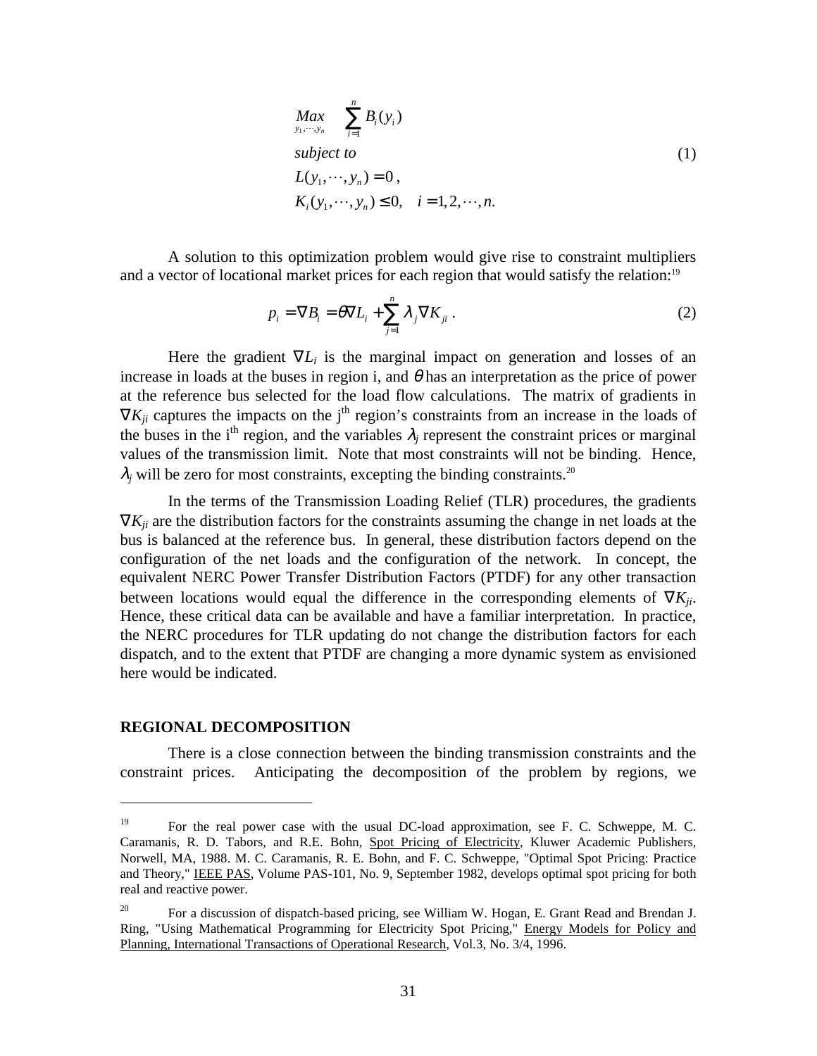$$
\begin{aligned}
&\underset{y_1,\cdots,y_n}{Max} \quad \sum_{i=1}^{n} B_i(y_i) \\
&\textit{subject to} \\
&L(y_1,\cdots,y_n) = 0\,, \\
&K_i(y_1,\cdots,y_n) \le 0, \quad i = 1,2,\cdots,n.
\end{aligned} \tag{1}
$$

A solution to this optimization problem would give rise to constraint multipliers and a vector of locational market prices for each region that would satisfy the relation:[19]

$$
p_i = \nabla B_i = \theta \nabla L_i + \sum_{j=1}^{n} \lambda_j \nabla K_{ji}\,. \tag{2}
$$

Here the gradient $\nabla L_i$ is the marginal impact on generation and losses of an increase in loads at the buses in region i, and $\theta$ has an interpretation as the price of power at the reference bus selected for the load flow calculations. The matrix of gradients in $\nabla K_{ji}$ captures the impacts on the j[th] region's constraints from an increase in the loads of the buses in the i[th] region, and the variables $\lambda_j$ represent the constraint prices or marginal values of the transmission limit. Note that most constraints will not be binding. Hence, $\lambda_j$ will be zero for most constraints, excepting the binding constraints.[20]

In the terms of the Transmission Loading Relief (TLR) procedures, the gradients $\nabla K_{ji}$ are the distribution factors for the constraints assuming the change in net loads at the bus is balanced at the reference bus. In general, these distribution factors depend on the configuration of the net loads and the configuration of the network. In concept, the equivalent NERC Power Transfer Distribution Factors (PTDF) for any other transaction between locations would equal the difference in the corresponding elements of $\nabla K_{ji}$. Hence, these critical data can be available and have a familiar interpretation. In practice, the NERC procedures for TLR updating do not change the distribution factors for each dispatch, and to the extent that PTDF are changing a more dynamic system as envisioned here would be indicated.

**REGIONAL DECOMPOSITION**

There is a close connection between the binding transmission constraints and the constraint prices. Anticipating the decomposition of the problem by regions, we

---

[19] For the real power case with the usual DC-load approximation, see F. C. Schweppe, M. C. Caramanis, R. D. Tabors, and R.E. Bohn, Spot Pricing of Electricity, Kluwer Academic Publishers, Norwell, MA, 1988. M. C. Caramanis, R. E. Bohn, and F. C. Schweppe, "Optimal Spot Pricing: Practice and Theory," IEEE PAS, Volume PAS-101, No. 9, September 1982, develops optimal spot pricing for both real and reactive power.

[20] For a discussion of dispatch-based pricing, see William W. Hogan, E. Grant Read and Brendan J. Ring, "Using Mathematical Programming for Electricity Spot Pricing," Energy Models for Policy and Planning, International Transactions of Operational Research, Vol.3, No. 3/4, 1996.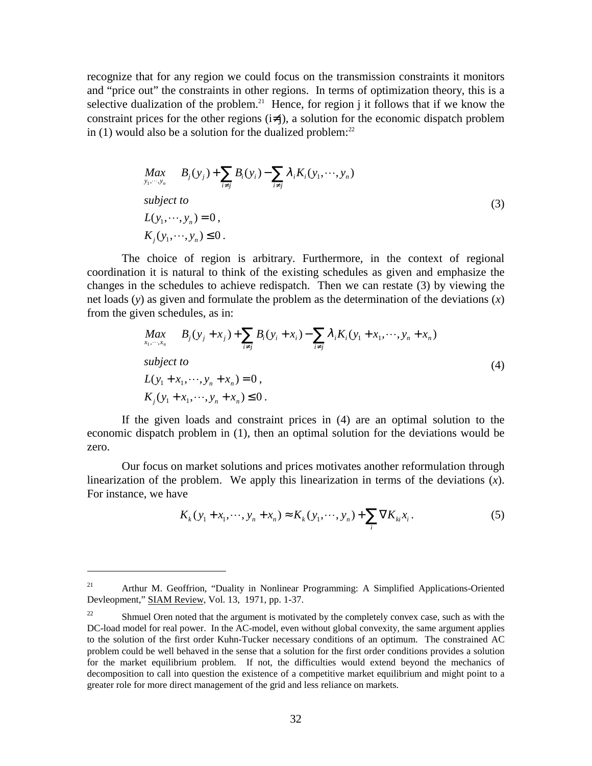recognize that for any region we could focus on the transmission constraints it monitors and "price out" the constraints in other regions. In terms of optimization theory, this is a selective dualization of the problem.[21] Hence, for region j it follows that if we know the constraint prices for the other regions ($i \neq j$), a solution for the economic dispatch problem in (1) would also be a solution for the dualized problem:[22]

$$
\begin{aligned}
&\underset{y_1,\cdots,y_n}{Max} \quad B_j(y_j) + \sum_{i \neq j} B_i(y_i) - \sum_{i \neq j} \lambda_i K_i(y_1,\cdots,y_n) \\
&\textit{subject to} \\
&L(y_1,\cdots,y_n) = 0\,, \\
&K_j(y_1,\cdots,y_n) \leq 0\,.
\end{aligned}
\tag{3}
$$

The choice of region is arbitrary. Furthermore, in the context of regional coordination it is natural to think of the existing schedules as given and emphasize the changes in the schedules to achieve redispatch. Then we can restate (3) by viewing the net loads (*y*) as given and formulate the problem as the determination of the deviations (*x*) from the given schedules, as in:

$$
\begin{aligned}
&\underset{x_1,\cdots,x_n}{Max} \quad B_j(y_j + x_j) + \sum_{i \neq j} B_i(y_i + x_i) - \sum_{i \neq j} \lambda_i K_i(y_1 + x_1,\cdots,y_n + x_n) \\
&\textit{subject to} \\
&L(y_1 + x_1,\cdots,y_n + x_n) = 0\,, \\
&K_j(y_1 + x_1,\cdots,y_n + x_n) \leq 0\,.
\end{aligned}
\tag{4}
$$

If the given loads and constraint prices in (4) are an optimal solution to the economic dispatch problem in (1), then an optimal solution for the deviations would be zero.

Our focus on market solutions and prices motivates another reformulation through linearization of the problem. We apply this linearization in terms of the deviations (*x*). For instance, we have

$$
K_k(y_1 + x_1,\cdots,y_n + x_n) \approx K_k(y_1,\cdots,y_n) + \sum_i \nabla K_{ki} x_i\,. \tag{5}
$$

---

[21] Arthur M. Geoffrion, "Duality in Nonlinear Programming: A Simplified Applications-Oriented Devleopment," SIAM Review, Vol. 13, 1971, pp. 1-37.

[22] Shmuel Oren noted that the argument is motivated by the completely convex case, such as with the DC-load model for real power. In the AC-model, even without global convexity, the same argument applies to the solution of the first order Kuhn-Tucker necessary conditions of an optimum. The constrained AC problem could be well behaved in the sense that a solution for the first order conditions provides a solution for the market equilibrium problem. If not, the difficulties would extend beyond the mechanics of decomposition to call into question the existence of a competitive market equilibrium and might point to a greater role for more direct management of the grid and less reliance on markets.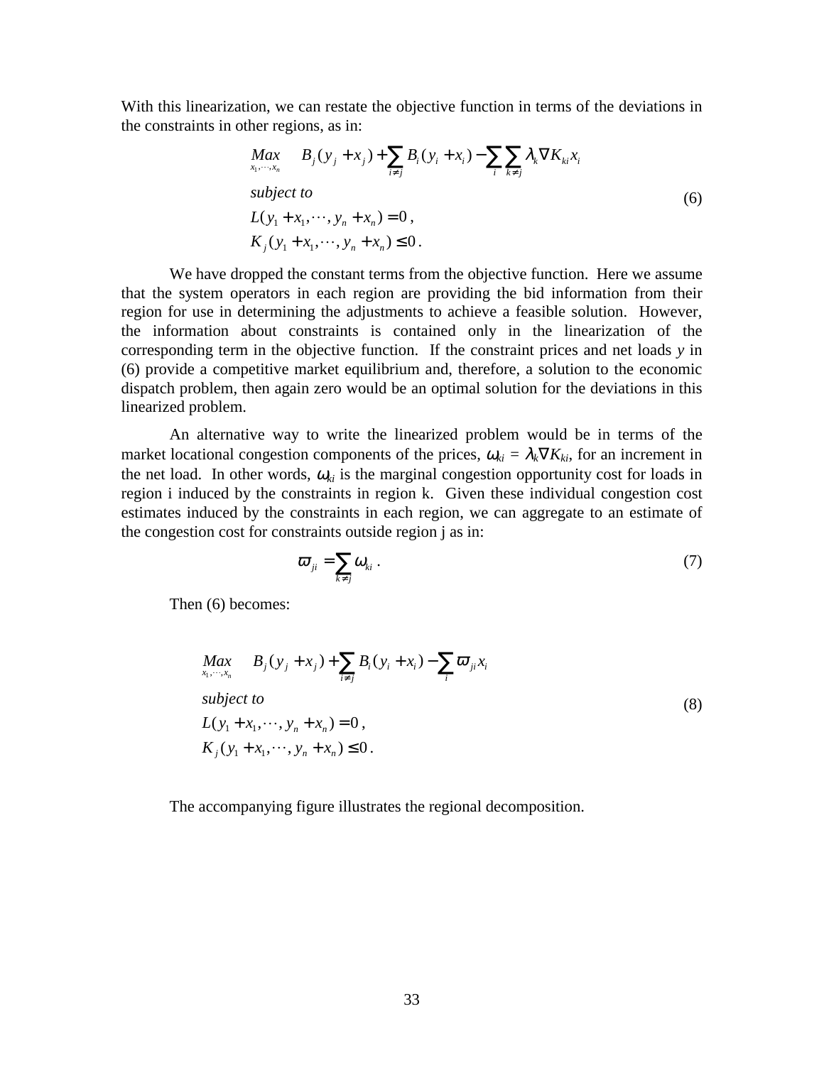With this linearization, we can restate the objective function in terms of the deviations in the constraints in other regions, as in:

$$
\begin{aligned}
&\underset{x_1,\cdots,x_n}{Max} \quad B_j(y_j + x_j) + \sum_{i \neq j} B_i(y_i + x_i) - \sum_i \sum_{k \neq j} \lambda_k \nabla K_{ki} x_i \\
&\text{subject to} \\
&L(y_1 + x_1, \cdots, y_n + x_n) = 0\,, \\
&K_j(y_1 + x_1, \cdots, y_n + x_n) \leq 0\,.
\end{aligned}
\tag{6}
$$

We have dropped the constant terms from the objective function. Here we assume that the system operators in each region are providing the bid information from their region for use in determining the adjustments to achieve a feasible solution. However, the information about constraints is contained only in the linearization of the corresponding term in the objective function. If the constraint prices and net loads *y* in (6) provide a competitive market equilibrium and, therefore, a solution to the economic dispatch problem, then again zero would be an optimal solution for the deviations in this linearized problem.

An alternative way to write the linearized problem would be in terms of the market locational congestion components of the prices, $\omega_{ki} = \lambda_k \nabla K_{ki}$, for an increment in the net load. In other words, $\omega_{ki}$ is the marginal congestion opportunity cost for loads in region i induced by the constraints in region k. Given these individual congestion cost estimates induced by the constraints in each region, we can aggregate to an estimate of the congestion cost for constraints outside region j as in:

$$
\varpi_{ji} = \sum_{k \neq j} \omega_{ki}\,. \tag{7}
$$

Then (6) becomes:

$$
\begin{aligned}
&\underset{x_1,\cdots,x_n}{Max} \quad B_j(y_j + x_j) + \sum_{i \neq j} B_i(y_i + x_i) - \sum_i \varpi_{ji} x_i \\
&\text{subject to} \\
&L(y_1 + x_1, \cdots, y_n + x_n) = 0\,, \\
&K_j(y_1 + x_1, \cdots, y_n + x_n) \leq 0\,.
\end{aligned}
\tag{8}
$$

The accompanying figure illustrates the regional decomposition.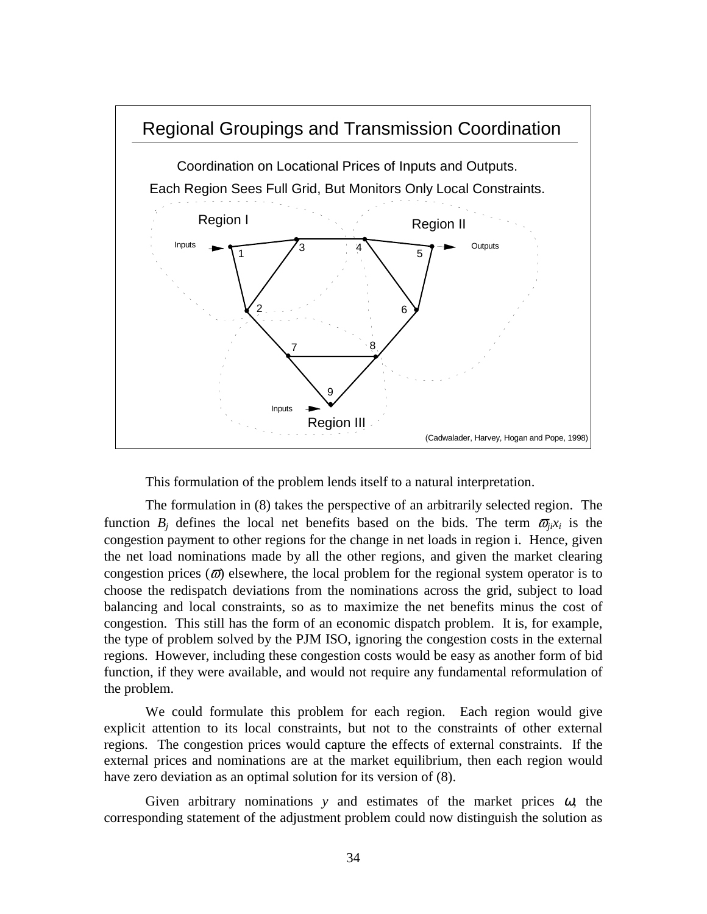**Regional Groupings and Transmission Coordination**

Coordination on Locational Prices of Inputs and Outputs.

Each Region Sees Full Grid, But Monitors Only Local Constraints.

(Cadwalader, Harvey, Hogan and Pope, 1998)

This formulation of the problem lends itself to a natural interpretation.

The formulation in (8) takes the perspective of an arbitrarily selected region. The function $B_j$ defines the local net benefits based on the bids. The term $\varpi_{ji}x_i$ is the congestion payment to other regions for the change in net loads in region i. Hence, given the net load nominations made by all the other regions, and given the market clearing congestion prices ($\varpi$) elsewhere, the local problem for the regional system operator is to choose the redispatch deviations from the nominations across the grid, subject to load balancing and local constraints, so as to maximize the net benefits minus the cost of congestion. This still has the form of an economic dispatch problem. It is, for example, the type of problem solved by the PJM ISO, ignoring the congestion costs in the external regions. However, including these congestion costs would be easy as another form of bid function, if they were available, and would not require any fundamental reformulation of the problem.

We could formulate this problem for each region. Each region would give explicit attention to its local constraints, but not to the constraints of other external regions. The congestion prices would capture the effects of external constraints. If the external prices and nominations are at the market equilibrium, then each region would have zero deviation as an optimal solution for its version of (8).

Given arbitrary nominations $y$ and estimates of the market prices $\omega$, the corresponding statement of the adjustment problem could now distinguish the solution as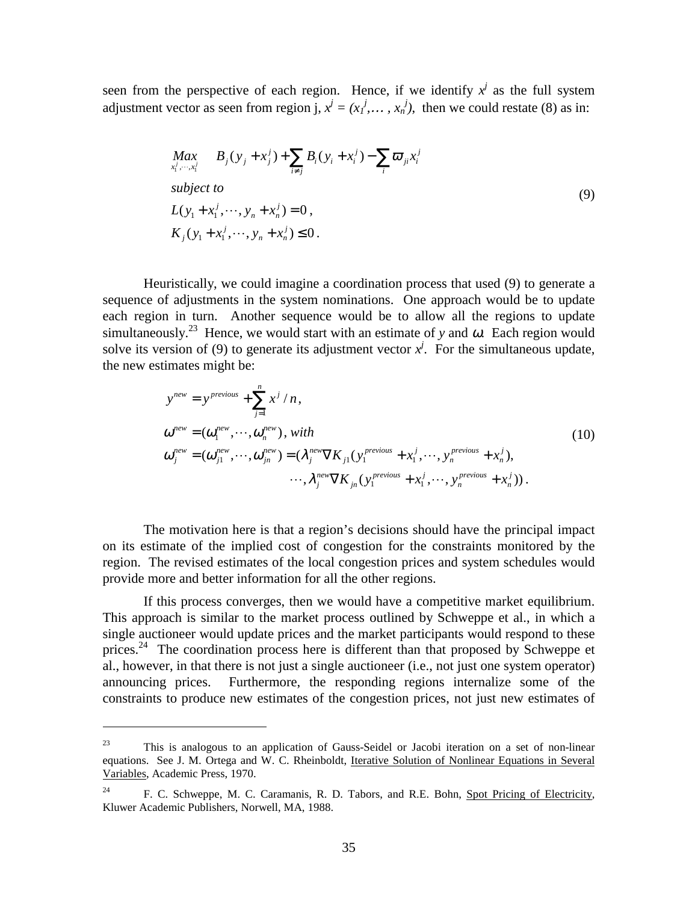seen from the perspective of each region. Hence, if we identify $x^j$ as the full system adjustment vector as seen from region j, $x^j = (x_1^j, \dots, x_n^j)$, then we could restate (8) as in:

$$
\begin{aligned}
&\underset{x_1^j,\cdots,x_1^j}{Max} \quad B_j(y_j + x_j^j) + \sum_{i \neq j} B_i(y_i + x_i^j) - \sum_i \varpi_{ji} x_i^j \\
&\textit{subject to} \\
&L(y_1 + x_1^j, \cdots, y_n + x_n^j) = 0\,, \\
&K_j(y_1 + x_1^j, \cdots, y_n + x_n^j) \leq 0\,.
\end{aligned}
\tag{9}
$$

Heuristically, we could imagine a coordination process that used (9) to generate a sequence of adjustments in the system nominations. One approach would be to update each region in turn. Another sequence would be to allow all the regions to update simultaneously.[23] Hence, we would start with an estimate of $y$ and $\omega$. Each region would solve its version of (9) to generate its adjustment vector $x^j$. For the simultaneous update, the new estimates might be:

$$
\begin{aligned}
&y^{new} = y^{previous} + \sum_{j=1}^{n} x^j / n\,, \\
&\omega^{new} = (\omega_1^{new}, \cdots, \omega_n^{new})\,,\ with \\
&\omega_j^{new} = (\omega_{j1}^{new}, \cdots, \omega_{jn}^{new}) = (\lambda_j^{new} \nabla K_{j1}(y_1^{previous} + x_1^j, \cdots, y_n^{previous} + x_n^j), \\
&\qquad\qquad \cdots, \lambda_j^{new} \nabla K_{jn}(y_1^{previous} + x_1^j, \cdots, y_n^{previous} + x_n^j))\,.
\end{aligned}
\tag{10}
$$

The motivation here is that a region's decisions should have the principal impact on its estimate of the implied cost of congestion for the constraints monitored by the region. The revised estimates of the local congestion prices and system schedules would provide more and better information for all the other regions.

If this process converges, then we would have a competitive market equilibrium. This approach is similar to the market process outlined by Schweppe et al., in which a single auctioneer would update prices and the market participants would respond to these prices.[24] The coordination process here is different than that proposed by Schweppe et al., however, in that there is not just a single auctioneer (i.e., not just one system operator) announcing prices. Furthermore, the responding regions internalize some of the constraints to produce new estimates of the congestion prices, not just new estimates of

---

[23] This is analogous to an application of Gauss-Seidel or Jacobi iteration on a set of non-linear equations. See J. M. Ortega and W. C. Rheinboldt, Iterative Solution of Nonlinear Equations in Several Variables, Academic Press, 1970.

[24] F. C. Schweppe, M. C. Caramanis, R. D. Tabors, and R.E. Bohn, Spot Pricing of Electricity, Kluwer Academic Publishers, Norwell, MA, 1988.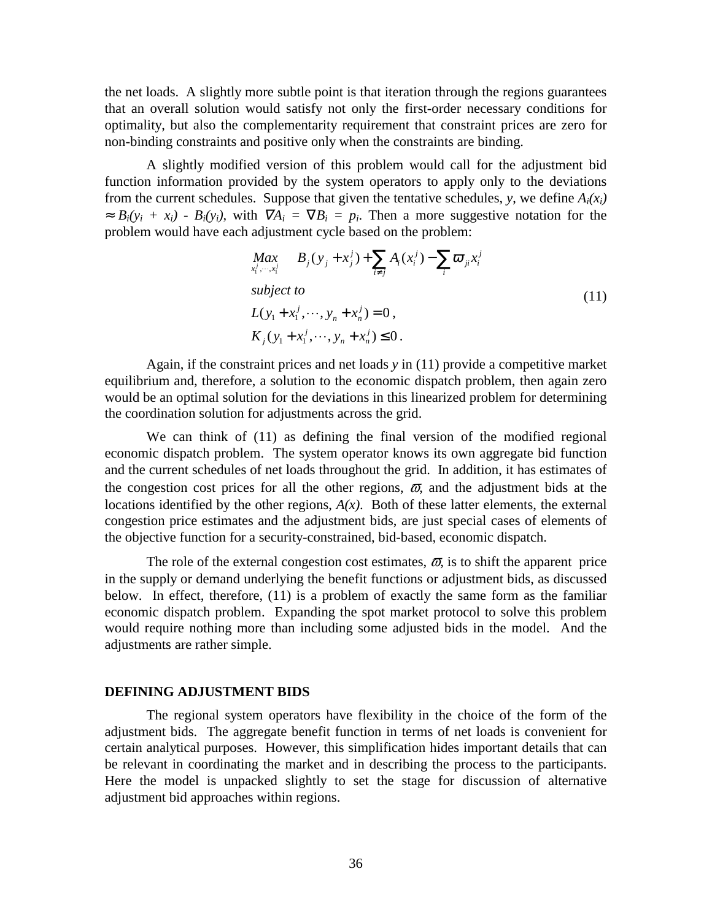the net loads. A slightly more subtle point is that iteration through the regions guarantees that an overall solution would satisfy not only the first-order necessary conditions for optimality, but also the complementarity requirement that constraint prices are zero for non-binding constraints and positive only when the constraints are binding.

A slightly modified version of this problem would call for the adjustment bid function information provided by the system operators to apply only to the deviations from the current schedules. Suppose that given the tentative schedules, $y$, we define $A_i(x_i) \approx B_i(y_i + x_i) - B_i(y_i)$, with $\nabla A_i = \nabla B_i = p_i$. Then a more suggestive notation for the problem would have each adjustment cycle based on the problem:

$$
\begin{aligned}
&\underset{x_1^j,\cdots,x_1^j}{Max} \quad B_j(y_j + x_j^j) + \sum_{i \neq j} A_i(x_i^j) - \sum_i \varpi_{ji} x_i^j \\
&subject\ to \\
&L(y_1 + x_1^j, \cdots, y_n + x_n^j) = 0\,, \\
&K_j(y_1 + x_1^j, \cdots, y_n + x_n^j) \leq 0\,.
\end{aligned}
\tag{11}
$$

Again, if the constraint prices and net loads $y$ in (11) provide a competitive market equilibrium and, therefore, a solution to the economic dispatch problem, then again zero would be an optimal solution for the deviations in this linearized problem for determining the coordination solution for adjustments across the grid.

We can think of (11) as defining the final version of the modified regional economic dispatch problem. The system operator knows its own aggregate bid function and the current schedules of net loads throughout the grid. In addition, it has estimates of the congestion cost prices for all the other regions, $\varpi$, and the adjustment bids at the locations identified by the other regions, $A(x)$. Both of these latter elements, the external congestion price estimates and the adjustment bids, are just special cases of elements of the objective function for a security-constrained, bid-based, economic dispatch.

The role of the external congestion cost estimates, $\varpi$, is to shift the apparent price in the supply or demand underlying the benefit functions or adjustment bids, as discussed below. In effect, therefore, (11) is a problem of exactly the same form as the familiar economic dispatch problem. Expanding the spot market protocol to solve this problem would require nothing more than including some adjusted bids in the model. And the adjustments are rather simple.

## DEFINING ADJUSTMENT BIDS

The regional system operators have flexibility in the choice of the form of the adjustment bids. The aggregate benefit function in terms of net loads is convenient for certain analytical purposes. However, this simplification hides important details that can be relevant in coordinating the market and in describing the process to the participants. Here the model is unpacked slightly to set the stage for discussion of alternative adjustment bid approaches within regions.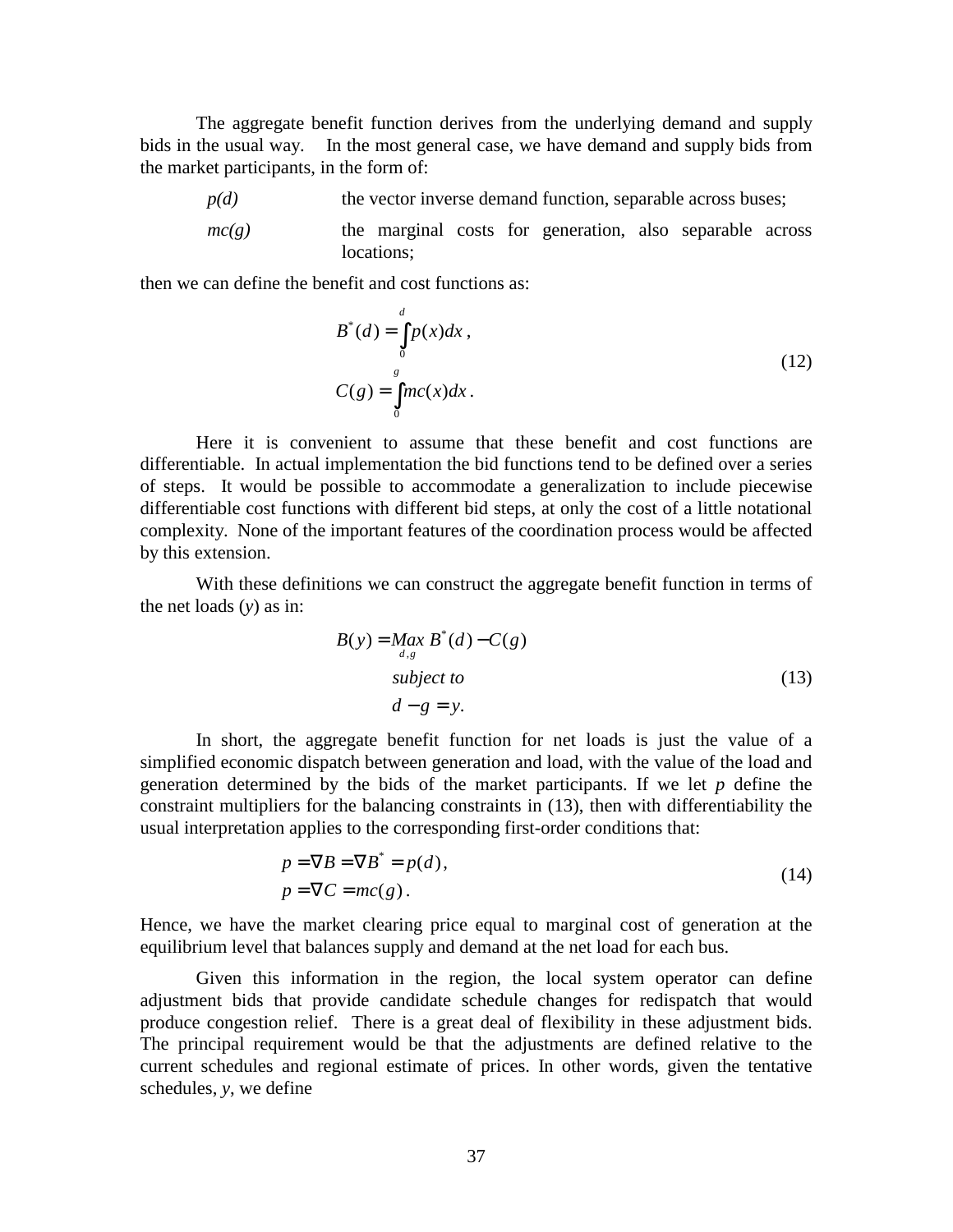The aggregate benefit function derives from the underlying demand and supply bids in the usual way. In the most general case, we have demand and supply bids from the market participants, in the form of:

| | |
|---|---|
| $p(d)$ | the vector inverse demand function, separable across buses; |
| $mc(g)$ | the marginal costs for generation, also separable across locations; |

then we can define the benefit and cost functions as:

$$
\begin{aligned}
B^*(d) &= \int_0^d p(x)dx\,, \\
C(g) &= \int_0^g mc(x)dx\,.
\end{aligned}
\tag{12}
$$

Here it is convenient to assume that these benefit and cost functions are differentiable. In actual implementation the bid functions tend to be defined over a series of steps. It would be possible to accommodate a generalization to include piecewise differentiable cost functions with different bid steps, at only the cost of a little notational complexity. None of the important features of the coordination process would be affected by this extension.

With these definitions we can construct the aggregate benefit function in terms of the net loads ($y$) as in:

$$
\begin{aligned}
B(y) = \underset{d,g}{Max}\; & B^*(d) - C(g) \\
& subject\ to \\
& d - g = y.
\end{aligned}
\tag{13}
$$

In short, the aggregate benefit function for net loads is just the value of a simplified economic dispatch between generation and load, with the value of the load and generation determined by the bids of the market participants. If we let $p$ define the constraint multipliers for the balancing constraints in (13), then with differentiability the usual interpretation applies to the corresponding first-order conditions that:

$$
\begin{aligned}
p &= \nabla B = \nabla B^* = p(d), \\
p &= \nabla C = mc(g)\,.
\end{aligned}
\tag{14}
$$

Hence, we have the market clearing price equal to marginal cost of generation at the equilibrium level that balances supply and demand at the net load for each bus.

Given this information in the region, the local system operator can define adjustment bids that provide candidate schedule changes for redispatch that would produce congestion relief. There is a great deal of flexibility in these adjustment bids. The principal requirement would be that the adjustments are defined relative to the current schedules and regional estimate of prices. In other words, given the tentative schedules, $y$, we define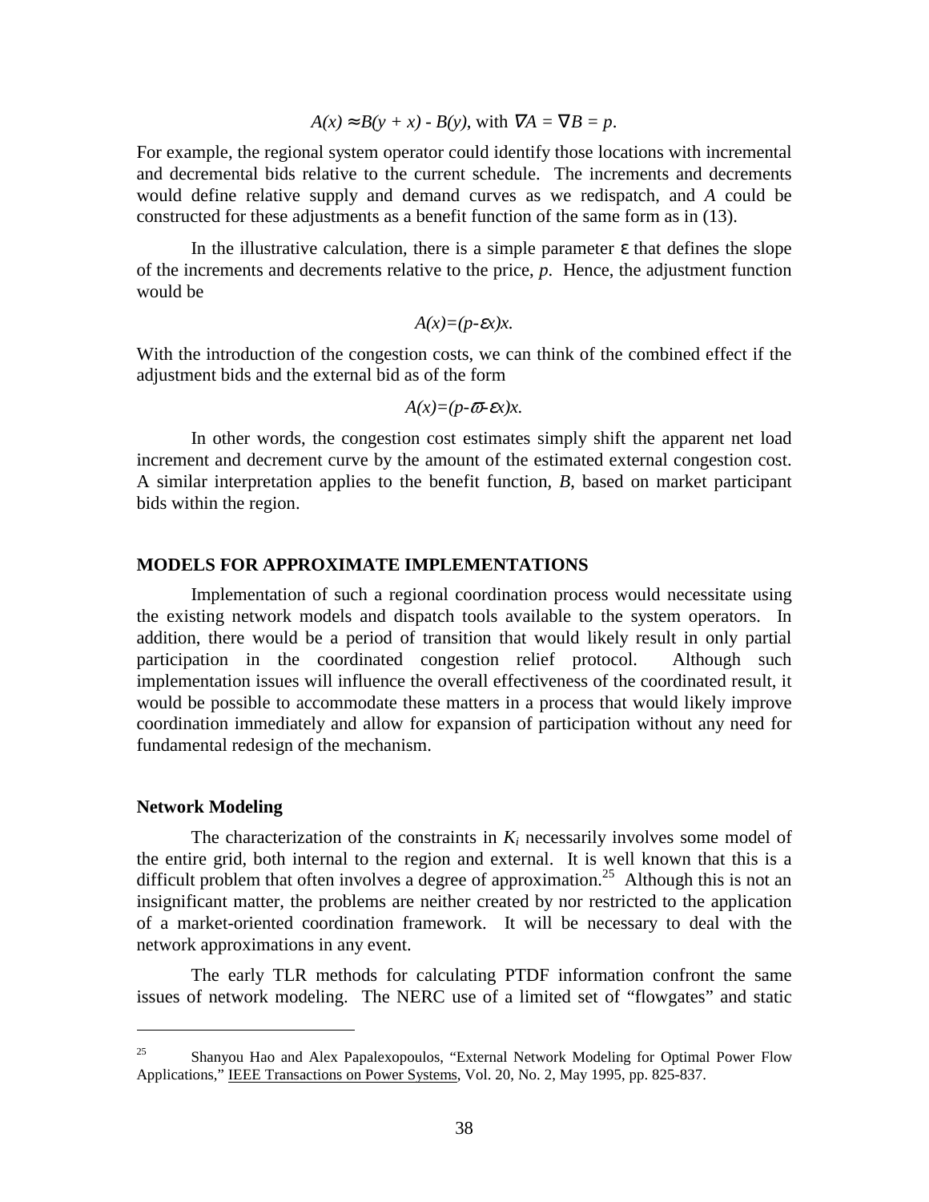$$A(x) \approx B(y + x) - B(y), \text{ with } \nabla A = \nabla B = p.$$

For example, the regional system operator could identify those locations with incremental and decremental bids relative to the current schedule. The increments and decrements would define relative supply and demand curves as we redispatch, and *A* could be constructed for these adjustments as a benefit function of the same form as in (13).

In the illustrative calculation, there is a simple parameter $\varepsilon$ that defines the slope of the increments and decrements relative to the price, *p*. Hence, the adjustment function would be

$$A(x)=(p-\varepsilon x)x.$$

With the introduction of the congestion costs, we can think of the combined effect if the adjustment bids and the external bid as of the form

$$A(x)=(p-\bar{\omega}-\varepsilon x)x.$$

In other words, the congestion cost estimates simply shift the apparent net load increment and decrement curve by the amount of the estimated external congestion cost. A similar interpretation applies to the benefit function, *B*, based on market participant bids within the region.

## MODELS FOR APPROXIMATE IMPLEMENTATIONS

Implementation of such a regional coordination process would necessitate using the existing network models and dispatch tools available to the system operators. In addition, there would be a period of transition that would likely result in only partial participation in the coordinated congestion relief protocol. Although such implementation issues will influence the overall effectiveness of the coordinated result, it would be possible to accommodate these matters in a process that would likely improve coordination immediately and allow for expansion of participation without any need for fundamental redesign of the mechanism.

### Network Modeling

The characterization of the constraints in $K_i$ necessarily involves some model of the entire grid, both internal to the region and external. It is well known that this is a difficult problem that often involves a degree of approximation.[25] Although this is not an insignificant matter, the problems are neither created by nor restricted to the application of a market-oriented coordination framework. It will be necessary to deal with the network approximations in any event.

The early TLR methods for calculating PTDF information confront the same issues of network modeling. The NERC use of a limited set of "flowgates" and static

---

[25] Shanyou Hao and Alex Papalexopoulos, "External Network Modeling for Optimal Power Flow Applications," IEEE Transactions on Power Systems, Vol. 20, No. 2, May 1995, pp. 825-837.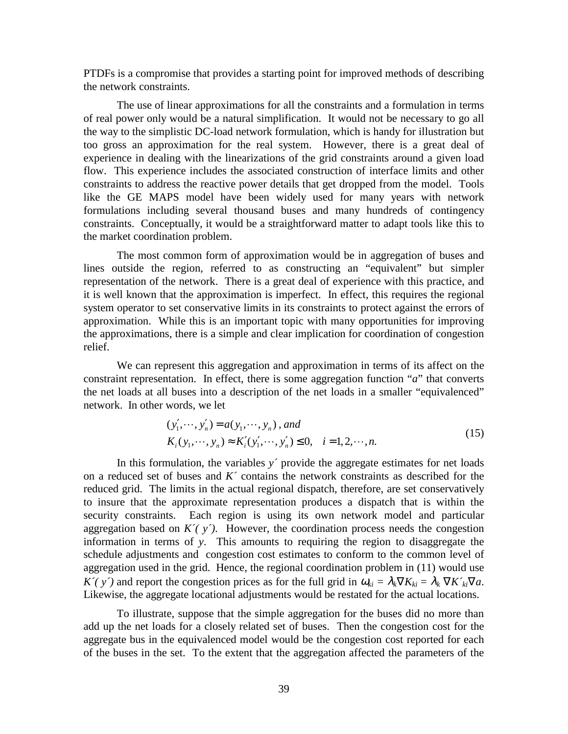PTDFs is a compromise that provides a starting point for improved methods of describing the network constraints.

The use of linear approximations for all the constraints and a formulation in terms of real power only would be a natural simplification. It would not be necessary to go all the way to the simplistic DC-load network formulation, which is handy for illustration but too gross an approximation for the real system. However, there is a great deal of experience in dealing with the linearizations of the grid constraints around a given load flow. This experience includes the associated construction of interface limits and other constraints to address the reactive power details that get dropped from the model. Tools like the GE MAPS model have been widely used for many years with network formulations including several thousand buses and many hundreds of contingency constraints. Conceptually, it would be a straightforward matter to adapt tools like this to the market coordination problem.

The most common form of approximation would be in aggregation of buses and lines outside the region, referred to as constructing an "equivalent" but simpler representation of the network. There is a great deal of experience with this practice, and it is well known that the approximation is imperfect. In effect, this requires the regional system operator to set conservative limits in its constraints to protect against the errors of approximation. While this is an important topic with many opportunities for improving the approximations, there is a simple and clear implication for coordination of congestion relief.

We can represent this aggregation and approximation in terms of its affect on the constraint representation. In effect, there is some aggregation function "*a*" that converts the net loads at all buses into a description of the net loads in a smaller "equivalenced" network. In other words, we let

$$
\begin{aligned}
&(y_1', \cdots, y_n') = a(y_1, \cdots, y_n) \text{, } and \\
&K_i(y_1, \cdots, y_n) \approx K_i'(y_1', \cdots, y_n') \leq 0, \quad i = 1, 2, \cdots, n.
\end{aligned}
\tag{15}
$$

In this formulation, the variables $y'$ provide the aggregate estimates for net loads on a reduced set of buses and $K'$ contains the network constraints as described for the reduced grid. The limits in the actual regional dispatch, therefore, are set conservatively to insure that the approximate representation produces a dispatch that is within the security constraints. Each region is using its own network model and particular aggregation based on $K'(y')$. However, the coordination process needs the congestion information in terms of $y$. This amounts to requiring the region to disaggregate the schedule adjustments and congestion cost estimates to conform to the common level of aggregation used in the grid. Hence, the regional coordination problem in (11) would use $K'(y')$ and report the congestion prices as for the full grid in $\omega_{ki} = \lambda_k \nabla K_{ki} = \lambda_k \nabla K'_{ki} \nabla a$. Likewise, the aggregate locational adjustments would be restated for the actual locations.

To illustrate, suppose that the simple aggregation for the buses did no more than add up the net loads for a closely related set of buses. Then the congestion cost for the aggregate bus in the equivalenced model would be the congestion cost reported for each of the buses in the set. To the extent that the aggregation affected the parameters of the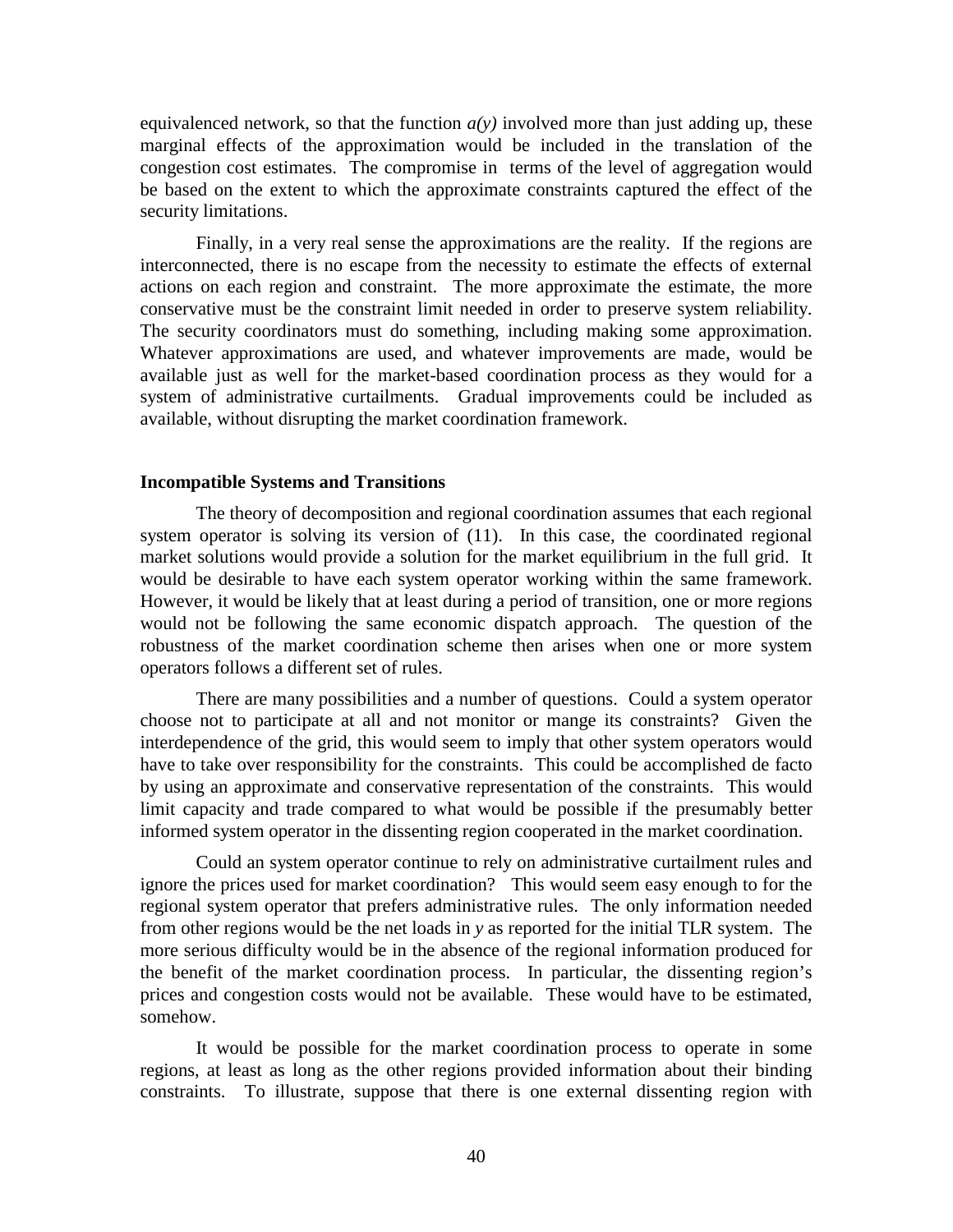equivalenced network, so that the function $a(y)$ involved more than just adding up, these marginal effects of the approximation would be included in the translation of the congestion cost estimates. The compromise in terms of the level of aggregation would be based on the extent to which the approximate constraints captured the effect of the security limitations.

Finally, in a very real sense the approximations are the reality. If the regions are interconnected, there is no escape from the necessity to estimate the effects of external actions on each region and constraint. The more approximate the estimate, the more conservative must be the constraint limit needed in order to preserve system reliability. The security coordinators must do something, including making some approximation. Whatever approximations are used, and whatever improvements are made, would be available just as well for the market-based coordination process as they would for a system of administrative curtailments. Gradual improvements could be included as available, without disrupting the market coordination framework.

### Incompatible Systems and Transitions

The theory of decomposition and regional coordination assumes that each regional system operator is solving its version of (11). In this case, the coordinated regional market solutions would provide a solution for the market equilibrium in the full grid. It would be desirable to have each system operator working within the same framework. However, it would be likely that at least during a period of transition, one or more regions would not be following the same economic dispatch approach. The question of the robustness of the market coordination scheme then arises when one or more system operators follows a different set of rules.

There are many possibilities and a number of questions. Could a system operator choose not to participate at all and not monitor or mange its constraints? Given the interdependence of the grid, this would seem to imply that other system operators would have to take over responsibility for the constraints. This could be accomplished de facto by using an approximate and conservative representation of the constraints. This would limit capacity and trade compared to what would be possible if the presumably better informed system operator in the dissenting region cooperated in the market coordination.

Could an system operator continue to rely on administrative curtailment rules and ignore the prices used for market coordination? This would seem easy enough to for the regional system operator that prefers administrative rules. The only information needed from other regions would be the net loads in $y$ as reported for the initial TLR system. The more serious difficulty would be in the absence of the regional information produced for the benefit of the market coordination process. In particular, the dissenting region's prices and congestion costs would not be available. These would have to be estimated, somehow.

It would be possible for the market coordination process to operate in some regions, at least as long as the other regions provided information about their binding constraints. To illustrate, suppose that there is one external dissenting region with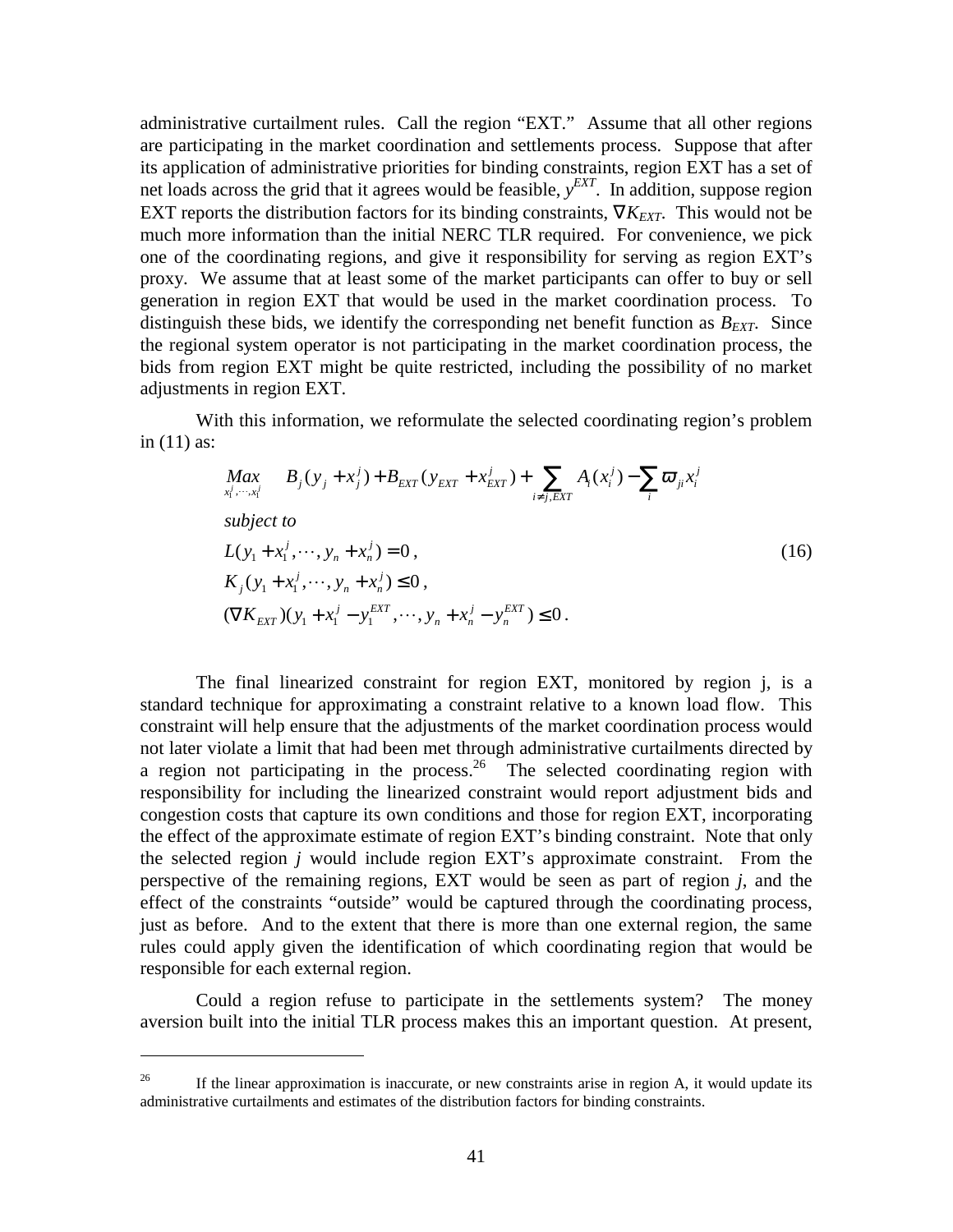administrative curtailment rules. Call the region "EXT." Assume that all other regions are participating in the market coordination and settlements process. Suppose that after its application of administrative priorities for binding constraints, region EXT has a set of net loads across the grid that it agrees would be feasible, $y^{EXT}$. In addition, suppose region EXT reports the distribution factors for its binding constraints, $\nabla K_{EXT}$. This would not be much more information than the initial NERC TLR required. For convenience, we pick one of the coordinating regions, and give it responsibility for serving as region EXT's proxy. We assume that at least some of the market participants can offer to buy or sell generation in region EXT that would be used in the market coordination process. To distinguish these bids, we identify the corresponding net benefit function as $B_{EXT}$. Since the regional system operator is not participating in the market coordination process, the bids from region EXT might be quite restricted, including the possibility of no market adjustments in region EXT.

With this information, we reformulate the selected coordinating region's problem in (11) as:

$$
\begin{aligned}
&\underset{x_1^j,\cdots,x_1^j}{Max} \quad B_j(y_j + x_j^j) + B_{EXT}(y_{EXT} + x_{EXT}^j) + \sum_{i \neq j, EXT} A_i(x_i^j) - \sum_i \varpi_{ji} x_i^j \\
&\textit{subject to} \\
&L(y_1 + x_1^j, \cdots, y_n + x_n^j) = 0, \\
&K_j(y_1 + x_1^j, \cdots, y_n + x_n^j) \leq 0, \\
&(\nabla K_{EXT})(y_1 + x_1^j - y_1^{EXT}, \cdots, y_n + x_n^j - y_n^{EXT}) \leq 0.
\end{aligned}
\tag{16}
$$

The final linearized constraint for region EXT, monitored by region j, is a standard technique for approximating a constraint relative to a known load flow. This constraint will help ensure that the adjustments of the market coordination process would not later violate a limit that had been met through administrative curtailments directed by a region not participating in the process.[26] The selected coordinating region with responsibility for including the linearized constraint would report adjustment bids and congestion costs that capture its own conditions and those for region EXT, incorporating the effect of the approximate estimate of region EXT's binding constraint. Note that only the selected region *j* would include region EXT's approximate constraint. From the perspective of the remaining regions, EXT would be seen as part of region *j*, and the effect of the constraints "outside" would be captured through the coordinating process, just as before. And to the extent that there is more than one external region, the same rules could apply given the identification of which coordinating region that would be responsible for each external region.

Could a region refuse to participate in the settlements system? The money aversion built into the initial TLR process makes this an important question. At present,

---

[26] If the linear approximation is inaccurate, or new constraints arise in region A, it would update its administrative curtailments and estimates of the distribution factors for binding constraints.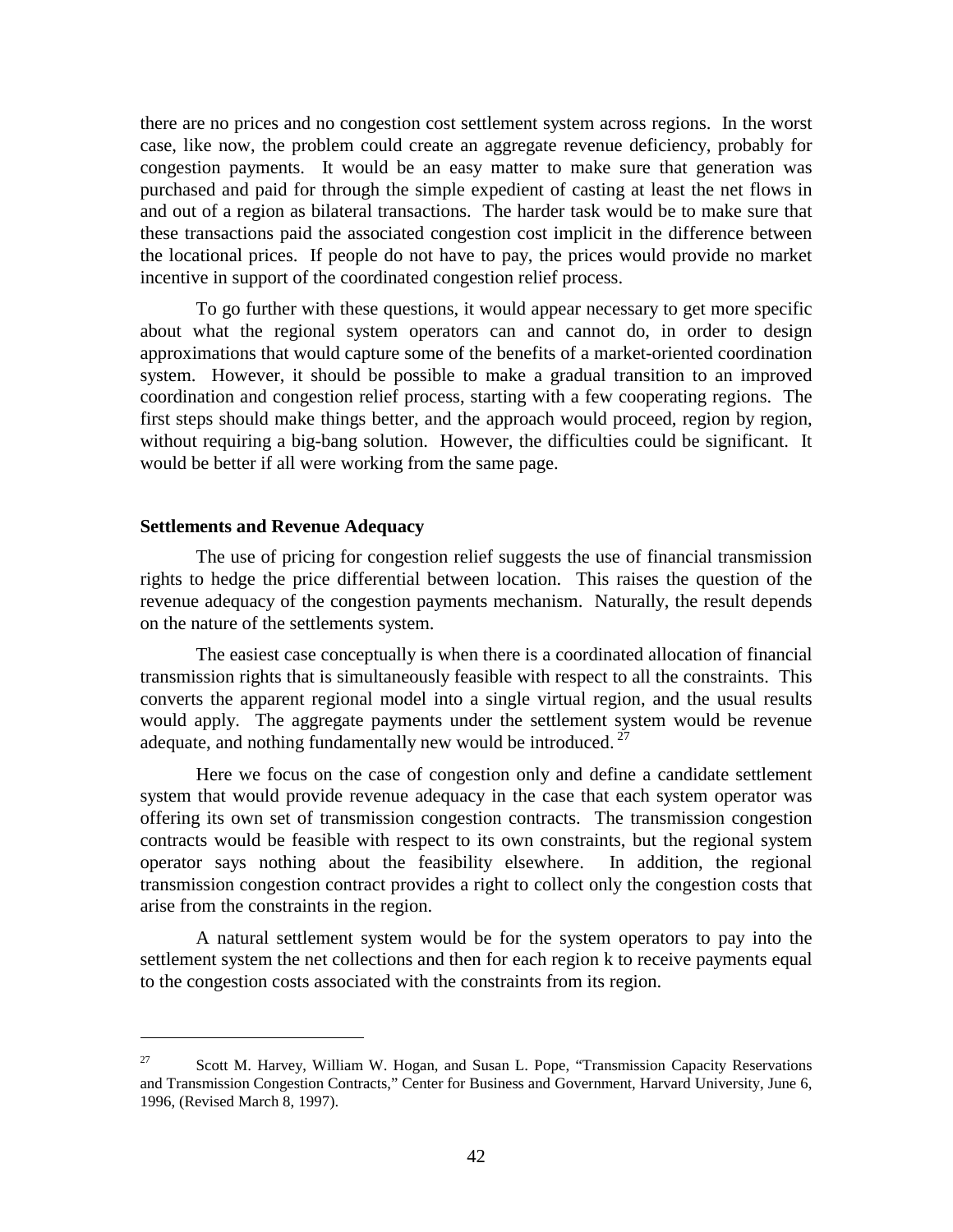there are no prices and no congestion cost settlement system across regions. In the worst case, like now, the problem could create an aggregate revenue deficiency, probably for congestion payments. It would be an easy matter to make sure that generation was purchased and paid for through the simple expedient of casting at least the net flows in and out of a region as bilateral transactions. The harder task would be to make sure that these transactions paid the associated congestion cost implicit in the difference between the locational prices. If people do not have to pay, the prices would provide no market incentive in support of the coordinated congestion relief process.

To go further with these questions, it would appear necessary to get more specific about what the regional system operators can and cannot do, in order to design approximations that would capture some of the benefits of a market-oriented coordination system. However, it should be possible to make a gradual transition to an improved coordination and congestion relief process, starting with a few cooperating regions. The first steps should make things better, and the approach would proceed, region by region, without requiring a big-bang solution. However, the difficulties could be significant. It would be better if all were working from the same page.

**Settlements and Revenue Adequacy**

The use of pricing for congestion relief suggests the use of financial transmission rights to hedge the price differential between location. This raises the question of the revenue adequacy of the congestion payments mechanism. Naturally, the result depends on the nature of the settlements system.

The easiest case conceptually is when there is a coordinated allocation of financial transmission rights that is simultaneously feasible with respect to all the constraints. This converts the apparent regional model into a single virtual region, and the usual results would apply. The aggregate payments under the settlement system would be revenue adequate, and nothing fundamentally new would be introduced.[27]

Here we focus on the case of congestion only and define a candidate settlement system that would provide revenue adequacy in the case that each system operator was offering its own set of transmission congestion contracts. The transmission congestion contracts would be feasible with respect to its own constraints, but the regional system operator says nothing about the feasibility elsewhere. In addition, the regional transmission congestion contract provides a right to collect only the congestion costs that arise from the constraints in the region.

A natural settlement system would be for the system operators to pay into the settlement system the net collections and then for each region k to receive payments equal to the congestion costs associated with the constraints from its region.

---

[27] Scott M. Harvey, William W. Hogan, and Susan L. Pope, "Transmission Capacity Reservations and Transmission Congestion Contracts," Center for Business and Government, Harvard University, June 6, 1996, (Revised March 8, 1997).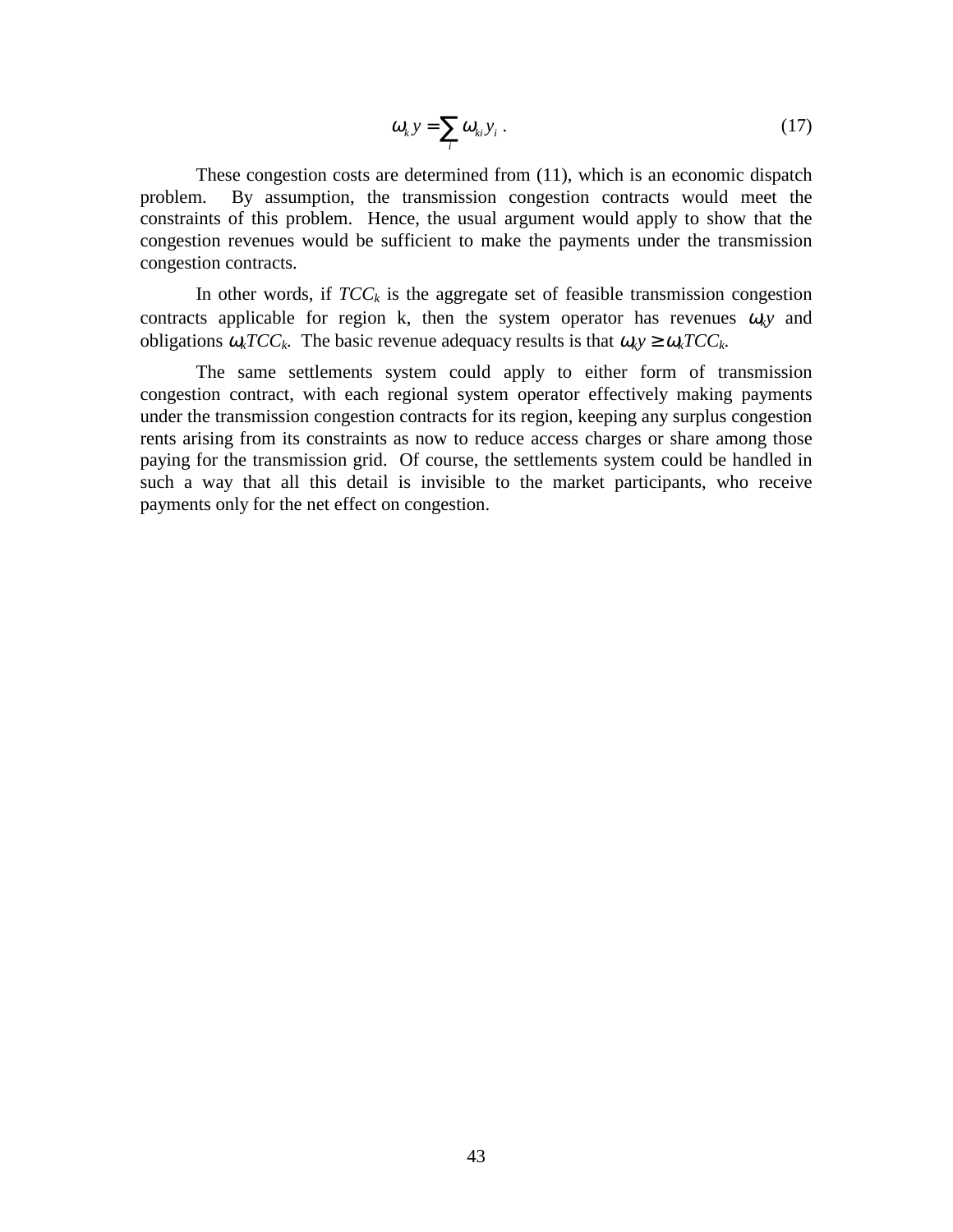$$\omega_k y = \sum_i \omega_{ki} y_i \,. \tag{17}$$

These congestion costs are determined from (11), which is an economic dispatch problem. By assumption, the transmission congestion contracts would meet the constraints of this problem. Hence, the usual argument would apply to show that the congestion revenues would be sufficient to make the payments under the transmission congestion contracts.

In other words, if $TCC_k$ is the aggregate set of feasible transmission congestion contracts applicable for region k, then the system operator has revenues $\omega_k y$ and obligations $\omega_k TCC_k$. The basic revenue adequacy results is that $\omega_k y \geq \omega_k TCC_k$.

The same settlements system could apply to either form of transmission congestion contract, with each regional system operator effectively making payments under the transmission congestion contracts for its region, keeping any surplus congestion rents arising from its constraints as now to reduce access charges or share among those paying for the transmission grid. Of course, the settlements system could be handled in such a way that all this detail is invisible to the market participants, who receive payments only for the net effect on congestion.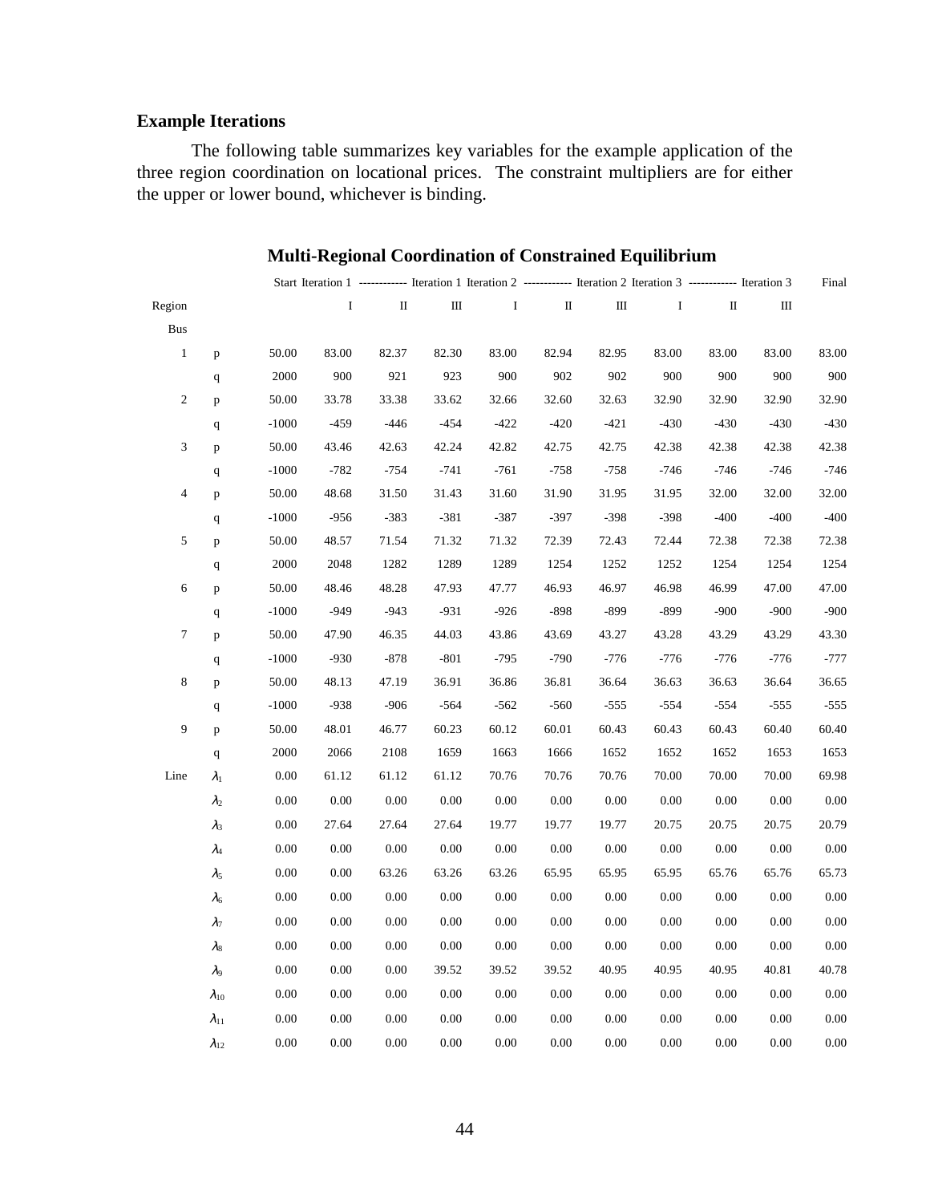### Example Iterations

The following table summarizes key variables for the example application of the three region coordination on locational prices. The constraint multipliers are for either the upper or lower bound, whichever is binding.

**Multi-Regional Coordination of Constrained Equilibrium**

| | | Start | Iteration 1 | ------------ Iteration 1 | Iteration 1 | Iteration 2 | ------------ Iteration 2 | Iteration 2 | Iteration 3 | ------------ Iteration 3 | Iteration 3 | Final |
|---|---|---|---|---|---|---|---|---|---|---|---|---|
| Region | | | I | II | III | I | II | III | I | II | III | |
| Bus | | | | | | | | | | | | |
| 1 | p | 50.00 | 83.00 | 82.37 | 82.30 | 83.00 | 82.94 | 82.95 | 83.00 | 83.00 | 83.00 | 83.00 |
| | q | 2000 | 900 | 921 | 923 | 900 | 902 | 902 | 900 | 900 | 900 | 900 |
| 2 | p | 50.00 | 33.78 | 33.38 | 33.62 | 32.66 | 32.60 | 32.63 | 32.90 | 32.90 | 32.90 | 32.90 |
| | q | -1000 | -459 | -446 | -454 | -422 | -420 | -421 | -430 | -430 | -430 | -430 |
| 3 | p | 50.00 | 43.46 | 42.63 | 42.24 | 42.82 | 42.75 | 42.75 | 42.38 | 42.38 | 42.38 | 42.38 |
| | q | -1000 | -782 | -754 | -741 | -761 | -758 | -758 | -746 | -746 | -746 | -746 |
| 4 | p | 50.00 | 48.68 | 31.50 | 31.43 | 31.60 | 31.90 | 31.95 | 31.95 | 32.00 | 32.00 | 32.00 |
| | q | -1000 | -956 | -383 | -381 | -387 | -397 | -398 | -398 | -400 | -400 | -400 |
| 5 | p | 50.00 | 48.57 | 71.54 | 71.32 | 71.32 | 72.39 | 72.43 | 72.44 | 72.38 | 72.38 | 72.38 |
| | q | 2000 | 2048 | 1282 | 1289 | 1289 | 1254 | 1252 | 1252 | 1254 | 1254 | 1254 |
| 6 | p | 50.00 | 48.46 | 48.28 | 47.93 | 47.77 | 46.93 | 46.97 | 46.98 | 46.99 | 47.00 | 47.00 |
| | q | -1000 | -949 | -943 | -931 | -926 | -898 | -899 | -899 | -900 | -900 | -900 |
| 7 | p | 50.00 | 47.90 | 46.35 | 44.03 | 43.86 | 43.69 | 43.27 | 43.28 | 43.29 | 43.29 | 43.30 |
| | q | -1000 | -930 | -878 | -801 | -795 | -790 | -776 | -776 | -776 | -776 | -777 |
| 8 | p | 50.00 | 48.13 | 47.19 | 36.91 | 36.86 | 36.81 | 36.64 | 36.63 | 36.63 | 36.64 | 36.65 |
| | q | -1000 | -938 | -906 | -564 | -562 | -560 | -555 | -554 | -554 | -555 | -555 |
| 9 | p | 50.00 | 48.01 | 46.77 | 60.23 | 60.12 | 60.01 | 60.43 | 60.43 | 60.43 | 60.40 | 60.40 |
| | q | 2000 | 2066 | 2108 | 1659 | 1663 | 1666 | 1652 | 1652 | 1652 | 1653 | 1653 |
| Line | $\lambda_1$ | 0.00 | 61.12 | 61.12 | 61.12 | 70.76 | 70.76 | 70.76 | 70.00 | 70.00 | 70.00 | 69.98 |
| | $\lambda_2$ | 0.00 | 0.00 | 0.00 | 0.00 | 0.00 | 0.00 | 0.00 | 0.00 | 0.00 | 0.00 | 0.00 |
| | $\lambda_3$ | 0.00 | 27.64 | 27.64 | 27.64 | 19.77 | 19.77 | 19.77 | 20.75 | 20.75 | 20.75 | 20.79 |
| | $\lambda_4$ | 0.00 | 0.00 | 0.00 | 0.00 | 0.00 | 0.00 | 0.00 | 0.00 | 0.00 | 0.00 | 0.00 |
| | $\lambda_5$ | 0.00 | 0.00 | 63.26 | 63.26 | 63.26 | 65.95 | 65.95 | 65.95 | 65.76 | 65.76 | 65.73 |
| | $\lambda_6$ | 0.00 | 0.00 | 0.00 | 0.00 | 0.00 | 0.00 | 0.00 | 0.00 | 0.00 | 0.00 | 0.00 |
| | $\lambda_7$ | 0.00 | 0.00 | 0.00 | 0.00 | 0.00 | 0.00 | 0.00 | 0.00 | 0.00 | 0.00 | 0.00 |
| | $\lambda_8$ | 0.00 | 0.00 | 0.00 | 0.00 | 0.00 | 0.00 | 0.00 | 0.00 | 0.00 | 0.00 | 0.00 |
| | $\lambda_9$ | 0.00 | 0.00 | 0.00 | 39.52 | 39.52 | 39.52 | 40.95 | 40.95 | 40.95 | 40.81 | 40.78 |
| | $\lambda_{10}$ | 0.00 | 0.00 | 0.00 | 0.00 | 0.00 | 0.00 | 0.00 | 0.00 | 0.00 | 0.00 | 0.00 |
| | $\lambda_{11}$ | 0.00 | 0.00 | 0.00 | 0.00 | 0.00 | 0.00 | 0.00 | 0.00 | 0.00 | 0.00 | 0.00 |
| | $\lambda_{12}$ | 0.00 | 0.00 | 0.00 | 0.00 | 0.00 | 0.00 | 0.00 | 0.00 | 0.00 | 0.00 | 0.00 |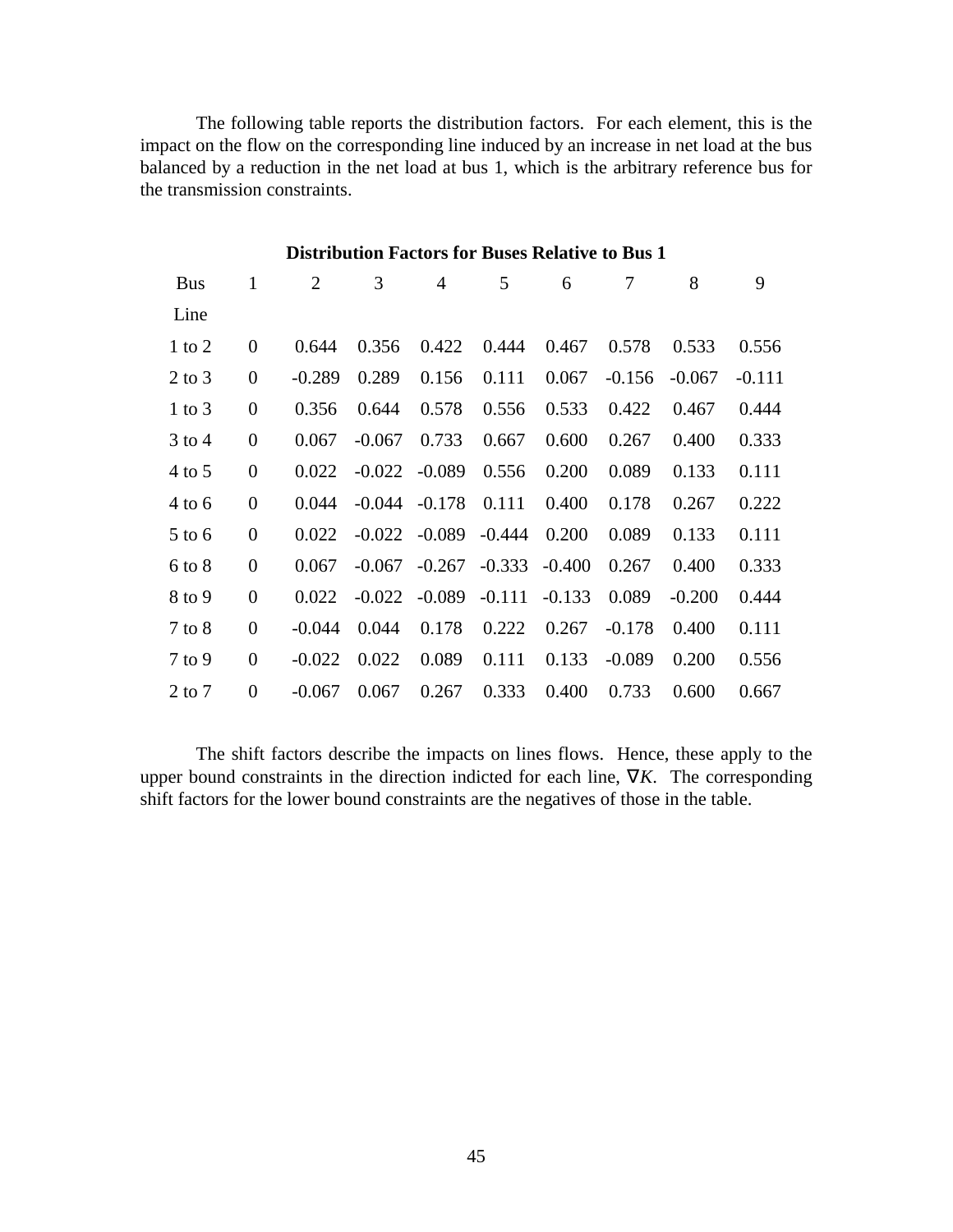The following table reports the distribution factors. For each element, this is the impact on the flow on the corresponding line induced by an increase in net load at the bus balanced by a reduction in the net load at bus 1, which is the arbitrary reference bus for the transmission constraints.

**Distribution Factors for Buses Relative to Bus 1**

| Bus / Line | 1 | 2 | 3 | 4 | 5 | 6 | 7 | 8 | 9 |
|---|---|---|---|---|---|---|---|---|---|
| 1 to 2 | 0 | 0.644 | 0.356 | 0.422 | 0.444 | 0.467 | 0.578 | 0.533 | 0.556 |
| 2 to 3 | 0 | -0.289 | 0.289 | 0.156 | 0.111 | 0.067 | -0.156 | -0.067 | -0.111 |
| 1 to 3 | 0 | 0.356 | 0.644 | 0.578 | 0.556 | 0.533 | 0.422 | 0.467 | 0.444 |
| 3 to 4 | 0 | 0.067 | -0.067 | 0.733 | 0.667 | 0.600 | 0.267 | 0.400 | 0.333 |
| 4 to 5 | 0 | 0.022 | -0.022 | -0.089 | 0.556 | 0.200 | 0.089 | 0.133 | 0.111 |
| 4 to 6 | 0 | 0.044 | -0.044 | -0.178 | 0.111 | 0.400 | 0.178 | 0.267 | 0.222 |
| 5 to 6 | 0 | 0.022 | -0.022 | -0.089 | -0.444 | 0.200 | 0.089 | 0.133 | 0.111 |
| 6 to 8 | 0 | 0.067 | -0.067 | -0.267 | -0.333 | -0.400 | 0.267 | 0.400 | 0.333 |
| 8 to 9 | 0 | 0.022 | -0.022 | -0.089 | -0.111 | -0.133 | 0.089 | -0.200 | 0.444 |
| 7 to 8 | 0 | -0.044 | 0.044 | 0.178 | 0.222 | 0.267 | -0.178 | 0.400 | 0.111 |
| 7 to 9 | 0 | -0.022 | 0.022 | 0.089 | 0.111 | 0.133 | -0.089 | 0.200 | 0.556 |
| 2 to 7 | 0 | -0.067 | 0.067 | 0.267 | 0.333 | 0.400 | 0.733 | 0.600 | 0.667 |

The shift factors describe the impacts on lines flows. Hence, these apply to the upper bound constraints in the direction indicted for each line, $\nabla K$. The corresponding shift factors for the lower bound constraints are the negatives of those in the table.